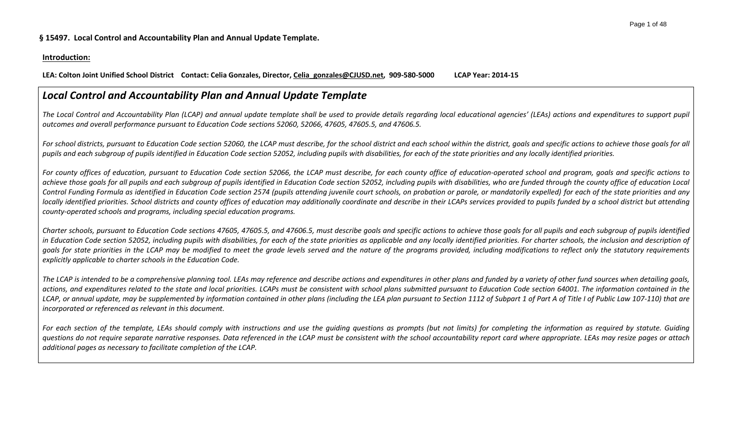**§ 15497. Local Control and Accountability Plan and Annual Update Template.**

**Introduction:**

**LEA: Colton Joint Unified School District Contact: Celia Gonzales, Director, Celia_gonzales@CJUSD.net, 909-580-5000 LCAP Year: 2014-15**

## *Local Control and Accountability Plan and Annual Update Template*

*The Local Control and Accountability Plan (LCAP) and annual update template shall be used to provide details regarding local educational agencies' (LEAs) actions and expenditures to support pupil outcomes and overall performance pursuant to Education Code sections 52060, 52066, 47605, 47605.5, and 47606.5.*

*For school districts, pursuant to Education Code section 52060, the LCAP must describe, for the school district and each school within the district, goals and specific actions to achieve those goals for all pupils and each subgroup of pupils identified in Education Code section 52052, including pupils with disabilities, for each of the state priorities and any locally identified priorities.*

*For county offices of education, pursuant to Education Code section 52066, the LCAP must describe, for each county office of education-operated school and program, goals and specific actions to achieve those goals for all pupils and each subgroup of pupils identified in Education Code section 52052, including pupils with disabilities, who are funded through the county office of education Local Control Funding Formula as identified in Education Code section 2574 (pupils attending juvenile court schools, on probation or parole, or mandatorily expelled) for each of the state priorities and any locally identified priorities. School districts and county offices of education may additionally coordinate and describe in their LCAPs services provided to pupils funded by a school district but attending county-operated schools and programs, including special education programs.*

*Charter schools, pursuant to Education Code sections 47605, 47605.5, and 47606.5, must describe goals and specific actions to achieve those goals for all pupils and each subgroup of pupils identified in Education Code section 52052, including pupils with disabilities, for each of the state priorities as applicable and any locally identified priorities. For charter schools, the inclusion and description of goals for state priorities in the LCAP may be modified to meet the grade levels served and the nature of the programs provided, including modifications to reflect only the statutory requirements explicitly applicable to charter schools in the Education Code.*

*The LCAP is intended to be a comprehensive planning tool. LEAs may reference and describe actions and expenditures in other plans and funded by a variety of other fund sources when detailing goals, actions, and expenditures related to the state and local priorities. LCAPs must be consistent with school plans submitted pursuant to Education Code section 64001. The information contained in the LCAP, or annual update, may be supplemented by information contained in other plans (including the LEA plan pursuant to Section 1112 of Subpart 1 of Part A of Title I of Public Law 107-110) that are incorporated or referenced as relevant in this document.*

*For each section of the template, LEAs should comply with instructions and use the guiding questions as prompts (but not limits) for completing the information as required by statute. Guiding questions do not require separate narrative responses. Data referenced in the LCAP must be consistent with the school accountability report card where appropriate. LEAs may resize pages or attach additional pages as necessary to facilitate completion of the LCAP.*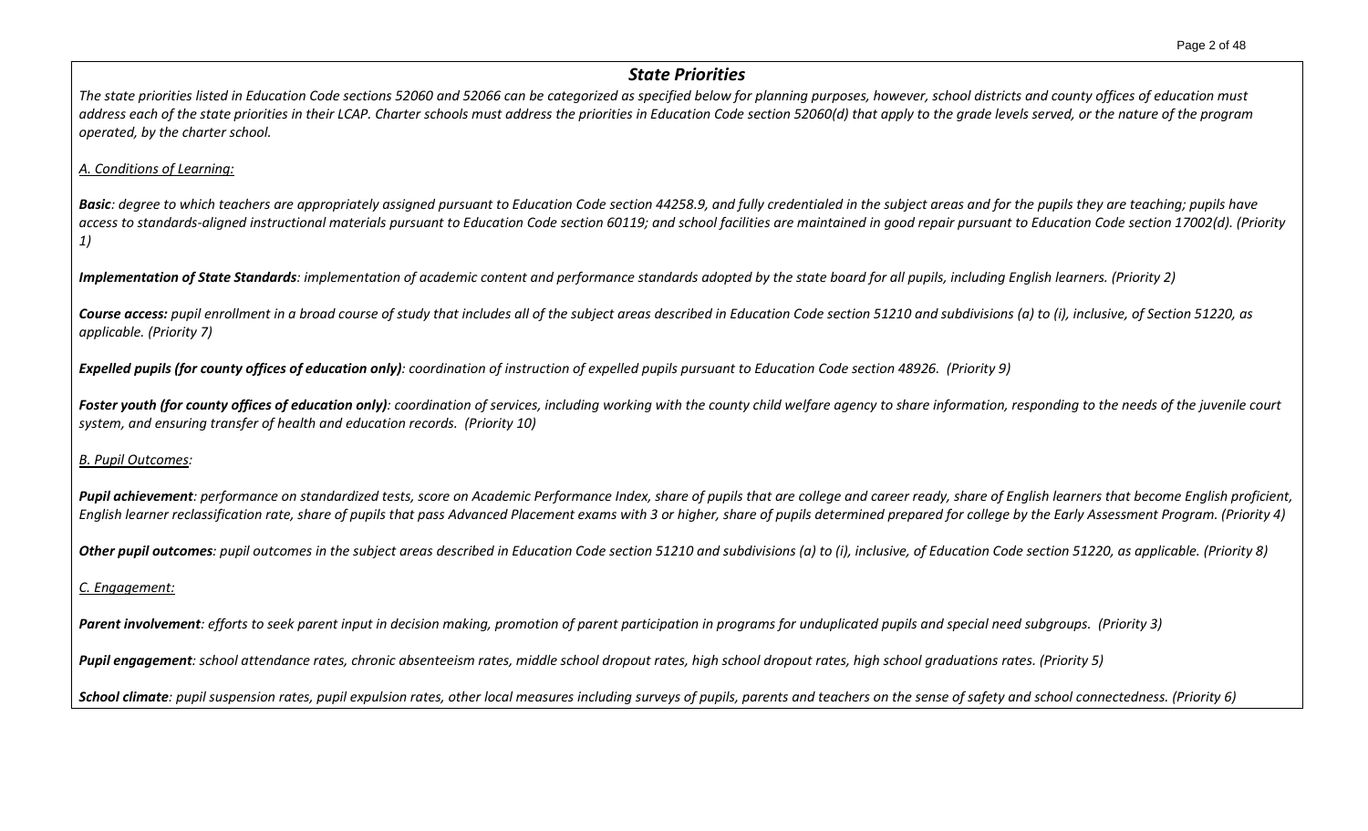## *State Priorities*

*The state priorities listed in Education Code sections 52060 and 52066 can be categorized as specified below for planning purposes, however, school districts and county offices of education must address each of the state priorities in their LCAP. Charter schools must address the priorities in Education Code section 52060(d) that apply to the grade levels served, or the nature of the program operated, by the charter school.*

*A. Conditions of Learning:*

***Basic**: degree to which teachers are appropriately assigned pursuant to Education Code section 44258.9, and fully credentialed in the subject areas and for the pupils they are teaching; pupils have access to standards-aligned instructional materials pursuant to Education Code section 60119; and school facilities are maintained in good repair pursuant to Education Code section 17002(d). (Priority 1)*

***Implementation of State Standards**: implementation of academic content and performance standards adopted by the state board for all pupils, including English learners. (Priority 2)*

***Course access:** pupil enrollment in a broad course of study that includes all of the subject areas described in Education Code section 51210 and subdivisions (a) to (i), inclusive, of Section 51220, as applicable. (Priority 7)*

***Expelled pupils (for county offices of education only)**: coordination of instruction of expelled pupils pursuant to Education Code section 48926. (Priority 9)*

***Foster youth (for county offices of education only)**: coordination of services, including working with the county child welfare agency to share information, responding to the needs of the juvenile court system, and ensuring transfer of health and education records. (Priority 10)*

*B. Pupil Outcomes:*

***Pupil achievement**: performance on standardized tests, score on Academic Performance Index, share of pupils that are college and career ready, share of English learners that become English proficient, English learner reclassification rate, share of pupils that pass Advanced Placement exams with 3 or higher, share of pupils determined prepared for college by the Early Assessment Program. (Priority 4)*

***Other pupil outcomes**: pupil outcomes in the subject areas described in Education Code section 51210 and subdivisions (a) to (i), inclusive, of Education Code section 51220, as applicable. (Priority 8)*

*C. Engagement:*

***Parent involvement**: efforts to seek parent input in decision making, promotion of parent participation in programs for unduplicated pupils and special need subgroups. (Priority 3)*

***Pupil engagement**: school attendance rates, chronic absenteeism rates, middle school dropout rates, high school dropout rates, high school graduations rates. (Priority 5)*

***School climate**: pupil suspension rates, pupil expulsion rates, other local measures including surveys of pupils, parents and teachers on the sense of safety and school connectedness. (Priority 6)*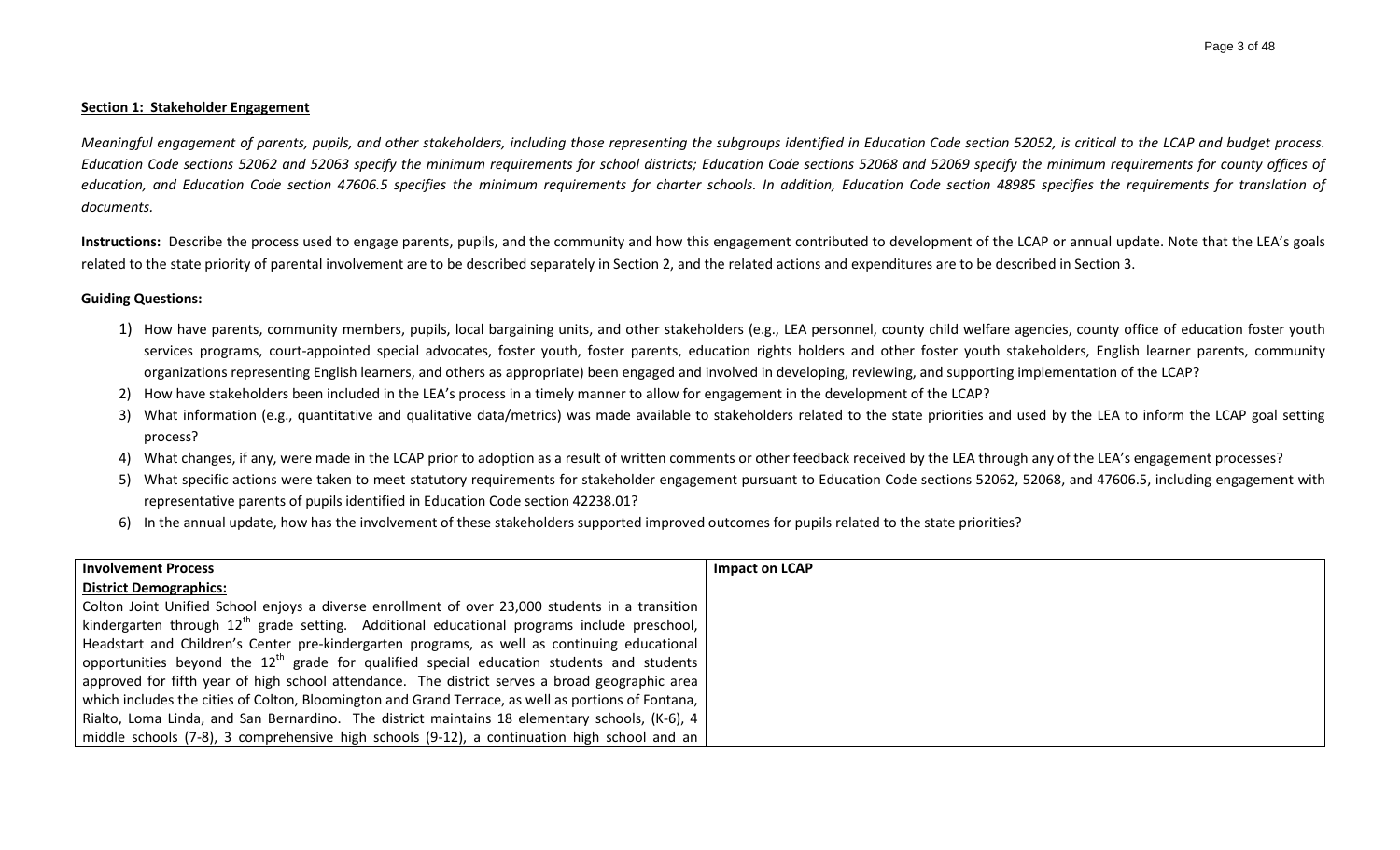**Section 1: Stakeholder Engagement**

*Meaningful engagement of parents, pupils, and other stakeholders, including those representing the subgroups identified in Education Code section 52052, is critical to the LCAP and budget process. Education Code sections 52062 and 52063 specify the minimum requirements for school districts; Education Code sections 52068 and 52069 specify the minimum requirements for county offices of education, and Education Code section 47606.5 specifies the minimum requirements for charter schools. In addition, Education Code section 48985 specifies the requirements for translation of documents.*

**Instructions:** Describe the process used to engage parents, pupils, and the community and how this engagement contributed to development of the LCAP or annual update. Note that the LEA's goals related to the state priority of parental involvement are to be described separately in Section 2, and the related actions and expenditures are to be described in Section 3.

**Guiding Questions:**

1) How have parents, community members, pupils, local bargaining units, and other stakeholders (e.g., LEA personnel, county child welfare agencies, county office of education foster youth services programs, court-appointed special advocates, foster youth, foster parents, education rights holders and other foster youth stakeholders, English learner parents, community organizations representing English learners, and others as appropriate) been engaged and involved in developing, reviewing, and supporting implementation of the LCAP?
2) How have stakeholders been included in the LEA's process in a timely manner to allow for engagement in the development of the LCAP?
3) What information (e.g., quantitative and qualitative data/metrics) was made available to stakeholders related to the state priorities and used by the LEA to inform the LCAP goal setting process?
4) What changes, if any, were made in the LCAP prior to adoption as a result of written comments or other feedback received by the LEA through any of the LEA's engagement processes?
5) What specific actions were taken to meet statutory requirements for stakeholder engagement pursuant to Education Code sections 52062, 52068, and 47606.5, including engagement with representative parents of pupils identified in Education Code section 42238.01?
6) In the annual update, how has the involvement of these stakeholders supported improved outcomes for pupils related to the state priorities?

| Involvement Process | Impact on LCAP |
|---|---|
| **District Demographics:**<br>Colton Joint Unified School enjoys a diverse enrollment of over 23,000 students in a transition kindergarten through 12th grade setting. Additional educational programs include preschool, Headstart and Children's Center pre-kindergarten programs, as well as continuing educational opportunities beyond the 12th grade for qualified special education students and students approved for fifth year of high school attendance. The district serves a broad geographic area which includes the cities of Colton, Bloomington and Grand Terrace, as well as portions of Fontana, Rialto, Loma Linda, and San Bernardino. The district maintains 18 elementary schools, (K-6), 4 middle schools (7-8), 3 comprehensive high schools (9-12), a continuation high school and an | |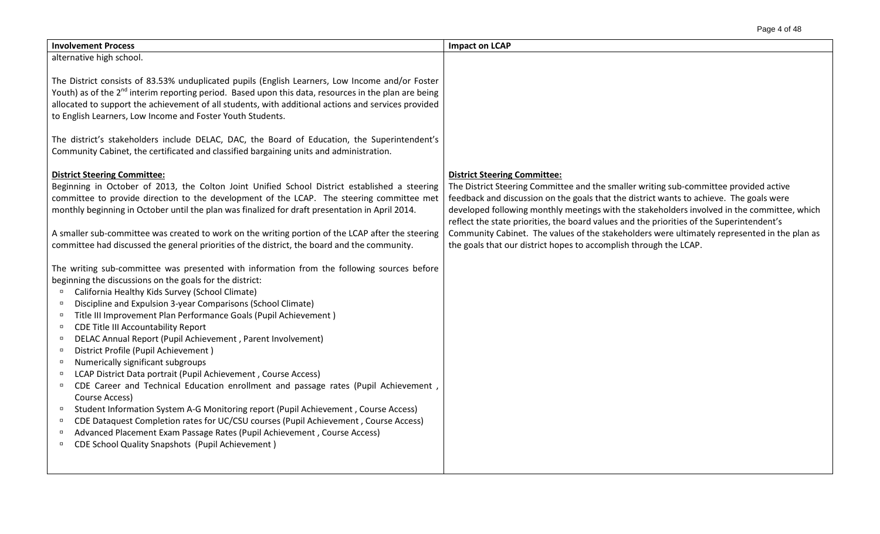| Involvement Process | Impact on LCAP |
|---|---|
| alternative high school.<br><br>The District consists of 83.53% unduplicated pupils (English Learners, Low Income and/or Foster Youth) as of the 2nd interim reporting period. Based upon this data, resources in the plan are being allocated to support the achievement of all students, with additional actions and services provided to English Learners, Low Income and Foster Youth Students.<br><br>The district's stakeholders include DELAC, DAC, the Board of Education, the Superintendent's Community Cabinet, the certificated and classified bargaining units and administration. | |
| **District Steering Committee:**<br>Beginning in October of 2013, the Colton Joint Unified School District established a steering committee to provide direction to the development of the LCAP. The steering committee met monthly beginning in October until the plan was finalized for draft presentation in April 2014.<br><br>A smaller sub-committee was created to work on the writing portion of the LCAP after the steering committee had discussed the general priorities of the district, the board and the community.<br><br>The writing sub-committee was presented with information from the following sources before beginning the discussions on the goals for the district:<br>▫ California Healthy Kids Survey (School Climate)<br>▫ Discipline and Expulsion 3-year Comparisons (School Climate)<br>▫ Title III Improvement Plan Performance Goals (Pupil Achievement )<br>▫ CDE Title III Accountability Report<br>▫ DELAC Annual Report (Pupil Achievement , Parent Involvement)<br>▫ District Profile (Pupil Achievement )<br>▫ Numerically significant subgroups<br>▫ LCAP District Data portrait (Pupil Achievement , Course Access)<br>▫ CDE Career and Technical Education enrollment and passage rates (Pupil Achievement , Course Access)<br>▫ Student Information System A-G Monitoring report (Pupil Achievement , Course Access)<br>▫ CDE Dataquest Completion rates for UC/CSU courses (Pupil Achievement , Course Access)<br>▫ Advanced Placement Exam Passage Rates (Pupil Achievement , Course Access)<br>▫ CDE School Quality Snapshots (Pupil Achievement ) | **District Steering Committee:**<br>The District Steering Committee and the smaller writing sub-committee provided active feedback and discussion on the goals that the district wants to achieve. The goals were developed following monthly meetings with the stakeholders involved in the committee, which reflect the state priorities, the board values and the priorities of the Superintendent's Community Cabinet. The values of the stakeholders were ultimately represented in the plan as the goals that our district hopes to accomplish through the LCAP. |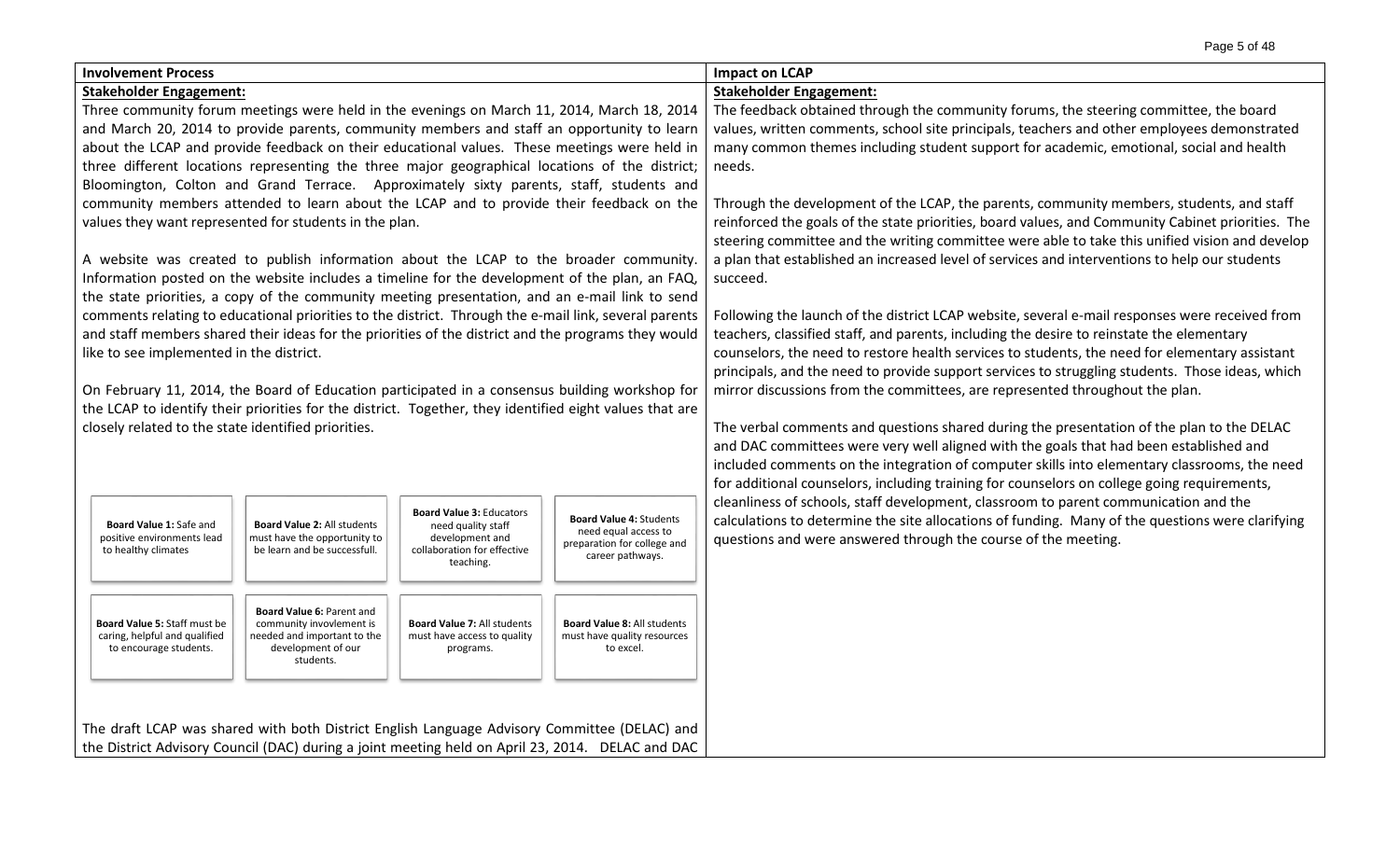| Involvement Process | Impact on LCAP |
| --- | --- |
| **Stakeholder Engagement:**<br><br>Three community forum meetings were held in the evenings on March 11, 2014, March 18, 2014 and March 20, 2014 to provide parents, community members and staff an opportunity to learn about the LCAP and provide feedback on their educational values. These meetings were held in three different locations representing the three major geographical locations of the district; Bloomington, Colton and Grand Terrace. Approximately sixty parents, staff, students and community members attended to learn about the LCAP and to provide their feedback on the values they want represented for students in the plan.<br><br>A website was created to publish information about the LCAP to the broader community. Information posted on the website includes a timeline for the development of the plan, an FAQ, the state priorities, a copy of the community meeting presentation, and an e-mail link to send comments relating to educational priorities to the district. Through the e-mail link, several parents and staff members shared their ideas for the priorities of the district and the programs they would like to see implemented in the district.<br><br>On February 11, 2014, the Board of Education participated in a consensus building workshop for the LCAP to identify their priorities for the district. Together, they identified eight values that are closely related to the state identified priorities.<br><br>**Board Value 1:** Safe and positive environments lead to healthy climates<br><br>**Board Value 2:** All students must have the opportunity to be learn and be successfull.<br><br>**Board Value 3:** Educators need quality staff development and collaboration for effective teaching.<br><br>**Board Value 4:** Students need equal access to preparation for college and career pathways.<br><br>**Board Value 5:** Staff must be caring, helpful and qualified to encourage students.<br><br>**Board Value 6:** Parent and community invovlement is needed and important to the development of our students.<br><br>**Board Value 7:** All students must have access to quality programs.<br><br>**Board Value 8:** All students must have quality resources to excel.<br><br>The draft LCAP was shared with both District English Language Advisory Committee (DELAC) and the District Advisory Council (DAC) during a joint meeting held on April 23, 2014. DELAC and DAC | **Stakeholder Engagement:**<br><br>The feedback obtained through the community forums, the steering committee, the board values, written comments, school site principals, teachers and other employees demonstrated many common themes including student support for academic, emotional, social and health needs.<br><br>Through the development of the LCAP, the parents, community members, students, and staff reinforced the goals of the state priorities, board values, and Community Cabinet priorities. The steering committee and the writing committee were able to take this unified vision and develop a plan that established an increased level of services and interventions to help our students succeed.<br><br>Following the launch of the district LCAP website, several e-mail responses were received from teachers, classified staff, and parents, including the desire to reinstate the elementary counselors, the need to restore health services to students, the need for elementary assistant principals, and the need to provide support services to struggling students. Those ideas, which mirror discussions from the committees, are represented throughout the plan.<br><br>The verbal comments and questions shared during the presentation of the plan to the DELAC and DAC committees were very well aligned with the goals that had been established and included comments on the integration of computer skills into elementary classrooms, the need for additional counselors, including training for counselors on college going requirements, cleanliness of schools, staff development, classroom to parent communication and the calculations to determine the site allocations of funding. Many of the questions were clarifying questions and were answered through the course of the meeting. |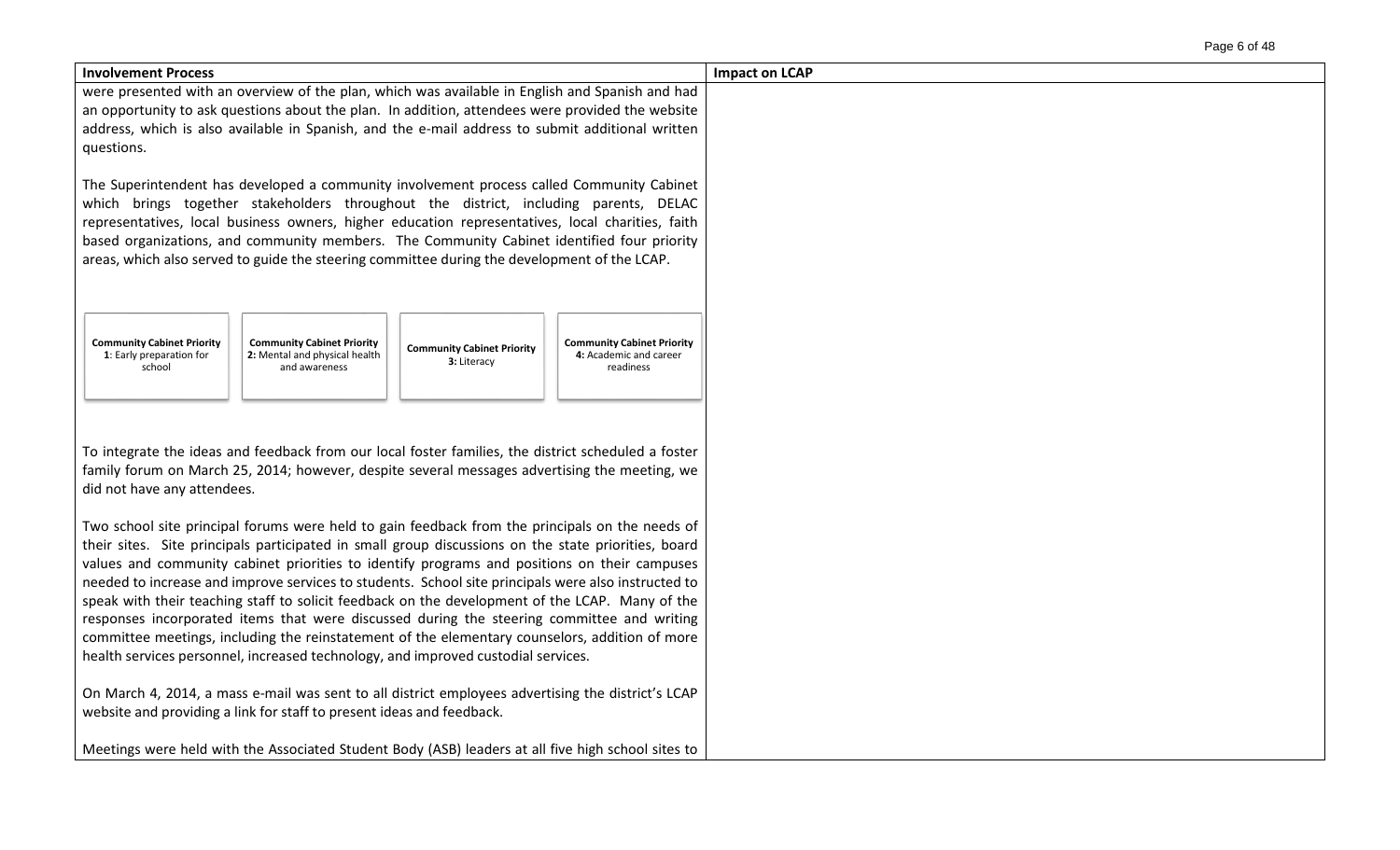| Involvement Process | Impact on LCAP |
| --- | --- |
| were presented with an overview of the plan, which was available in English and Spanish and had an opportunity to ask questions about the plan. In addition, attendees were provided the website address, which is also available in Spanish, and the e-mail address to submit additional written questions.<br><br>The Superintendent has developed a community involvement process called Community Cabinet which brings together stakeholders throughout the district, including parents, DELAC representatives, local business owners, higher education representatives, local charities, faith based organizations, and community members. The Community Cabinet identified four priority areas, which also served to guide the steering committee during the development of the LCAP.<br><br>**Community Cabinet Priority 1**: Early preparation for school<br>**Community Cabinet Priority 2:** Mental and physical health and awareness<br>**Community Cabinet Priority 3:** Literacy<br>**Community Cabinet Priority 4:** Academic and career readiness<br><br>To integrate the ideas and feedback from our local foster families, the district scheduled a foster family forum on March 25, 2014; however, despite several messages advertising the meeting, we did not have any attendees.<br><br>Two school site principal forums were held to gain feedback from the principals on the needs of their sites. Site principals participated in small group discussions on the state priorities, board values and community cabinet priorities to identify programs and positions on their campuses needed to increase and improve services to students. School site principals were also instructed to speak with their teaching staff to solicit feedback on the development of the LCAP. Many of the responses incorporated items that were discussed during the steering committee and writing committee meetings, including the reinstatement of the elementary counselors, addition of more health services personnel, increased technology, and improved custodial services.<br><br>On March 4, 2014, a mass e-mail was sent to all district employees advertising the district's LCAP website and providing a link for staff to present ideas and feedback.<br><br>Meetings were held with the Associated Student Body (ASB) leaders at all five high school sites to | |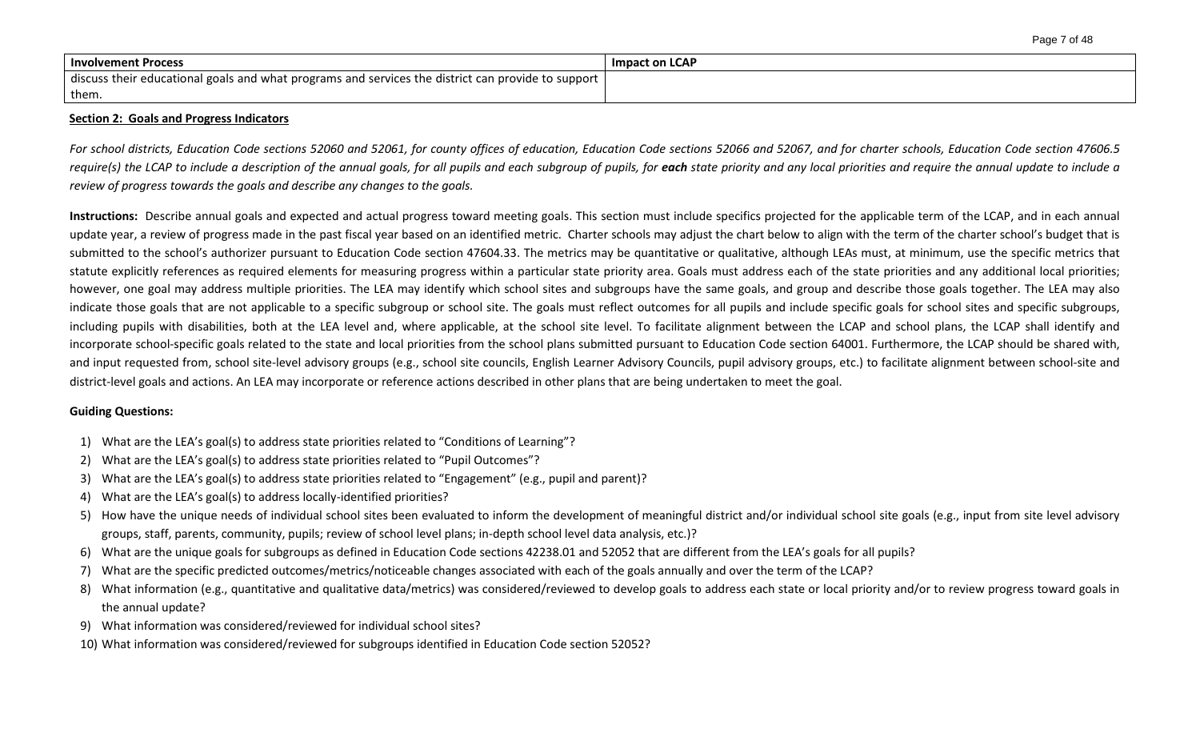| Involvement Process | Impact on LCAP |
|---|---|
| discuss their educational goals and what programs and services the district can provide to support them. | |

**Section 2: Goals and Progress Indicators**

*For school districts, Education Code sections 52060 and 52061, for county offices of education, Education Code sections 52066 and 52067, and for charter schools, Education Code section 47606.5 require(s) the LCAP to include a description of the annual goals, for all pupils and each subgroup of pupils, for **each** state priority and any local priorities and require the annual update to include a review of progress towards the goals and describe any changes to the goals.*

**Instructions:** Describe annual goals and expected and actual progress toward meeting goals. This section must include specifics projected for the applicable term of the LCAP, and in each annual update year, a review of progress made in the past fiscal year based on an identified metric. Charter schools may adjust the chart below to align with the term of the charter school's budget that is submitted to the school's authorizer pursuant to Education Code section 47604.33. The metrics may be quantitative or qualitative, although LEAs must, at minimum, use the specific metrics that statute explicitly references as required elements for measuring progress within a particular state priority area. Goals must address each of the state priorities and any additional local priorities; however, one goal may address multiple priorities. The LEA may identify which school sites and subgroups have the same goals, and group and describe those goals together. The LEA may also indicate those goals that are not applicable to a specific subgroup or school site. The goals must reflect outcomes for all pupils and include specific goals for school sites and specific subgroups, including pupils with disabilities, both at the LEA level and, where applicable, at the school site level. To facilitate alignment between the LCAP and school plans, the LCAP shall identify and incorporate school-specific goals related to the state and local priorities from the school plans submitted pursuant to Education Code section 64001. Furthermore, the LCAP should be shared with, and input requested from, school site-level advisory groups (e.g., school site councils, English Learner Advisory Councils, pupil advisory groups, etc.) to facilitate alignment between school-site and district-level goals and actions. An LEA may incorporate or reference actions described in other plans that are being undertaken to meet the goal.

**Guiding Questions:**

1) What are the LEA's goal(s) to address state priorities related to "Conditions of Learning"?
2) What are the LEA's goal(s) to address state priorities related to "Pupil Outcomes"?
3) What are the LEA's goal(s) to address state priorities related to "Engagement" (e.g., pupil and parent)?
4) What are the LEA's goal(s) to address locally-identified priorities?
5) How have the unique needs of individual school sites been evaluated to inform the development of meaningful district and/or individual school site goals (e.g., input from site level advisory groups, staff, parents, community, pupils; review of school level plans; in-depth school level data analysis, etc.)?
6) What are the unique goals for subgroups as defined in Education Code sections 42238.01 and 52052 that are different from the LEA's goals for all pupils?
7) What are the specific predicted outcomes/metrics/noticeable changes associated with each of the goals annually and over the term of the LCAP?
8) What information (e.g., quantitative and qualitative data/metrics) was considered/reviewed to develop goals to address each state or local priority and/or to review progress toward goals in the annual update?
9) What information was considered/reviewed for individual school sites?
10) What information was considered/reviewed for subgroups identified in Education Code section 52052?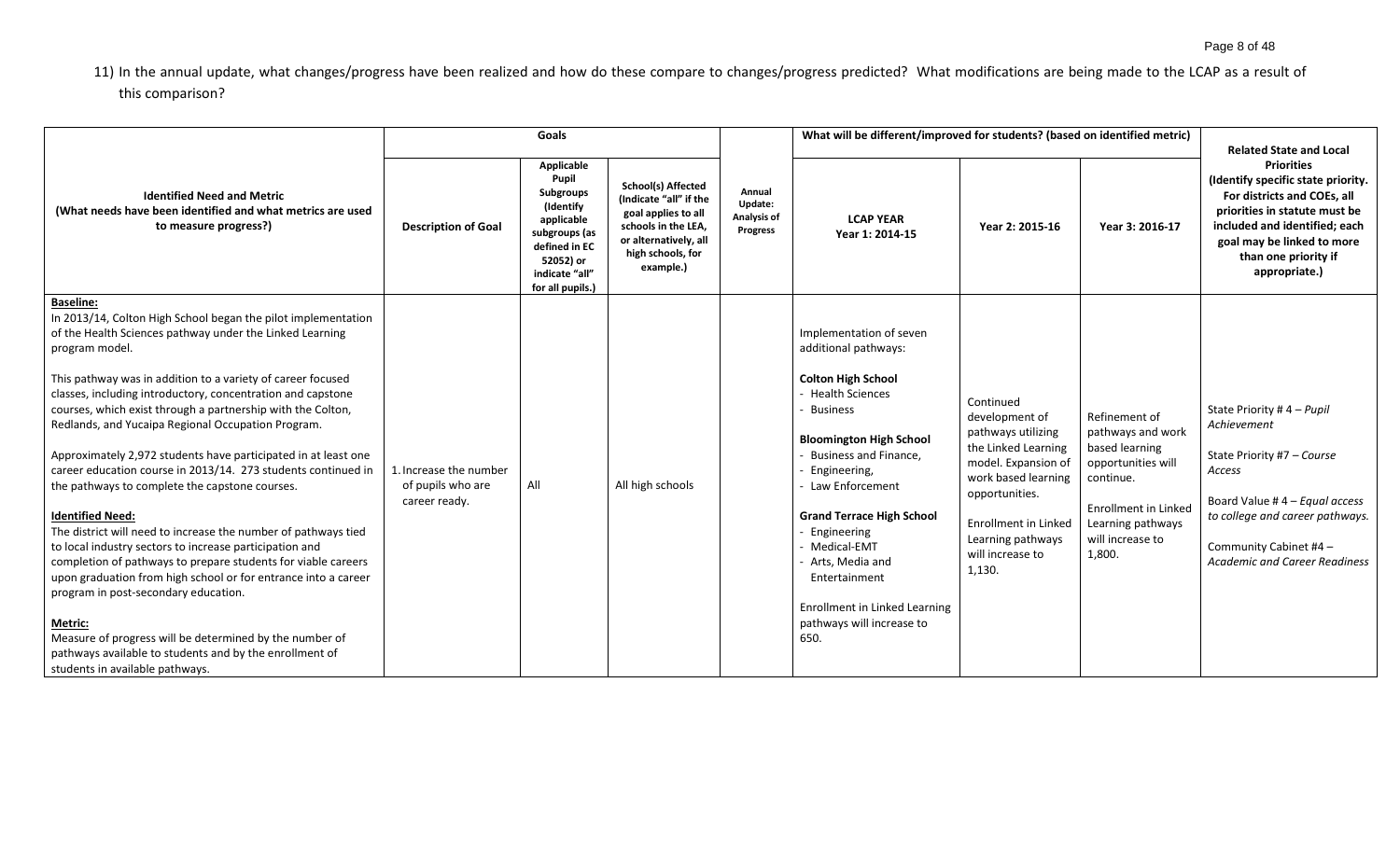11) In the annual update, what changes/progress have been realized and how do these compare to changes/progress predicted? What modifications are being made to the LCAP as a result of this comparison?

| Identified Need and Metric (What needs have been identified and what metrics are used to measure progress?) | Goals | | | Annual Update: Analysis of Progress | What will be different/improved for students? (based on identified metric) | | | Related State and Local Priorities (Identify specific state priority. For districts and COEs, all priorities in statute must be included and identified; each goal may be linked to more than one priority if appropriate.) |
|---|---|---|---|---|---|---|---|---|
| | Description of Goal | Applicable Pupil Subgroups (Identify applicable subgroups (as defined in EC 52052) or indicate "all" for all pupils.) | School(s) Affected (Indicate "all" if the goal applies to all schools in the LEA, or alternatively, all high schools, for example.) | | LCAP YEAR Year 1: 2014-15 | Year 2: 2015-16 | Year 3: 2016-17 | |
| **Baseline:**<br>In 2013/14, Colton High School began the pilot implementation of the Health Sciences pathway under the Linked Learning program model.<br><br>This pathway was in addition to a variety of career focused classes, including introductory, concentration and capstone courses, which exist through a partnership with the Colton, Redlands, and Yucaipa Regional Occupation Program.<br><br>Approximately 2,972 students have participated in at least one career education course in 2013/14. 273 students continued in the pathways to complete the capstone courses.<br><br>**Identified Need:**<br>The district will need to increase the number of pathways tied to local industry sectors to increase participation and completion of pathways to prepare students for viable careers upon graduation from high school or for entrance into a career program in post-secondary education.<br><br>**Metric:**<br>Measure of progress will be determined by the number of pathways available to students and by the enrollment of students in available pathways. | 1. Increase the number of pupils who are career ready. | All | All high schools | | Implementation of seven additional pathways:<br><br>**Colton High School**<br>- Health Sciences<br>- Business<br><br>**Bloomington High School**<br>- Business and Finance,<br>- Engineering,<br>- Law Enforcement<br><br>**Grand Terrace High School**<br>- Engineering<br>- Medical-EMT<br>- Arts, Media and Entertainment<br><br>Enrollment in Linked Learning pathways will increase to 650. | Continued development of pathways utilizing the Linked Learning model. Expansion of work based learning opportunities.<br><br>Enrollment in Linked Learning pathways will increase to 1,130. | Refinement of pathways and work based learning opportunities will continue.<br><br>Enrollment in Linked Learning pathways will increase to 1,800. | State Priority # 4 – *Pupil Achievement*<br><br>State Priority #7 – *Course Access*<br><br>Board Value # 4 – *Equal access to college and career pathways.*<br><br>Community Cabinet #4 – *Academic and Career Readiness* |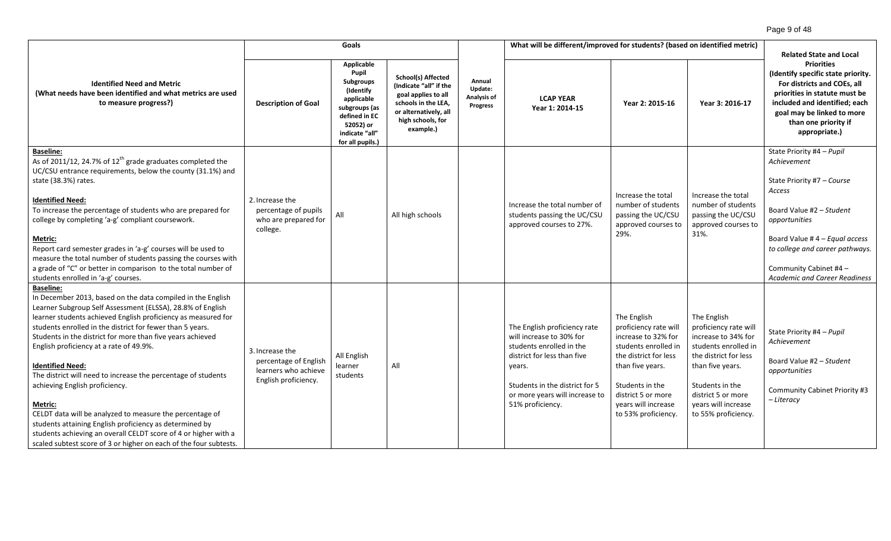| Identified Need and Metric (What needs have been identified and what metrics are used to measure progress?) | Goals | | | Annual Update: Analysis of Progress | What will be different/improved for students? (based on identified metric) | | | Related State and Local Priorities (Identify specific state priority. For districts and COEs, all priorities in statute must be included and identified; each goal may be linked to more than one priority if appropriate.) |
|---|---|---|---|---|---|---|---|---|
| | Description of Goal | Applicable Pupil Subgroups (Identify applicable subgroups (as defined in EC 52052) or indicate "all" for all pupils.) | School(s) Affected (Indicate "all" if the goal applies to all schools in the LEA, or alternatively, all high schools, for example.) | | LCAP YEAR Year 1: 2014-15 | Year 2: 2015-16 | Year 3: 2016-17 | |
| **Baseline:** As of 2011/12, 24.7% of 12th grade graduates completed the UC/CSU entrance requirements, below the county (31.1%) and state (38.3%) rates.<br><br>**Identified Need:** To increase the percentage of students who are prepared for college by completing 'a-g' compliant coursework.<br><br>**Metric:** Report card semester grades in 'a-g' courses will be used to measure the total number of students passing the courses with a grade of "C" or better in comparison to the total number of students enrolled in 'a-g' courses. | 2. Increase the percentage of pupils who are prepared for college. | All | All high schools | | Increase the total number of students passing the UC/CSU approved courses to 27%. | Increase the total number of students passing the UC/CSU approved courses to 29%. | Increase the total number of students passing the UC/CSU approved courses to 31%. | State Priority #4 – *Pupil Achievement*<br><br>State Priority #7 – *Course Access*<br><br>Board Value #2 – *Student opportunities*<br><br>Board Value # 4 – *Equal access to college and career pathways.*<br><br>Community Cabinet #4 – *Academic and Career Readiness* |
| **Baseline:** In December 2013, based on the data compiled in the English Learner Subgroup Self Assessment (ELSSA), 28.8% of English learner students achieved English proficiency as measured for students enrolled in the district for fewer than 5 years. Students in the district for more than five years achieved English proficiency at a rate of 49.9%.<br><br>**Identified Need:** The district will need to increase the percentage of students achieving English proficiency.<br><br>**Metric:** CELDT data will be analyzed to measure the percentage of students attaining English proficiency as determined by students achieving an overall CELDT score of 4 or higher with a scaled subtest score of 3 or higher on each of the four subtests. | 3. Increase the percentage of English learners who achieve English proficiency. | All English learner students | All | | The English proficiency rate will increase to 30% for students enrolled in the district for less than five years.<br><br>Students in the district for 5 or more years will increase to 51% proficiency. | The English proficiency rate will increase to 32% for students enrolled in the district for less than five years.<br><br>Students in the district 5 or more years will increase to 53% proficiency. | The English proficiency rate will increase to 34% for students enrolled in the district for less than five years.<br><br>Students in the district 5 or more years will increase to 55% proficiency. | State Priority #4 – *Pupil Achievement*<br><br>Board Value #2 – *Student opportunities*<br><br>Community Cabinet Priority #3 – *Literacy* |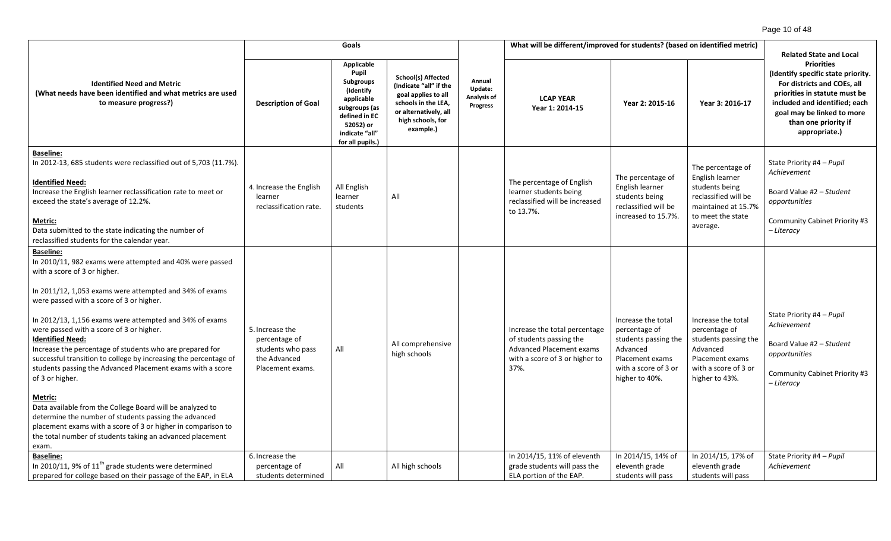| Identified Need and Metric (What needs have been identified and what metrics are used to measure progress?) | Goals | | | Annual Update: Analysis of Progress | What will be different/improved for students? (based on identified metric) | | | Related State and Local Priorities (Identify specific state priority. For districts and COEs, all priorities in statute must be included and identified; each goal may be linked to more than one priority if appropriate.) |
|---|---|---|---|---|---|---|---|---|
| | Description of Goal | Applicable Pupil Subgroups (Identify applicable subgroups (as defined in EC 52052) or indicate "all" for all pupils.) | School(s) Affected (Indicate "all" if the goal applies to all schools in the LEA, or alternatively, all high schools, for example.) | | LCAP YEAR Year 1: 2014-15 | Year 2: 2015-16 | Year 3: 2016-17 | |
| **Baseline:** In 2012-13, 685 students were reclassified out of 5,703 (11.7%). **Identified Need:** Increase the English learner reclassification rate to meet or exceed the state's average of 12.2%. **Metric:** Data submitted to the state indicating the number of reclassified students for the calendar year. | 4. Increase the English learner reclassification rate. | All English learner students | All | | The percentage of English learner students being reclassified will be increased to 13.7%. | The percentage of English learner students being reclassified will be increased to 15.7%. | The percentage of English learner students being reclassified will be maintained at 15.7% to meet the state average. | State Priority #4 – *Pupil Achievement* Board Value #2 – *Student opportunities* Community Cabinet Priority #3 – *Literacy* |
| **Baseline:** In 2010/11, 982 exams were attempted and 40% were passed with a score of 3 or higher. In 2011/12, 1,053 exams were attempted and 34% of exams were passed with a score of 3 or higher. In 2012/13, 1,156 exams were attempted and 34% of exams were passed with a score of 3 or higher. **Identified Need:** Increase the percentage of students who are prepared for successful transition to college by increasing the percentage of students passing the Advanced Placement exams with a score of 3 or higher. **Metric:** Data available from the College Board will be analyzed to determine the number of students passing the advanced placement exams with a score of 3 or higher in comparison to the total number of students taking an advanced placement exam. | 5. Increase the percentage of students who pass the Advanced Placement exams. | All | All comprehensive high schools | | Increase the total percentage of students passing the Advanced Placement exams with a score of 3 or higher to 37%. | Increase the total percentage of students passing the Advanced Placement exams with a score of 3 or higher to 40%. | Increase the total percentage of students passing the Advanced Placement exams with a score of 3 or higher to 43%. | State Priority #4 – *Pupil Achievement* Board Value #2 – *Student opportunities* Community Cabinet Priority #3 – *Literacy* |
| **Baseline:** In 2010/11, 9% of 11th grade students were determined prepared for college based on their passage of the EAP, in ELA | 6. Increase the percentage of students determined | All | All high schools | | In 2014/15, 11% of eleventh grade students will pass the ELA portion of the EAP. | In 2014/15, 14% of eleventh grade students will pass | In 2014/15, 17% of eleventh grade students will pass | State Priority #4 – *Pupil Achievement* |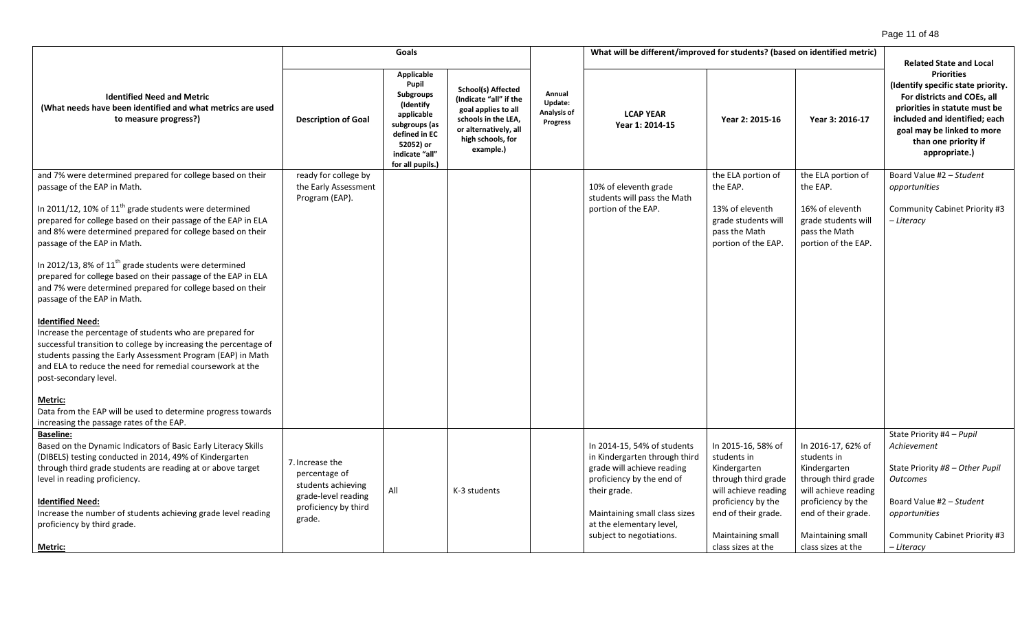| Identified Need and Metric (What needs have been identified and what metrics are used to measure progress?) | Goals | | | Annual Update: Analysis of Progress | What will be different/improved for students? (based on identified metric) | | | Related State and Local Priorities (Identify specific state priority. For districts and COEs, all priorities in statute must be included and identified; each goal may be linked to more than one priority if appropriate.) |
|---|---|---|---|---|---|---|---|---|
| | Description of Goal | Applicable Pupil Subgroups (Identify applicable subgroups (as defined in EC 52052) or indicate "all" for all pupils.) | School(s) Affected (Indicate "all" if the goal applies to all schools in the LEA, or alternatively, all high schools, for example.) | | LCAP YEAR Year 1: 2014-15 | Year 2: 2015-16 | Year 3: 2016-17 | |
| and 7% were determined prepared for college based on their passage of the EAP in Math.<br><br>In 2011/12, 10% of 11th grade students were determined prepared for college based on their passage of the EAP in ELA and 8% were determined prepared for college based on their passage of the EAP in Math.<br><br>In 2012/13, 8% of 11th grade students were determined prepared for college based on their passage of the EAP in ELA and 7% were determined prepared for college based on their passage of the EAP in Math.<br><br>**Identified Need:**<br>Increase the percentage of students who are prepared for successful transition to college by increasing the percentage of students passing the Early Assessment Program (EAP) in Math and ELA to reduce the need for remedial coursework at the post-secondary level.<br><br>**Metric:**<br>Data from the EAP will be used to determine progress towards increasing the passage rates of the EAP. | ready for college by the Early Assessment Program (EAP). | | | | 10% of eleventh grade students will pass the Math portion of the EAP. | the ELA portion of the EAP.<br><br>13% of eleventh grade students will pass the Math portion of the EAP. | the ELA portion of the EAP.<br><br>16% of eleventh grade students will pass the Math portion of the EAP. | Board Value #2 – *Student opportunities*<br><br>Community Cabinet Priority #3 – *Literacy* |
| **Baseline:**<br>Based on the Dynamic Indicators of Basic Early Literacy Skills (DIBELS) testing conducted in 2014, 49% of Kindergarten through third grade students are reading at or above target level in reading proficiency.<br><br>**Identified Need:**<br>Increase the number of students achieving grade level reading proficiency by third grade.<br><br>**Metric:** | 7. Increase the percentage of students achieving grade-level reading proficiency by third grade. | All | K-3 students | | In 2014-15, 54% of students in Kindergarten through third grade will achieve reading proficiency by the end of their grade.<br><br>Maintaining small class sizes at the elementary level, subject to negotiations. | In 2015-16, 58% of students in Kindergarten through third grade will achieve reading proficiency by the end of their grade.<br><br>Maintaining small class sizes at the | In 2016-17, 62% of students in Kindergarten through third grade will achieve reading proficiency by the end of their grade.<br><br>Maintaining small class sizes at the | State Priority #4 – *Pupil Achievement*<br><br>State Priority #8 – *Other Pupil Outcomes*<br><br>Board Value #2 – *Student opportunities*<br><br>Community Cabinet Priority #3 – *Literacy* |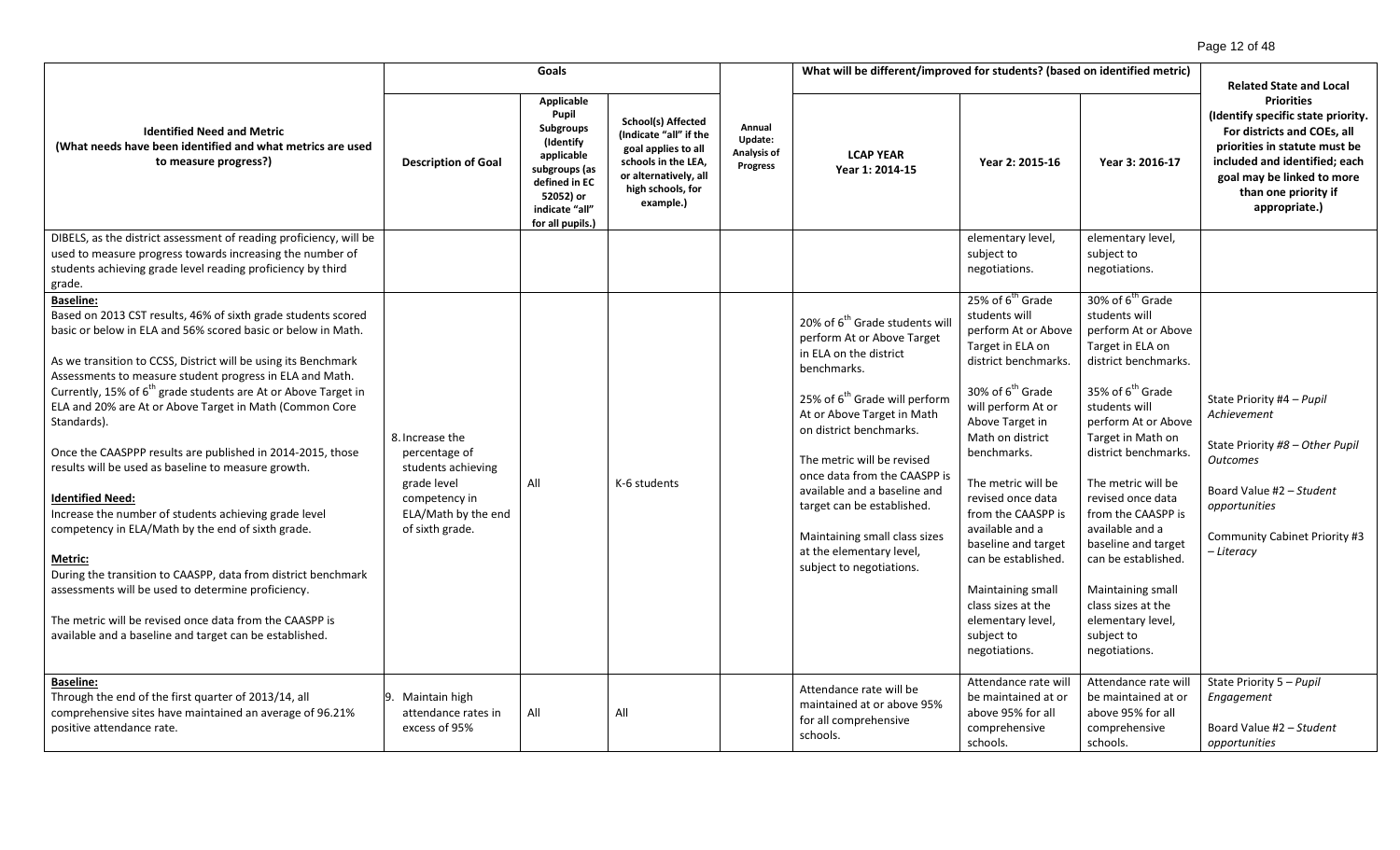| Identified Need and Metric (What needs have been identified and what metrics are used to measure progress?) | Goals | | | Annual Update: Analysis of Progress | What will be different/improved for students? (based on identified metric) | | | Related State and Local Priorities (Identify specific state priority. For districts and COEs, all priorities in statute must be included and identified; each goal may be linked to more than one priority if appropriate.) |
|---|---|---|---|---|---|---|---|---|
| | Description of Goal | Applicable Pupil Subgroups (Identify applicable subgroups (as defined in EC 52052) or indicate "all" for all pupils.) | School(s) Affected (Indicate "all" if the goal applies to all schools in the LEA, or alternatively, all high schools, for example.) | | LCAP YEAR Year 1: 2014-15 | Year 2: 2015-16 | Year 3: 2016-17 | |
| DIBELS, as the district assessment of reading proficiency, will be used to measure progress towards increasing the number of students achieving grade level reading proficiency by third grade. | | | | | | elementary level, subject to negotiations. | elementary level, subject to negotiations. | |
| **Baseline:**<br>Based on 2013 CST results, 46% of sixth grade students scored basic or below in ELA and 56% scored basic or below in Math.<br><br>As we transition to CCSS, District will be using its Benchmark Assessments to measure student progress in ELA and Math. Currently, 15% of 6th grade students are At or Above Target in ELA and 20% are At or Above Target in Math (Common Core Standards).<br><br>Once the CAASPPP results are published in 2014-2015, those results will be used as baseline to measure growth.<br><br>**Identified Need:**<br>Increase the number of students achieving grade level competency in ELA/Math by the end of sixth grade.<br><br>**Metric:**<br>During the transition to CAASPP, data from district benchmark assessments will be used to determine proficiency.<br><br>The metric will be revised once data from the CAASPP is available and a baseline and target can be established. | 8. Increase the percentage of students achieving grade level competency in ELA/Math by the end of sixth grade. | All | K-6 students | | 20% of 6th Grade students will perform At or Above Target in ELA on the district benchmarks.<br><br>25% of 6th Grade will perform At or Above Target in Math on district benchmarks.<br><br>The metric will be revised once data from the CAASPP is available and a baseline and target can be established.<br><br>Maintaining small class sizes at the elementary level, subject to negotiations. | 25% of 6th Grade students will perform At or Above Target in ELA on district benchmarks.<br><br>30% of 6th Grade will perform At or Above Target in Math on district benchmarks.<br><br>The metric will be revised once data from the CAASPP is available and a baseline and target can be established.<br><br>Maintaining small class sizes at the elementary level, subject to negotiations. | 30% of 6th Grade students will perform At or Above Target in ELA on district benchmarks.<br><br>35% of 6th Grade students will perform At or Above Target in Math on district benchmarks.<br><br>The metric will be revised once data from the CAASPP is available and a baseline and target can be established.<br><br>Maintaining small class sizes at the elementary level, subject to negotiations. | State Priority #4 – *Pupil Achievement*<br><br>State Priority #8 – *Other Pupil Outcomes*<br><br>Board Value #2 – *Student opportunities*<br><br>Community Cabinet Priority #3 – *Literacy* |
| **Baseline:**<br>Through the end of the first quarter of 2013/14, all comprehensive sites have maintained an average of 96.21% positive attendance rate. | 9. Maintain high attendance rates in excess of 95% | All | All | | Attendance rate will be maintained at or above 95% for all comprehensive schools. | Attendance rate will be maintained at or above 95% for all comprehensive schools. | Attendance rate will be maintained at or above 95% for all comprehensive schools. | State Priority 5 – *Pupil Engagement*<br><br>Board Value #2 – *Student opportunities* |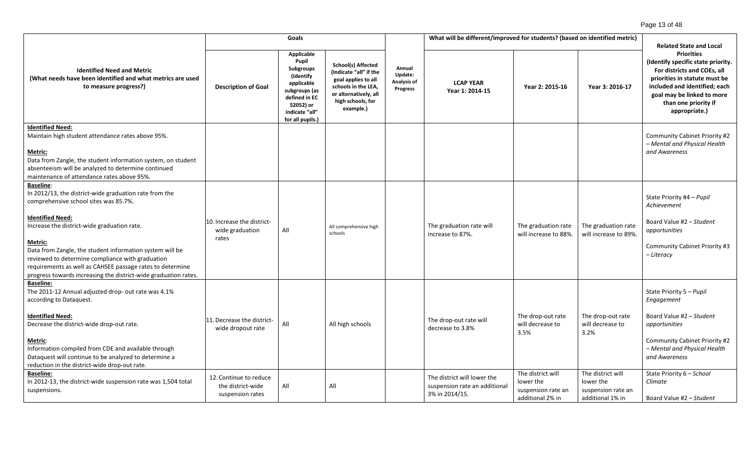| Identified Need and Metric (What needs have been identified and what metrics are used to measure progress?) | Goals | | | Annual Update: Analysis of Progress | What will be different/improved for students? (based on identified metric) | | | Related State and Local Priorities (Identify specific state priority. For districts and COEs, all priorities in statute must be included and identified; each goal may be linked to more than one priority if appropriate.) |
|---|---|---|---|---|---|---|---|---|
| | Description of Goal | Applicable Pupil Subgroups (Identify applicable subgroups (as defined in EC 52052) or indicate "all" for all pupils.) | School(s) Affected (Indicate "all" if the goal applies to all schools in the LEA, or alternatively, all high schools, for example.) | | LCAP YEAR Year 1: 2014-15 | Year 2: 2015-16 | Year 3: 2016-17 | |
| **Identified Need:**<br>Maintain high student attendance rates above 95%.<br><br>**Metric:**<br>Data from Zangle, the student information system, on student absenteeism will be analyzed to determine continued maintenance of attendance rates above 95%. | | | | | | | | Community Cabinet Priority #2 – *Mental and Physical Health and Awareness* |
| **Baseline**:<br>In 2012/13, the district-wide graduation rate from the comprehensive school sites was 85.7%.<br><br>**Identified Need:**<br>Increase the district-wide graduation rate.<br><br>**Metric:**<br>Data from Zangle, the student information system will be reviewed to determine compliance with graduation requirements as well as CAHSEE passage rates to determine progress towards increasing the district-wide graduation rates. | 10. Increase the district-wide graduation rates | All | All comprehensive high schools | | The graduation rate will increase to 87%. | The graduation rate will increase to 88%. | The graduation rate will increase to 89%. | State Priority #4 – *Pupil Achievement*<br><br>Board Value #2 – *Student opportunities*<br><br>Community Cabinet Priority #3 – *Literacy* |
| **Baseline:**<br>The 2011-12 Annual adjusted drop- out rate was 4.1% according to Dataquest.<br><br>**Identified Need:**<br>Decrease the district-wide drop-out rate.<br><br>**Metric**:<br>Information compiled from CDE and available through Dataquest will continue to be analyzed to determine a reduction in the district-wide drop-out rate. | 11. Decrease the district-wide dropout rate | All | All high schools | | The drop-out rate will decrease to 3.8% | The drop-out rate will decrease to 3.5% | The drop-out rate will decrease to 3.2% | State Priority 5 – *Pupil Engagement*<br><br>Board Value #2 – *Student opportunities*<br><br>Community Cabinet Priority #2 – *Mental and Physical Health and Awareness* |
| **Baseline:**<br>In 2012-13, the district-wide suspension rate was 1,504 total suspensions. | 12. Continue to reduce the district-wide suspension rates | All | All | | The district will lower the suspension rate an additional 3% in 2014/15. | The district will lower the suspension rate an additional 2% in | The district will lower the suspension rate an additional 1% in | State Priority 6 – *School Climate*<br><br>Board Value #2 – *Student* |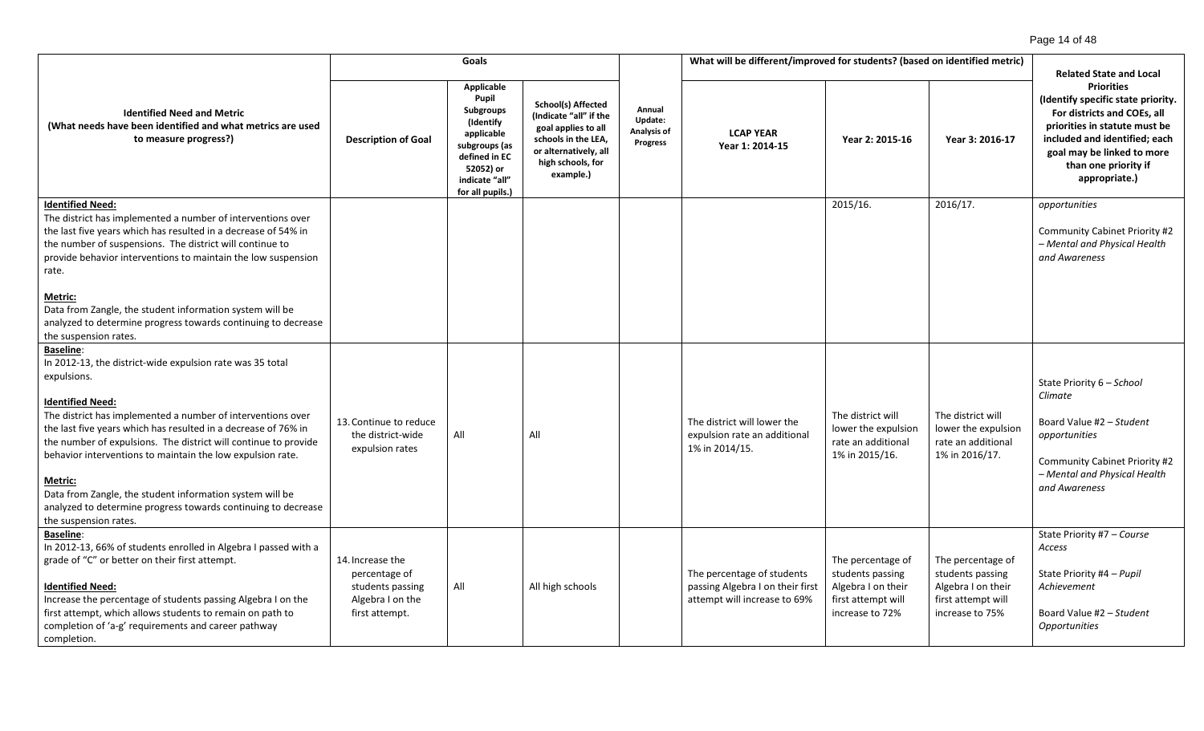| Identified Need and Metric (What needs have been identified and what metrics are used to measure progress?) | Goals | | | Annual Update: Analysis of Progress | What will be different/improved for students? (based on identified metric) | | | Related State and Local Priorities (Identify specific state priority. For districts and COEs, all priorities in statute must be included and identified; each goal may be linked to more than one priority if appropriate.) |
|---|---|---|---|---|---|---|---|---|
| | Description of Goal | Applicable Pupil Subgroups (Identify applicable subgroups (as defined in EC 52052) or indicate "all" for all pupils.) | School(s) Affected (Indicate "all" if the goal applies to all schools in the LEA, or alternatively, all high schools, for example.) | | LCAP YEAR Year 1: 2014-15 | Year 2: 2015-16 | Year 3: 2016-17 | |
| **Identified Need:**<br>The district has implemented a number of interventions over the last five years which has resulted in a decrease of 54% in the number of suspensions. The district will continue to provide behavior interventions to maintain the low suspension rate.<br><br>**Metric:**<br>Data from Zangle, the student information system will be analyzed to determine progress towards continuing to decrease the suspension rates. | | | | | | 2015/16. | 2016/17. | *opportunities*<br><br>Community Cabinet Priority #2 – *Mental and Physical Health and Awareness* |
| **Baseline**:<br>In 2012-13, the district-wide expulsion rate was 35 total expulsions.<br><br>**Identified Need:**<br>The district has implemented a number of interventions over the last five years which has resulted in a decrease of 76% in the number of expulsions. The district will continue to provide behavior interventions to maintain the low expulsion rate.<br><br>**Metric:**<br>Data from Zangle, the student information system will be analyzed to determine progress towards continuing to decrease the suspension rates. | 13. Continue to reduce the district-wide expulsion rates | All | All | | The district will lower the expulsion rate an additional 1% in 2014/15. | The district will lower the expulsion rate an additional 1% in 2015/16. | The district will lower the expulsion rate an additional 1% in 2016/17. | State Priority 6 – *School Climate*<br><br>Board Value #2 – *Student opportunities*<br><br>Community Cabinet Priority #2 – *Mental and Physical Health and Awareness* |
| **Baseline**:<br>In 2012-13, 66% of students enrolled in Algebra I passed with a grade of "C" or better on their first attempt.<br><br>**Identified Need:**<br>Increase the percentage of students passing Algebra I on the first attempt, which allows students to remain on path to completion of 'a-g' requirements and career pathway completion. | 14. Increase the percentage of students passing Algebra I on the first attempt. | All | All high schools | | The percentage of students passing Algebra I on their first attempt will increase to 69% | The percentage of students passing Algebra I on their first attempt will increase to 72% | The percentage of students passing Algebra I on their first attempt will increase to 75% | State Priority #7 – *Course Access*<br><br>State Priority #4 – *Pupil Achievement*<br><br>Board Value #2 – *Student Opportunities* |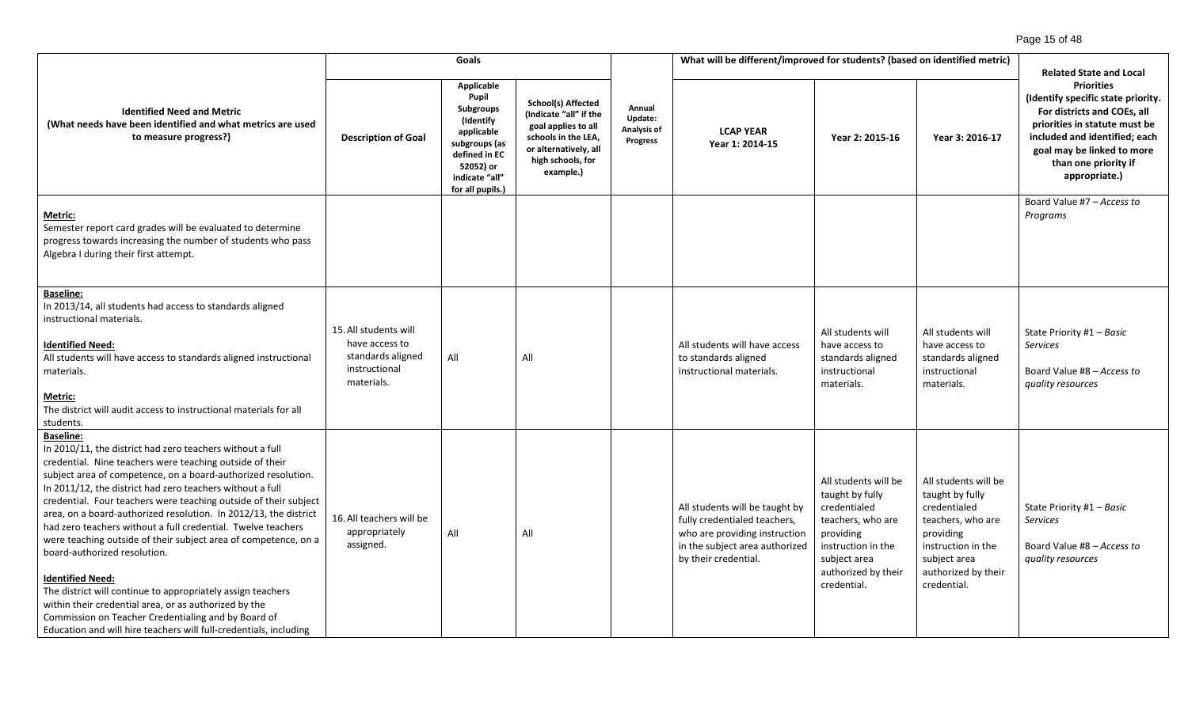| Identified Need and Metric (What needs have been identified and what metrics are used to measure progress?) | Goals | | | Annual Update: Analysis of Progress | What will be different/improved for students? (based on identified metric) | | | Related State and Local Priorities (Identify specific state priority. For districts and COEs, all priorities in statute must be included and identified; each goal may be linked to more than one priority if appropriate.) |
|---|---|---|---|---|---|---|---|---|
| | Description of Goal | Applicable Pupil Subgroups (Identify applicable subgroups (as defined in EC 52052) or indicate "all" for all pupils.) | School(s) Affected (Indicate "all" if the goal applies to all schools in the LEA, or alternatively, all high schools, for example.) | | LCAP YEAR Year 1: 2014-15 | Year 2: 2015-16 | Year 3: 2016-17 | |
| **Metric:** Semester report card grades will be evaluated to determine progress towards increasing the number of students who pass Algebra I during their first attempt. | | | | | | | | Board Value #7 – *Access to Programs* |
| **Baseline:** In 2013/14, all students had access to standards aligned instructional materials. **Identified Need:** All students will have access to standards aligned instructional materials. **Metric:** The district will audit access to instructional materials for all students. | 15. All students will have access to standards aligned instructional materials. | All | All | | All students will have access to standards aligned instructional materials. | All students will have access to standards aligned instructional materials. | All students will have access to standards aligned instructional materials. | State Priority #1 – *Basic Services* Board Value #8 – *Access to quality resources* |
| **Baseline:** In 2010/11, the district had zero teachers without a full credential. Nine teachers were teaching outside of their subject area of competence, on a board-authorized resolution. In 2011/12, the district had zero teachers without a full credential. Four teachers were teaching outside of their subject area, on a board-authorized resolution. In 2012/13, the district had zero teachers without a full credential. Twelve teachers were teaching outside of their subject area of competence, on a board-authorized resolution. **Identified Need:** The district will continue to appropriately assign teachers within their credential area, or as authorized by the Commission on Teacher Credentialing and by Board of Education and will hire teachers will full-credentials, including | 16. All teachers will be appropriately assigned. | All | All | | All students will be taught by fully credentialed teachers, who are providing instruction in the subject area authorized by their credential. | All students will be taught by fully credentialed teachers, who are providing instruction in the subject area authorized by their credential. | All students will be taught by fully credentialed teachers, who are providing instruction in the subject area authorized by their credential. | State Priority #1 – *Basic Services* Board Value #8 – *Access to quality resources* |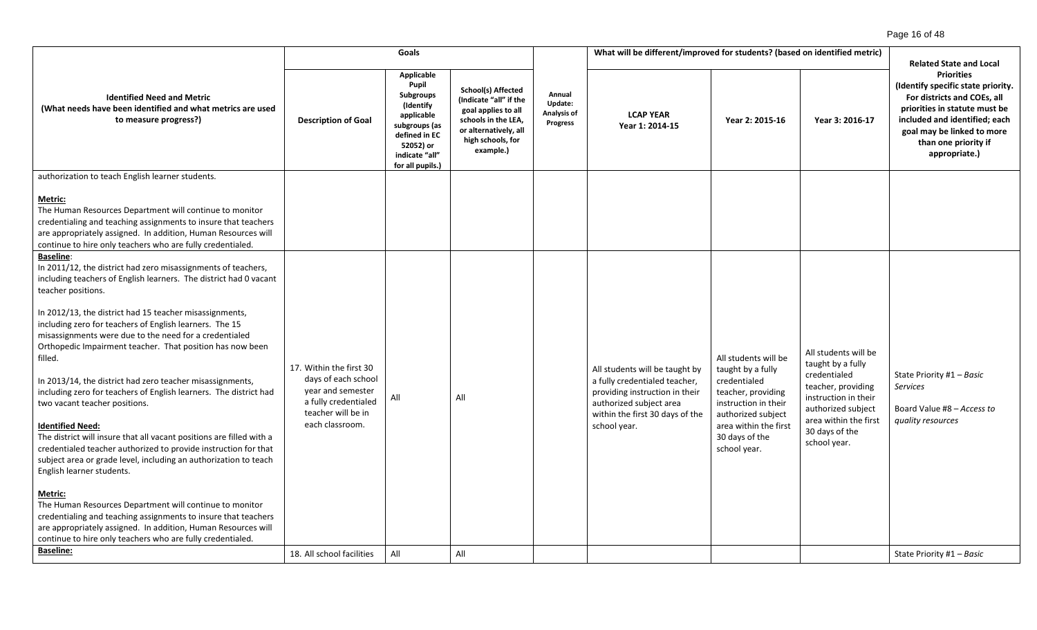| Identified Need and Metric (What needs have been identified and what metrics are used to measure progress?) | Goals | | | Annual Update: Analysis of Progress | What will be different/improved for students? (based on identified metric) | | | Related State and Local Priorities (Identify specific state priority. For districts and COEs, all priorities in statute must be included and identified; each goal may be linked to more than one priority if appropriate.) |
|---|---|---|---|---|---|---|---|---|
| | Description of Goal | Applicable Pupil Subgroups (Identify applicable subgroups (as defined in EC 52052) or indicate "all" for all pupils.) | School(s) Affected (Indicate "all" if the goal applies to all schools in the LEA, or alternatively, all high schools, for example.) | | LCAP YEAR Year 1: 2014-15 | Year 2: 2015-16 | Year 3: 2016-17 | |
| authorization to teach English learner students.<br><br>**Metric:**<br>The Human Resources Department will continue to monitor credentialing and teaching assignments to insure that teachers are appropriately assigned. In addition, Human Resources will continue to hire only teachers who are fully credentialed. | | | | | | | | |
| **Baseline**:<br>In 2011/12, the district had zero misassignments of teachers, including teachers of English learners. The district had 0 vacant teacher positions.<br><br>In 2012/13, the district had 15 teacher misassignments, including zero for teachers of English learners. The 15 misassignments were due to the need for a credentialed Orthopedic Impairment teacher. That position has now been filled.<br><br>In 2013/14, the district had zero teacher misassignments, including zero for teachers of English learners. The district had two vacant teacher positions.<br><br>**Identified Need:**<br>The district will insure that all vacant positions are filled with a credentialed teacher authorized to provide instruction for that subject area or grade level, including an authorization to teach English learner students.<br><br>**Metric:**<br>The Human Resources Department will continue to monitor credentialing and teaching assignments to insure that teachers are appropriately assigned. In addition, Human Resources will continue to hire only teachers who are fully credentialed. | 17. Within the first 30 days of each school year and semester a fully credentialed teacher will be in each classroom. | All | All | | All students will be taught by a fully credentialed teacher, providing instruction in their authorized subject area within the first 30 days of the school year. | All students will be taught by a fully credentialed teacher, providing instruction in their authorized subject area within the first 30 days of the school year. | All students will be taught by a fully credentialed teacher, providing instruction in their authorized subject area within the first 30 days of the school year. | State Priority #1 – *Basic Services*<br><br>Board Value #8 – *Access to quality resources* |
| **Baseline:** | 18. All school facilities | All | All | | | | | State Priority #1 – *Basic* |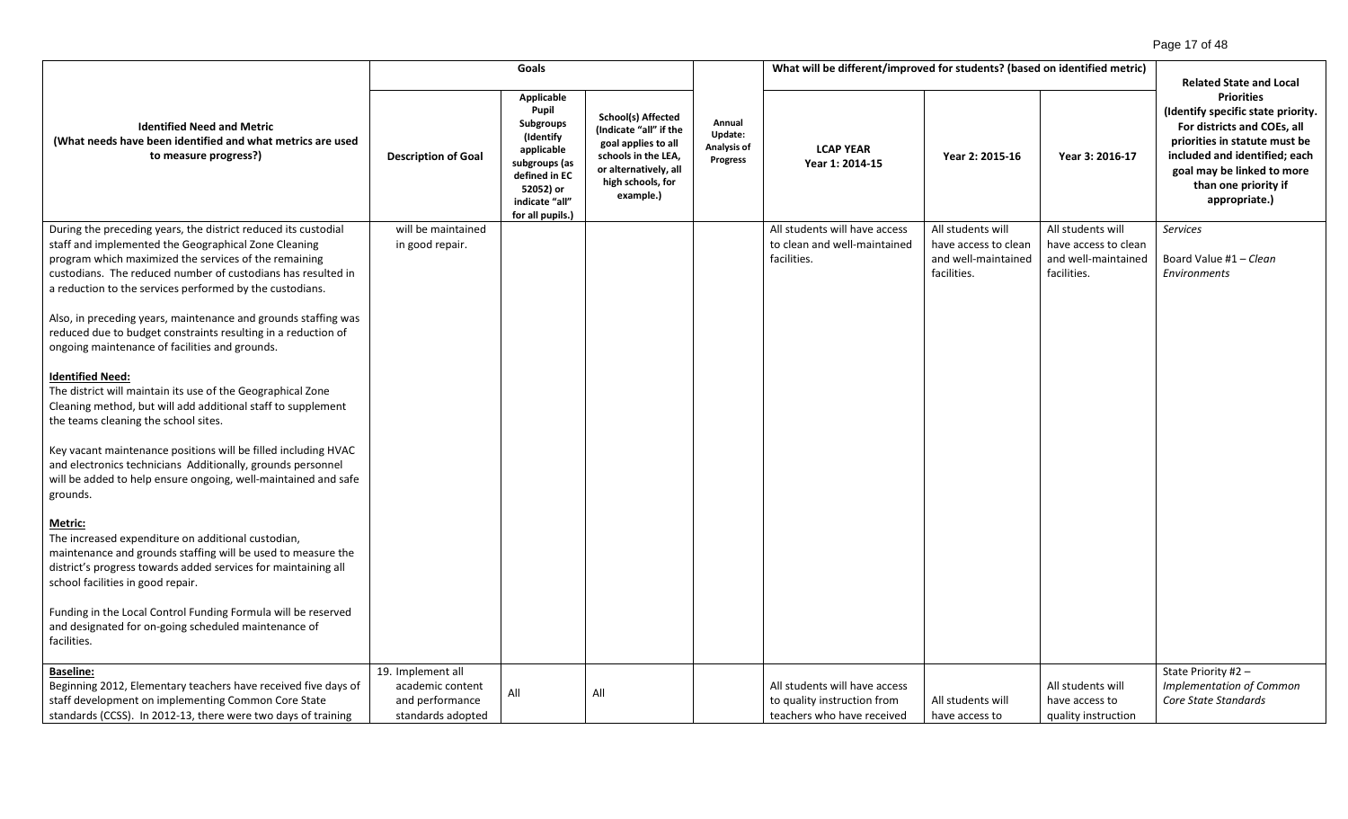| Identified Need and Metric (What needs have been identified and what metrics are used to measure progress?) | Goals | | | Annual Update: Analysis of Progress | What will be different/improved for students? (based on identified metric) | | | Related State and Local Priorities (Identify specific state priority. For districts and COEs, all priorities in statute must be included and identified; each goal may be linked to more than one priority if appropriate.) |
|---|---|---|---|---|---|---|---|---|
| | Description of Goal | Applicable Pupil Subgroups (Identify applicable subgroups (as defined in EC 52052) or indicate "all" for all pupils.) | School(s) Affected (Indicate "all" if the goal applies to all schools in the LEA, or alternatively, all high schools, for example.) | | LCAP YEAR Year 1: 2014-15 | Year 2: 2015-16 | Year 3: 2016-17 | |
| During the preceding years, the district reduced its custodial staff and implemented the Geographical Zone Cleaning program which maximized the services of the remaining custodians. The reduced number of custodians has resulted in a reduction to the services performed by the custodians.<br><br>Also, in preceding years, maintenance and grounds staffing was reduced due to budget constraints resulting in a reduction of ongoing maintenance of facilities and grounds.<br><br>**Identified Need:**<br>The district will maintain its use of the Geographical Zone Cleaning method, but will add additional staff to supplement the teams cleaning the school sites.<br><br>Key vacant maintenance positions will be filled including HVAC and electronics technicians Additionally, grounds personnel will be added to help ensure ongoing, well-maintained and safe grounds.<br><br>**Metric:**<br>The increased expenditure on additional custodian, maintenance and grounds staffing will be used to measure the district's progress towards added services for maintaining all school facilities in good repair.<br><br>Funding in the Local Control Funding Formula will be reserved and designated for on-going scheduled maintenance of facilities. | will be maintained in good repair. | | | | All students will have access to clean and well-maintained facilities. | All students will have access to clean and well-maintained facilities. | All students will have access to clean and well-maintained facilities. | *Services*<br><br>Board Value #1 – *Clean Environments* |
| **Baseline:**<br>Beginning 2012, Elementary teachers have received five days of staff development on implementing Common Core State standards (CCSS). In 2012-13, there were two days of training | 19. Implement all academic content and performance standards adopted | All | All | | All students will have access to quality instruction from teachers who have received | All students will have access to | All students will have access to quality instruction | State Priority #2 – *Implementation of Common Core State Standards* |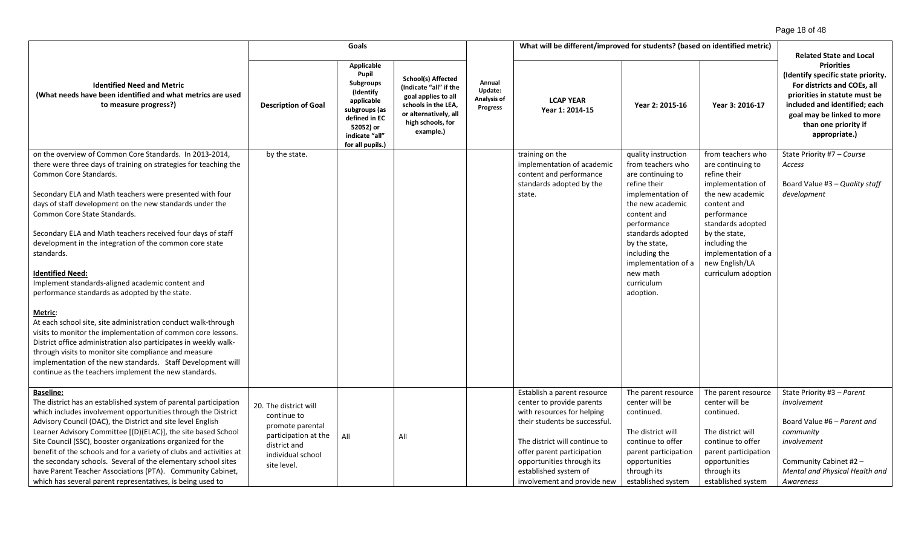| Identified Need and Metric (What needs have been identified and what metrics are used to measure progress?) | Goals | | | Annual Update: Analysis of Progress | What will be different/improved for students? (based on identified metric) | | | Related State and Local Priorities (Identify specific state priority. For districts and COEs, all priorities in statute must be included and identified; each goal may be linked to more than one priority if appropriate.) |
|---|---|---|---|---|---|---|---|---|
| | Description of Goal | Applicable Pupil Subgroups (Identify applicable subgroups (as defined in EC 52052) or indicate "all" for all pupils.) | School(s) Affected (Indicate "all" if the goal applies to all schools in the LEA, or alternatively, all high schools, for example.) | | LCAP YEAR Year 1: 2014-15 | Year 2: 2015-16 | Year 3: 2016-17 | |
| on the overview of Common Core Standards. In 2013-2014, there were three days of training on strategies for teaching the Common Core Standards.<br><br>Secondary ELA and Math teachers were presented with four days of staff development on the new standards under the Common Core State Standards.<br><br>Secondary ELA and Math teachers received four days of staff development in the integration of the common core state standards.<br><br>**Identified Need:**<br>Implement standards-aligned academic content and performance standards as adopted by the state.<br><br>**Metric**:<br>At each school site, site administration conduct walk-through visits to monitor the implementation of common core lessons. District office administration also participates in weekly walk-through visits to monitor site compliance and measure implementation of the new standards. Staff Development will continue as the teachers implement the new standards. | by the state. | | | | training on the implementation of academic content and performance standards adopted by the state. | quality instruction from teachers who are continuing to refine their implementation of the new academic content and performance standards adopted by the state, including the implementation of a new math curriculum adoption. | from teachers who are continuing to refine their implementation of the new academic content and performance standards adopted by the state, including the implementation of a new English/LA curriculum adoption | State Priority #7 – *Course Access*<br><br>Board Value #3 – *Quality staff development* |
| **Baseline:**<br>The district has an established system of parental participation which includes involvement opportunities through the District Advisory Council (DAC), the District and site level English Learner Advisory Committee [(D)(ELAC)], the site based School Site Council (SSC), booster organizations organized for the benefit of the schools and for a variety of clubs and activities at the secondary schools. Several of the elementary school sites have Parent Teacher Associations (PTA). Community Cabinet, which has several parent representatives, is being used to | 20. The district will continue to promote parental participation at the district and individual school site level. | All | All | | Establish a parent resource center to provide parents with resources for helping their students be successful.<br><br>The district will continue to offer parent participation opportunities through its established system of involvement and provide new | The parent resource center will be continued.<br><br>The district will continue to offer parent participation opportunities through its established system | The parent resource center will be continued.<br><br>The district will continue to offer parent participation opportunities through its established system | State Priority #3 – *Parent Involvement*<br><br>Board Value #6 – *Parent and community involvement*<br><br>Community Cabinet #2 – *Mental and Physical Health and Awareness* |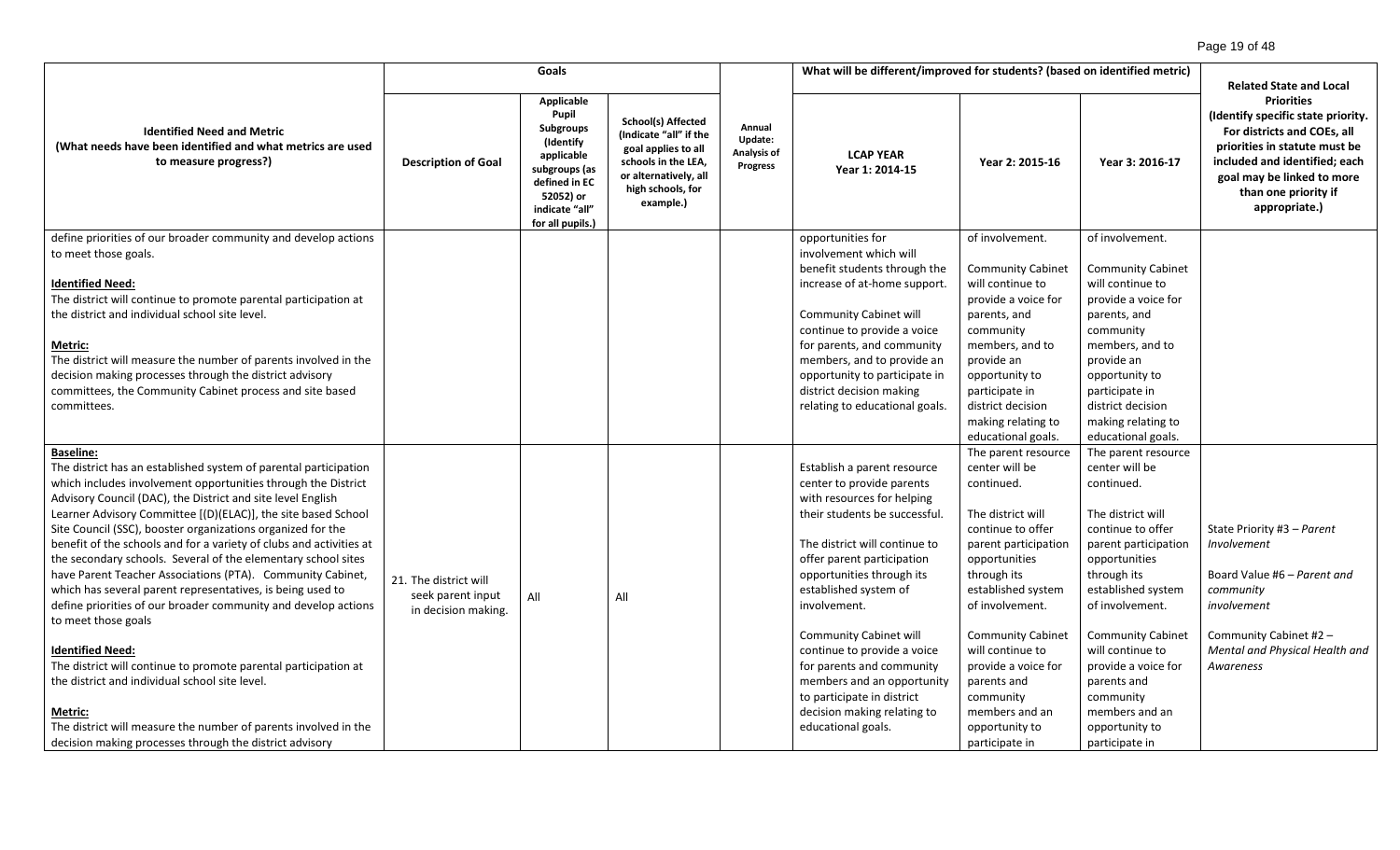| Identified Need and Metric (What needs have been identified and what metrics are used to measure progress?) | Goals | | | Annual Update: Analysis of Progress | What will be different/improved for students? (based on identified metric) | | | Related State and Local Priorities (Identify specific state priority. For districts and COEs, all priorities in statute must be included and identified; each goal may be linked to more than one priority if appropriate.) |
|---|---|---|---|---|---|---|---|---|
| | Description of Goal | Applicable Pupil Subgroups (Identify applicable subgroups (as defined in EC 52052) or indicate "all" for all pupils.) | School(s) Affected (Indicate "all" if the goal applies to all schools in the LEA, or alternatively, all high schools, for example.) | | LCAP YEAR Year 1: 2014-15 | Year 2: 2015-16 | Year 3: 2016-17 | |
| define priorities of our broader community and develop actions to meet those goals.<br><br>**Identified Need:**<br>The district will continue to promote parental participation at the district and individual school site level.<br><br>**Metric:**<br>The district will measure the number of parents involved in the decision making processes through the district advisory committees, the Community Cabinet process and site based committees. | | | | | opportunities for involvement which will benefit students through the increase of at-home support.<br><br>Community Cabinet will continue to provide a voice for parents, and community members, and to provide an opportunity to participate in district decision making relating to educational goals. | of involvement.<br><br>Community Cabinet will continue to provide a voice for parents, and community members, and to provide an opportunity to participate in district decision making relating to educational goals. | of involvement.<br><br>Community Cabinet will continue to provide a voice for parents, and community members, and to provide an opportunity to participate in district decision making relating to educational goals. | |
| **Baseline:**<br>The district has an established system of parental participation which includes involvement opportunities through the District Advisory Council (DAC), the District and site level English Learner Advisory Committee [(D)(ELAC)], the site based School Site Council (SSC), booster organizations organized for the benefit of the schools and for a variety of clubs and activities at the secondary schools. Several of the elementary school sites have Parent Teacher Associations (PTA). Community Cabinet, which has several parent representatives, is being used to define priorities of our broader community and develop actions to meet those goals<br><br>**Identified Need:**<br>The district will continue to promote parental participation at the district and individual school site level.<br><br>**Metric:**<br>The district will measure the number of parents involved in the decision making processes through the district advisory | 21. The district will seek parent input in decision making. | All | All | | Establish a parent resource center to provide parents with resources for helping their students be successful.<br><br>The district will continue to offer parent participation opportunities through its established system of involvement.<br><br>Community Cabinet will continue to provide a voice for parents and community members and an opportunity to participate in district decision making relating to educational goals. | The parent resource center will be continued.<br><br>The district will continue to offer parent participation opportunities through its established system of involvement.<br><br>Community Cabinet will continue to provide a voice for parents and community members and an opportunity to participate in | The parent resource center will be continued.<br><br>The district will continue to offer parent participation opportunities through its established system of involvement.<br><br>Community Cabinet will continue to provide a voice for parents and community members and an opportunity to participate in | State Priority #3 – *Parent Involvement*<br><br>Board Value #6 – *Parent and community involvement*<br><br>Community Cabinet #2 – *Mental and Physical Health and Awareness* |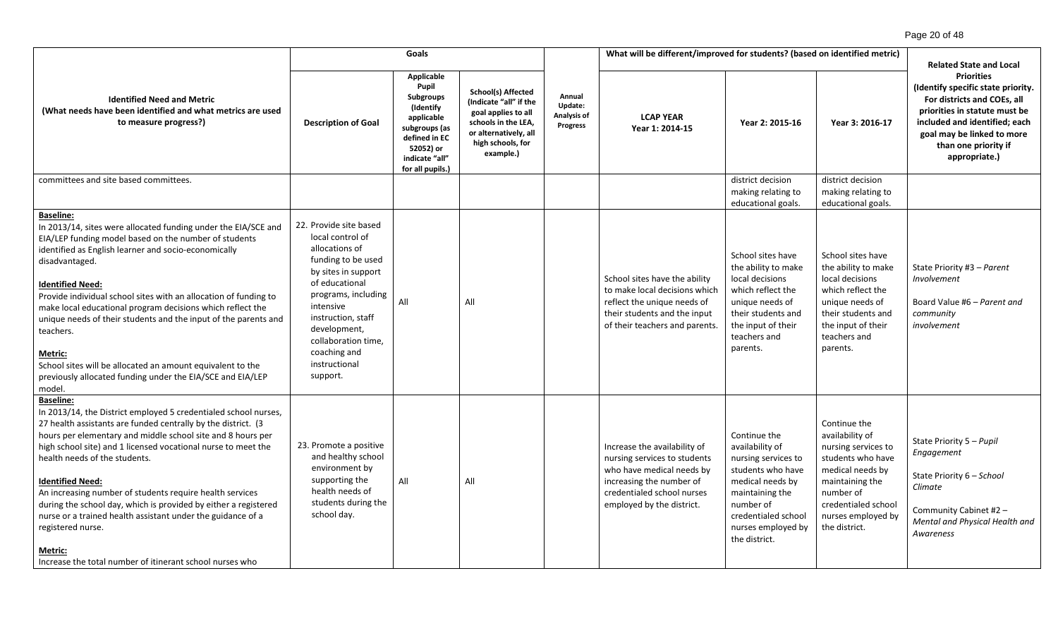| Identified Need and Metric (What needs have been identified and what metrics are used to measure progress?) | Goals | | | Annual Update: Analysis of Progress | What will be different/improved for students? (based on identified metric) | | | Related State and Local Priorities (Identify specific state priority. For districts and COEs, all priorities in statute must be included and identified; each goal may be linked to more than one priority if appropriate.) |
|---|---|---|---|---|---|---|---|---|
| | Description of Goal | Applicable Pupil Subgroups (Identify applicable subgroups (as defined in EC 52052) or indicate "all" for all pupils.) | School(s) Affected (Indicate "all" if the goal applies to all schools in the LEA, or alternatively, all high schools, for example.) | | LCAP YEAR Year 1: 2014-15 | Year 2: 2015-16 | Year 3: 2016-17 | |
| committees and site based committees. | | | | | | district decision making relating to educational goals. | district decision making relating to educational goals. | |
| **Baseline:** In 2013/14, sites were allocated funding under the EIA/SCE and EIA/LEP funding model based on the number of students identified as English learner and socio-economically disadvantaged. **Identified Need:** Provide individual school sites with an allocation of funding to make local educational program decisions which reflect the unique needs of their students and the input of the parents and teachers. **Metric:** School sites will be allocated an amount equivalent to the previously allocated funding under the EIA/SCE and EIA/LEP model. | 22. Provide site based local control of allocations of funding to be used by sites in support of educational programs, including intensive instruction, staff development, collaboration time, coaching and instructional support. | All | All | | School sites have the ability to make local decisions which reflect the unique needs of their students and the input of their teachers and parents. | School sites have the ability to make local decisions which reflect the unique needs of their students and the input of their teachers and parents. | School sites have the ability to make local decisions which reflect the unique needs of their students and the input of their teachers and parents. | State Priority #3 – *Parent Involvement* Board Value #6 – *Parent and community involvement* |
| **Baseline:** In 2013/14, the District employed 5 credentialed school nurses, 27 health assistants are funded centrally by the district. (3 hours per elementary and middle school site and 8 hours per high school site) and 1 licensed vocational nurse to meet the health needs of the students. **Identified Need:** An increasing number of students require health services during the school day, which is provided by either a registered nurse or a trained health assistant under the guidance of a registered nurse. **Metric:** Increase the total number of itinerant school nurses who | 23. Promote a positive and healthy school environment by supporting the health needs of students during the school day. | All | All | | Increase the availability of nursing services to students who have medical needs by increasing the number of credentialed school nurses employed by the district. | Continue the availability of nursing services to students who have medical needs by maintaining the number of credentialed school nurses employed by the district. | Continue the availability of nursing services to students who have medical needs by maintaining the number of credentialed school nurses employed by the district. | State Priority 5 – *Pupil Engagement* State Priority 6 – *School Climate* Community Cabinet #2 – *Mental and Physical Health and Awareness* |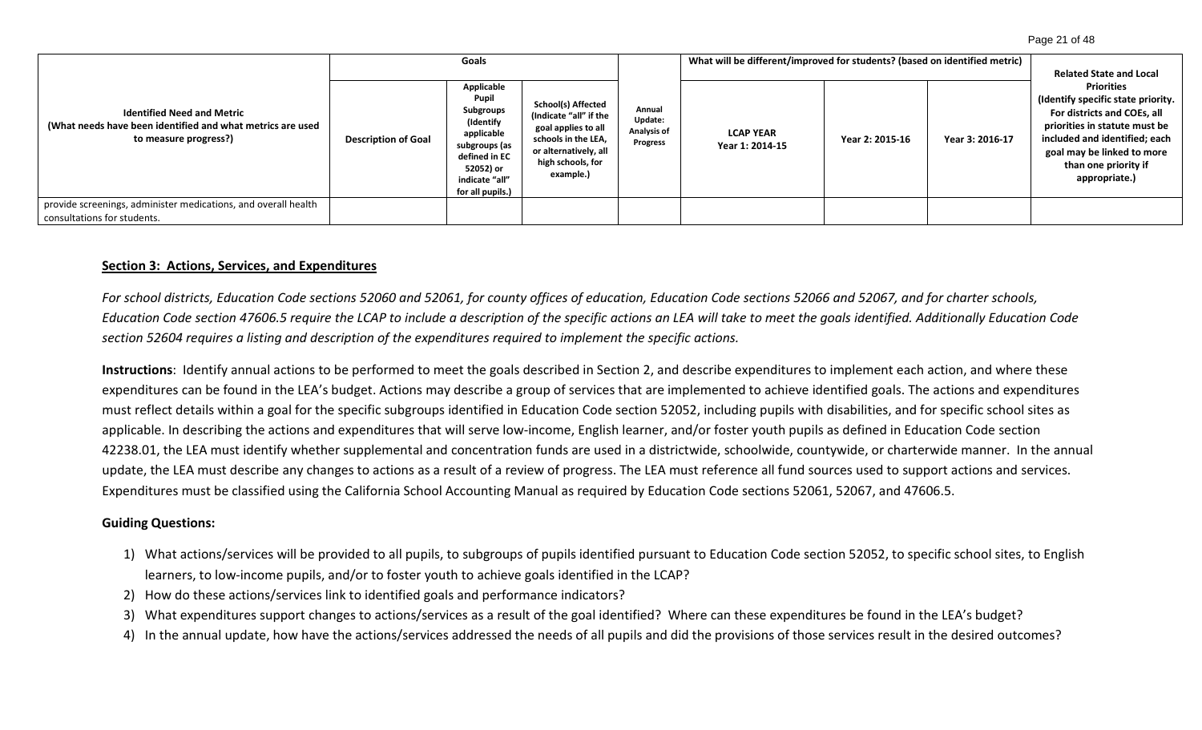| Identified Need and Metric (What needs have been identified and what metrics are used to measure progress?) | Goals | | | Annual Update: Analysis of Progress | What will be different/improved for students? (based on identified metric) | | | Related State and Local Priorities (Identify specific state priority. For districts and COEs, all priorities in statute must be included and identified; each goal may be linked to more than one priority if appropriate.) |
|---|---|---|---|---|---|---|---|---|
| | Description of Goal | Applicable Pupil Subgroups (Identify applicable subgroups (as defined in EC 52052) or indicate "all" for all pupils.) | School(s) Affected (Indicate "all" if the goal applies to all schools in the LEA, or alternatively, all high schools, for example.) | | LCAP YEAR Year 1: 2014-15 | Year 2: 2015-16 | Year 3: 2016-17 | |
| provide screenings, administer medications, and overall health consultations for students. | | | | | | | | |

## Section 3: Actions, Services, and Expenditures

*For school districts, Education Code sections 52060 and 52061, for county offices of education, Education Code sections 52066 and 52067, and for charter schools, Education Code section 47606.5 require the LCAP to include a description of the specific actions an LEA will take to meet the goals identified. Additionally Education Code section 52604 requires a listing and description of the expenditures required to implement the specific actions.*

**Instructions**: Identify annual actions to be performed to meet the goals described in Section 2, and describe expenditures to implement each action, and where these expenditures can be found in the LEA's budget. Actions may describe a group of services that are implemented to achieve identified goals. The actions and expenditures must reflect details within a goal for the specific subgroups identified in Education Code section 52052, including pupils with disabilities, and for specific school sites as applicable. In describing the actions and expenditures that will serve low-income, English learner, and/or foster youth pupils as defined in Education Code section 42238.01, the LEA must identify whether supplemental and concentration funds are used in a districtwide, schoolwide, countywide, or charterwide manner. In the annual update, the LEA must describe any changes to actions as a result of a review of progress. The LEA must reference all fund sources used to support actions and services. Expenditures must be classified using the California School Accounting Manual as required by Education Code sections 52061, 52067, and 47606.5.

**Guiding Questions:**

1) What actions/services will be provided to all pupils, to subgroups of pupils identified pursuant to Education Code section 52052, to specific school sites, to English learners, to low-income pupils, and/or to foster youth to achieve goals identified in the LCAP?
2) How do these actions/services link to identified goals and performance indicators?
3) What expenditures support changes to actions/services as a result of the goal identified? Where can these expenditures be found in the LEA's budget?
4) In the annual update, how have the actions/services addressed the needs of all pupils and did the provisions of those services result in the desired outcomes?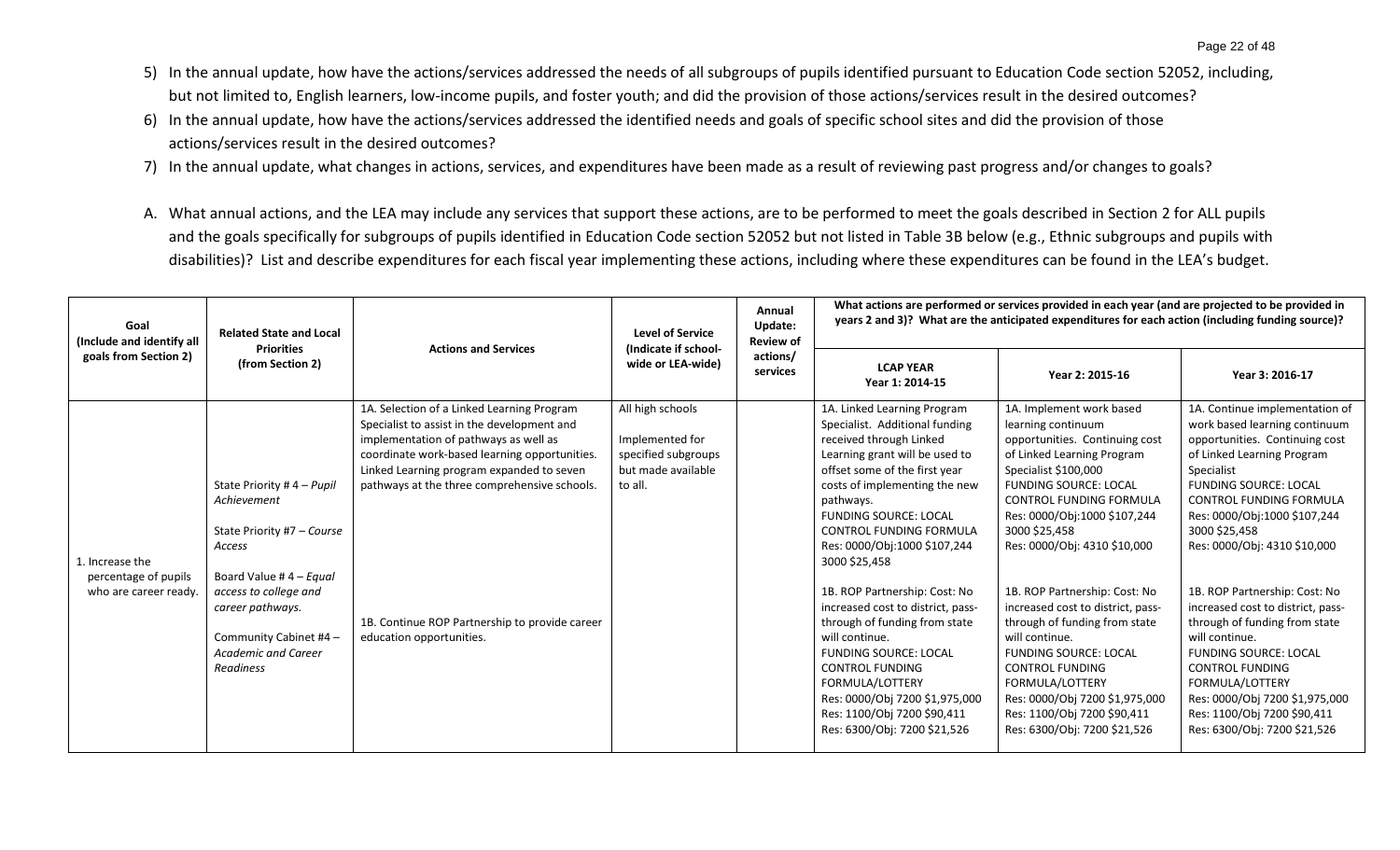5) In the annual update, how have the actions/services addressed the needs of all subgroups of pupils identified pursuant to Education Code section 52052, including, but not limited to, English learners, low-income pupils, and foster youth; and did the provision of those actions/services result in the desired outcomes?
6) In the annual update, how have the actions/services addressed the identified needs and goals of specific school sites and did the provision of those actions/services result in the desired outcomes?
7) In the annual update, what changes in actions, services, and expenditures have been made as a result of reviewing past progress and/or changes to goals?

A. What annual actions, and the LEA may include any services that support these actions, are to be performed to meet the goals described in Section 2 for ALL pupils and the goals specifically for subgroups of pupils identified in Education Code section 52052 but not listed in Table 3B below (e.g., Ethnic subgroups and pupils with disabilities)? List and describe expenditures for each fiscal year implementing these actions, including where these expenditures can be found in the LEA's budget.

| Goal (Include and identify all goals from Section 2) | Related State and Local Priorities (from Section 2) | Actions and Services | Level of Service (Indicate if school-wide or LEA-wide) | Annual Update: Review of actions/ services | What actions are performed or services provided in each year (and are projected to be provided in years 2 and 3)? What are the anticipated expenditures for each action (including funding source)? | | |
|---|---|---|---|---|---|---|---|
| | | | | | LCAP YEAR Year 1: 2014-15 | Year 2: 2015-16 | Year 3: 2016-17 |
| 1. Increase the percentage of pupils who are career ready. | State Priority # 4 – *Pupil Achievement*<br><br>State Priority #7 – *Course Access*<br><br>Board Value # 4 – *Equal access to college and career pathways.*<br><br>Community Cabinet #4 – *Academic and Career Readiness* | 1A. Selection of a Linked Learning Program Specialist to assist in the development and implementation of pathways as well as coordinate work-based learning opportunities. Linked Learning program expanded to seven pathways at the three comprehensive schools.<br><br>1B. Continue ROP Partnership to provide career education opportunities. | All high schools<br><br>Implemented for specified subgroups but made available to all. | | 1A. Linked Learning Program Specialist. Additional funding received through Linked Learning grant will be used to offset some of the first year costs of implementing the new pathways.<br>FUNDING SOURCE: LOCAL CONTROL FUNDING FORMULA<br>Res: 0000/Obj:1000 $107,244<br>3000 $25,458<br><br>1B. ROP Partnership: Cost: No increased cost to district, pass-through of funding from state will continue.<br>FUNDING SOURCE: LOCAL CONTROL FUNDING FORMULA/LOTTERY<br>Res: 0000/Obj 7200 $1,975,000<br>Res: 1100/Obj 7200 $90,411<br>Res: 6300/Obj: 7200 $21,526 | 1A. Implement work based learning continuum opportunities. Continuing cost of Linked Learning Program Specialist $100,000<br>FUNDING SOURCE: LOCAL CONTROL FUNDING FORMULA<br>Res: 0000/Obj:1000 $107,244<br>3000 $25,458<br>Res: 0000/Obj: 4310 $10,000<br><br>1B. ROP Partnership: Cost: No increased cost to district, pass-through of funding from state will continue.<br>FUNDING SOURCE: LOCAL CONTROL FUNDING FORMULA/LOTTERY<br>Res: 0000/Obj 7200 $1,975,000<br>Res: 1100/Obj 7200 $90,411<br>Res: 6300/Obj: 7200 $21,526 | 1A. Continue implementation of work based learning continuum opportunities. Continuing cost of Linked Learning Program Specialist<br>FUNDING SOURCE: LOCAL CONTROL FUNDING FORMULA<br>Res: 0000/Obj:1000 $107,244<br>3000 $25,458<br>Res: 0000/Obj: 4310 $10,000<br><br>1B. ROP Partnership: Cost: No increased cost to district, pass-through of funding from state will continue.<br>FUNDING SOURCE: LOCAL CONTROL FUNDING FORMULA/LOTTERY<br>Res: 0000/Obj 7200 $1,975,000<br>Res: 1100/Obj 7200 $90,411<br>Res: 6300/Obj: 7200 $21,526 |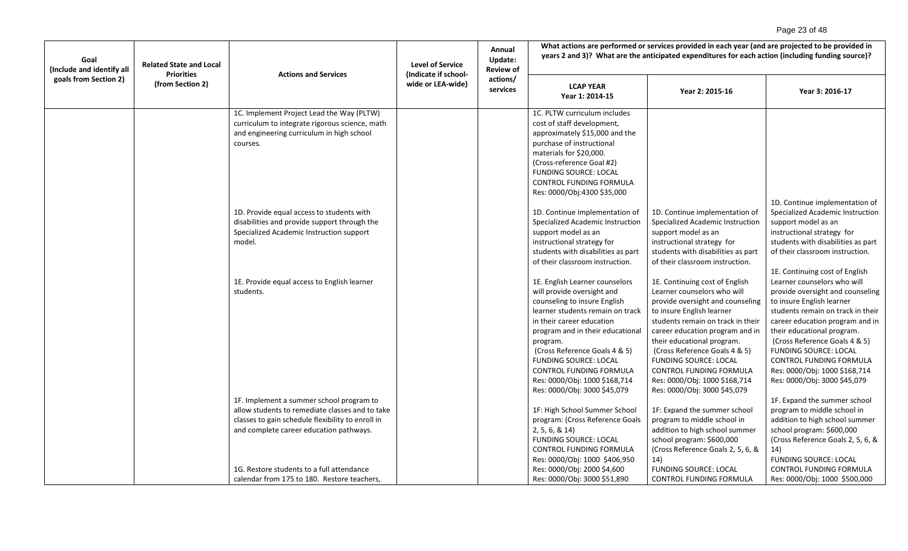| Goal (Include and identify all goals from Section 2) | Related State and Local Priorities (from Section 2) | Actions and Services | Level of Service (Indicate if school-wide or LEA-wide) | Annual Update: Review of actions/ services | What actions are performed or services provided in each year (and are projected to be provided in years 2 and 3)? What are the anticipated expenditures for each action (including funding source)? | | |
|---|---|---|---|---|---|---|---|
| | | | | | LCAP YEAR Year 1: 2014-15 | Year 2: 2015-16 | Year 3: 2016-17 |
| | | 1C. Implement Project Lead the Way (PLTW) curriculum to integrate rigorous science, math and engineering curriculum in high school courses. | | | 1C. PLTW curriculum includes cost of staff development, approximately $15,000 and the purchase of instructional materials for $20,000. (Cross-reference Goal #2) FUNDING SOURCE: LOCAL CONTROL FUNDING FORMULA Res: 0000/Obj:4300 $35,000 | | |
| | | 1D. Provide equal access to students with disabilities and provide support through the Specialized Academic Instruction support model. | | | 1D. Continue implementation of Specialized Academic Instruction support model as an instructional strategy for students with disabilities as part of their classroom instruction. | 1D. Continue implementation of Specialized Academic Instruction support model as an instructional strategy for students with disabilities as part of their classroom instruction. | 1D. Continue implementation of Specialized Academic Instruction support model as an instructional strategy for students with disabilities as part of their classroom instruction. |
| | | 1E. Provide equal access to English learner students. | | | 1E. English Learner counselors will provide oversight and counseling to insure English learner students remain on track in their career education program and in their educational program. (Cross Reference Goals 4 & 5) FUNDING SOURCE: LOCAL CONTROL FUNDING FORMULA Res: 0000/Obj: 1000 $168,714 Res: 0000/Obj: 3000 $45,079 | 1E. Continuing cost of English Learner counselors who will provide oversight and counseling to insure English learner students remain on track in their career education program and in their educational program. (Cross Reference Goals 4 & 5) FUNDING SOURCE: LOCAL CONTROL FUNDING FORMULA Res: 0000/Obj: 1000 $168,714 Res: 0000/Obj: 3000 $45,079 | 1E. Continuing cost of English Learner counselors who will provide oversight and counseling to insure English learner students remain on track in their career education program and in their educational program. (Cross Reference Goals 4 & 5) FUNDING SOURCE: LOCAL CONTROL FUNDING FORMULA Res: 0000/Obj: 1000 $168,714 Res: 0000/Obj: 3000 $45,079 |
| | | 1F. Implement a summer school program to allow students to remediate classes and to take classes to gain schedule flexibility to enroll in and complete career education pathways. | | | 1F: High School Summer School program: (Cross Reference Goals 2, 5, 6, & 14) FUNDING SOURCE: LOCAL CONTROL FUNDING FORMULA Res: 0000/Obj: 1000 $406,950 Res: 0000/Obj: 2000 $4,600 Res: 0000/Obj: 3000 $51,890 | 1F: Expand the summer school program to middle school in addition to high school summer school program: $600,000 (Cross Reference Goals 2, 5, 6, & 14) FUNDING SOURCE: LOCAL CONTROL FUNDING FORMULA | 1F. Expand the summer school program to middle school in addition to high school summer school program: $600,000 (Cross Reference Goals 2, 5, 6, & 14) FUNDING SOURCE: LOCAL CONTROL FUNDING FORMULA Res: 0000/Obj: 1000 $500,000 |
| | | 1G. Restore students to a full attendance calendar from 175 to 180. Restore teachers, | | | | | |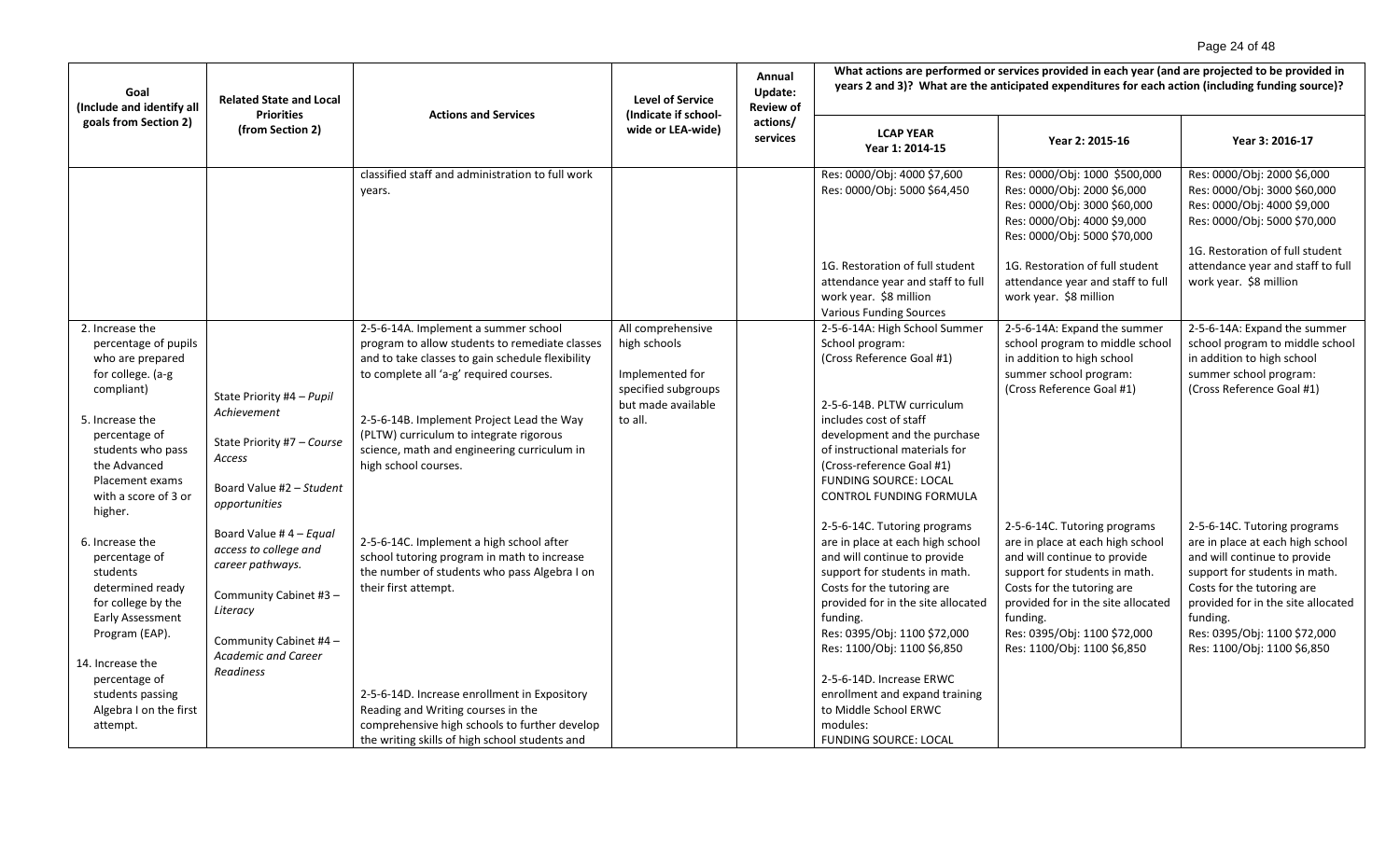| Goal (Include and identify all goals from Section 2) | Related State and Local Priorities (from Section 2) | Actions and Services | Level of Service (Indicate if school-wide or LEA-wide) | Annual Update: Review of actions/ services | What actions are performed or services provided in each year (and are projected to be provided in years 2 and 3)? What are the anticipated expenditures for each action (including funding source)? | | |
|---|---|---|---|---|---|---|---|
| | | | | | **LCAP YEAR Year 1: 2014-15** | **Year 2: 2015-16** | **Year 3: 2016-17** |
| | | classified staff and administration to full work years. | | | Res: 0000/Obj: 4000 $7,600<br>Res: 0000/Obj: 5000 $64,450<br><br>1G. Restoration of full student attendance year and staff to full work year. $8 million<br>Various Funding Sources | Res: 0000/Obj: 1000 $500,000<br>Res: 0000/Obj: 2000 $6,000<br>Res: 0000/Obj: 3000 $60,000<br>Res: 0000/Obj: 4000 $9,000<br>Res: 0000/Obj: 5000 $70,000<br><br>1G. Restoration of full student attendance year and staff to full work year. $8 million | Res: 0000/Obj: 2000 $6,000<br>Res: 0000/Obj: 3000 $60,000<br>Res: 0000/Obj: 4000 $9,000<br>Res: 0000/Obj: 5000 $70,000<br><br>1G. Restoration of full student attendance year and staff to full work year. $8 million |
| 2. Increase the percentage of pupils who are prepared for college. (a-g compliant)<br><br>5. Increase the percentage of students who pass the Advanced Placement exams with a score of 3 or higher.<br><br>6. Increase the percentage of students determined ready for college by the Early Assessment Program (EAP).<br><br>14. Increase the percentage of students passing Algebra I on the first attempt. | State Priority #4 – *Pupil Achievement*<br><br>State Priority #7 – *Course Access*<br><br>Board Value #2 – *Student opportunities*<br><br>Board Value # 4 – *Equal access to college and career pathways.*<br><br>Community Cabinet #3 – *Literacy*<br><br>Community Cabinet #4 – *Academic and Career Readiness* | 2-5-6-14A. Implement a summer school program to allow students to remediate classes and to take classes to gain schedule flexibility to complete all 'a-g' required courses.<br><br>2-5-6-14B. Implement Project Lead the Way (PLTW) curriculum to integrate rigorous science, math and engineering curriculum in high school courses.<br><br>2-5-6-14C. Implement a high school after school tutoring program in math to increase the number of students who pass Algebra I on their first attempt.<br><br>2-5-6-14D. Increase enrollment in Expository Reading and Writing courses in the comprehensive high schools to further develop the writing skills of high school students and | All comprehensive high schools<br><br>Implemented for specified subgroups but made available to all. | | 2-5-6-14A: High School Summer School program:<br>(Cross Reference Goal #1)<br><br>2-5-6-14B. PLTW curriculum includes cost of staff development and the purchase of instructional materials for (Cross-reference Goal #1)<br>FUNDING SOURCE: LOCAL CONTROL FUNDING FORMULA<br><br>2-5-6-14C. Tutoring programs are in place at each high school and will continue to provide support for students in math. Costs for the tutoring are provided for in the site allocated funding.<br>Res: 0395/Obj: 1100 $72,000<br>Res: 1100/Obj: 1100 $6,850<br><br>2-5-6-14D. Increase ERWC enrollment and expand training to Middle School ERWC modules:<br>FUNDING SOURCE: LOCAL | 2-5-6-14A: Expand the summer school program to middle school in addition to high school summer school program:<br>(Cross Reference Goal #1)<br><br>2-5-6-14C. Tutoring programs are in place at each high school and will continue to provide support for students in math. Costs for the tutoring are provided for in the site allocated funding.<br>Res: 0395/Obj: 1100 $72,000<br>Res: 1100/Obj: 1100 $6,850 | 2-5-6-14A: Expand the summer school program to middle school in addition to high school summer school program:<br>(Cross Reference Goal #1)<br><br>2-5-6-14C. Tutoring programs are in place at each high school and will continue to provide support for students in math. Costs for the tutoring are provided for in the site allocated funding.<br>Res: 0395/Obj: 1100 $72,000<br>Res: 1100/Obj: 1100 $6,850 |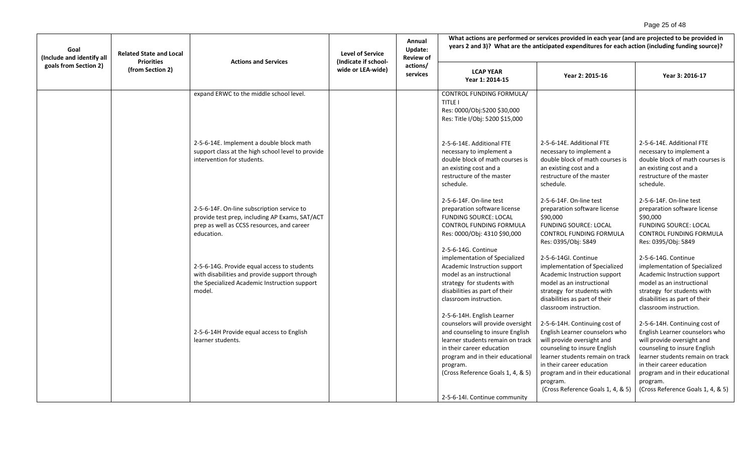| Goal (Include and identify all goals from Section 2) | Related State and Local Priorities (from Section 2) | Actions and Services | Level of Service (Indicate if school-wide or LEA-wide) | Annual Update: Review of actions/ services | What actions are performed or services provided in each year (and are projected to be provided in years 2 and 3)? What are the anticipated expenditures for each action (including funding source)? | | |
|---|---|---|---|---|---|---|---|
| | | | | | **LCAP YEAR Year 1: 2014-15** | **Year 2: 2015-16** | **Year 3: 2016-17** |
| | | expand ERWC to the middle school level. | | | CONTROL FUNDING FORMULA/ TITLE I<br>Res: 0000/Obj:5200 $30,000<br>Res: Title I/Obj: 5200 $15,000 | | |
| | | 2-5-6-14E. Implement a double block math support class at the high school level to provide intervention for students. | | | 2-5-6-14E. Additional FTE necessary to implement a double block of math courses is an existing cost and a restructure of the master schedule. | 2-5-6-14E. Additional FTE necessary to implement a double block of math courses is an existing cost and a restructure of the master schedule. | 2-5-6-14E. Additional FTE necessary to implement a double block of math courses is an existing cost and a restructure of the master schedule. |
| | | 2-5-6-14F. On-line subscription service to provide test prep, including AP Exams, SAT/ACT prep as well as CCSS resources, and career education. | | | 2-5-6-14F. On-line test preparation software license<br>FUNDING SOURCE: LOCAL CONTROL FUNDING FORMULA<br>Res: 0000/Obj: 4310 $90,000 | 2-5-6-14F. On-line test preparation software license $90,000<br>FUNDING SOURCE: LOCAL CONTROL FUNDING FORMULA<br>Res: 0395/Obj: 5849 | 2-5-6-14F. On-line test preparation software license $90,000<br>FUNDING SOURCE: LOCAL CONTROL FUNDING FORMULA<br>Res: 0395/Obj: 5849 |
| | | 2-5-6-14G. Provide equal access to students with disabilities and provide support through the Specialized Academic Instruction support model. | | | 2-5-6-14G. Continue implementation of Specialized Academic Instruction support model as an instructional strategy for students with disabilities as part of their classroom instruction. | 2-5-6-14GI. Continue implementation of Specialized Academic Instruction support model as an instructional strategy for students with disabilities as part of their classroom instruction. | 2-5-6-14G. Continue implementation of Specialized Academic Instruction support model as an instructional strategy for students with disabilities as part of their classroom instruction. |
| | | 2-5-6-14H Provide equal access to English learner students. | | | 2-5-6-14H. English Learner counselors will provide oversight and counseling to insure English learner students remain on track in their career education program and in their educational program.<br>(Cross Reference Goals 1, 4, & 5) | 2-5-6-14H. Continuing cost of English Learner counselors who will provide oversight and counseling to insure English learner students remain on track in their career education program and in their educational program.<br>(Cross Reference Goals 1, 4, & 5) | 2-5-6-14H. Continuing cost of English Learner counselors who will provide oversight and counseling to insure English learner students remain on track in their career education program and in their educational program.<br>(Cross Reference Goals 1, 4, & 5) |
| | | | | | 2-5-6-14I. Continue community | | |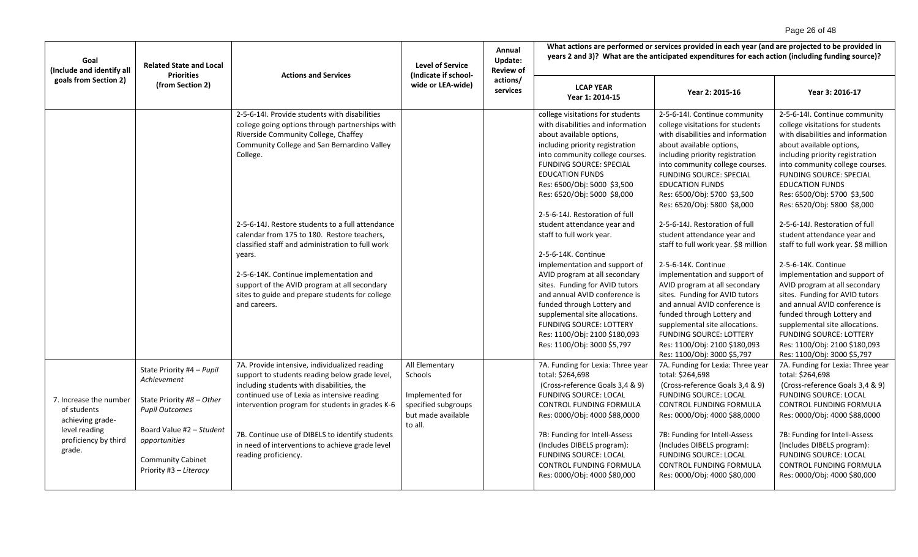| Goal (Include and identify all goals from Section 2) | Related State and Local Priorities (from Section 2) | Actions and Services | Level of Service (Indicate if school-wide or LEA-wide) | Annual Update: Review of actions/ services | What actions are performed or services provided in each year (and are projected to be provided in years 2 and 3)? What are the anticipated expenditures for each action (including funding source)? | | |
|---|---|---|---|---|---|---|---|
| | | | | | **LCAP YEAR Year 1: 2014-15** | **Year 2: 2015-16** | **Year 3: 2016-17** |
| | | 2-5-6-14I. Provide students with disabilities college going options through partnerships with Riverside Community College, Chaffey Community College and San Bernardino Valley College.<br><br>2-5-6-14J. Restore students to a full attendance calendar from 175 to 180. Restore teachers, classified staff and administration to full work years.<br><br>2-5-6-14K. Continue implementation and support of the AVID program at all secondary sites to guide and prepare students for college and careers. | | | college visitations for students with disabilities and information about available options, including priority registration into community college courses. FUNDING SOURCE: SPECIAL EDUCATION FUNDS Res: 6500/Obj: 5000 $3,500 Res: 6520/Obj: 5000 $8,000<br><br>2-5-6-14J. Restoration of full student attendance year and staff to full work year.<br><br>2-5-6-14K. Continue implementation and support of AVID program at all secondary sites. Funding for AVID tutors and annual AVID conference is funded through Lottery and supplemental site allocations. FUNDING SOURCE: LOTTERY Res: 1100/Obj: 2100 $180,093 Res: 1100/Obj: 3000 $5,797 | 2-5-6-14I. Continue community college visitations for students with disabilities and information about available options, including priority registration into community college courses. FUNDING SOURCE: SPECIAL EDUCATION FUNDS Res: 6500/Obj: 5700 $3,500 Res: 6520/Obj: 5800 $8,000<br><br>2-5-6-14J. Restoration of full student attendance year and staff to full work year. $8 million<br><br>2-5-6-14K. Continue implementation and support of AVID program at all secondary sites. Funding for AVID tutors and annual AVID conference is funded through Lottery and supplemental site allocations. FUNDING SOURCE: LOTTERY Res: 1100/Obj: 2100 $180,093 Res: 1100/Obj: 3000 $5,797 | 2-5-6-14I. Continue community college visitations for students with disabilities and information about available options, including priority registration into community college courses. FUNDING SOURCE: SPECIAL EDUCATION FUNDS Res: 6500/Obj: 5700 $3,500 Res: 6520/Obj: 5800 $8,000<br><br>2-5-6-14J. Restoration of full student attendance year and staff to full work year. $8 million<br><br>2-5-6-14K. Continue implementation and support of AVID program at all secondary sites. Funding for AVID tutors and annual AVID conference is funded through Lottery and supplemental site allocations. FUNDING SOURCE: LOTTERY Res: 1100/Obj: 2100 $180,093 Res: 1100/Obj: 3000 $5,797 |
| 7. Increase the number of students achieving grade-level reading proficiency by third grade. | State Priority #4 – *Pupil Achievement*<br><br>State Priority #8 – *Other Pupil Outcomes*<br><br>Board Value #2 – *Student opportunities*<br><br>Community Cabinet Priority #3 – *Literacy* | 7A. Provide intensive, individualized reading support to students reading below grade level, including students with disabilities, the continued use of Lexia as intensive reading intervention program for students in grades K-6<br><br>7B. Continue use of DIBELS to identify students in need of interventions to achieve grade level reading proficiency. | All Elementary Schools<br><br>Implemented for specified subgroups but made available to all. | | 7A. Funding for Lexia: Three year total: $264,698 (Cross-reference Goals 3,4 & 9) FUNDING SOURCE: LOCAL CONTROL FUNDING FORMULA Res: 0000/Obj: 4000 $88,0000<br><br>7B: Funding for Intell-Assess (Includes DIBELS program): FUNDING SOURCE: LOCAL CONTROL FUNDING FORMULA Res: 0000/Obj: 4000 $80,000 | 7A. Funding for Lexia: Three year total: $264,698 (Cross-reference Goals 3,4 & 9) FUNDING SOURCE: LOCAL CONTROL FUNDING FORMULA Res: 0000/Obj: 4000 $88,0000<br><br>7B: Funding for Intell-Assess (Includes DIBELS program): FUNDING SOURCE: LOCAL CONTROL FUNDING FORMULA Res: 0000/Obj: 4000 $80,000 | 7A. Funding for Lexia: Three year total: $264,698 (Cross-reference Goals 3,4 & 9) FUNDING SOURCE: LOCAL CONTROL FUNDING FORMULA Res: 0000/Obj: 4000 $88,0000<br><br>7B: Funding for Intell-Assess (Includes DIBELS program): FUNDING SOURCE: LOCAL CONTROL FUNDING FORMULA Res: 0000/Obj: 4000 $80,000 |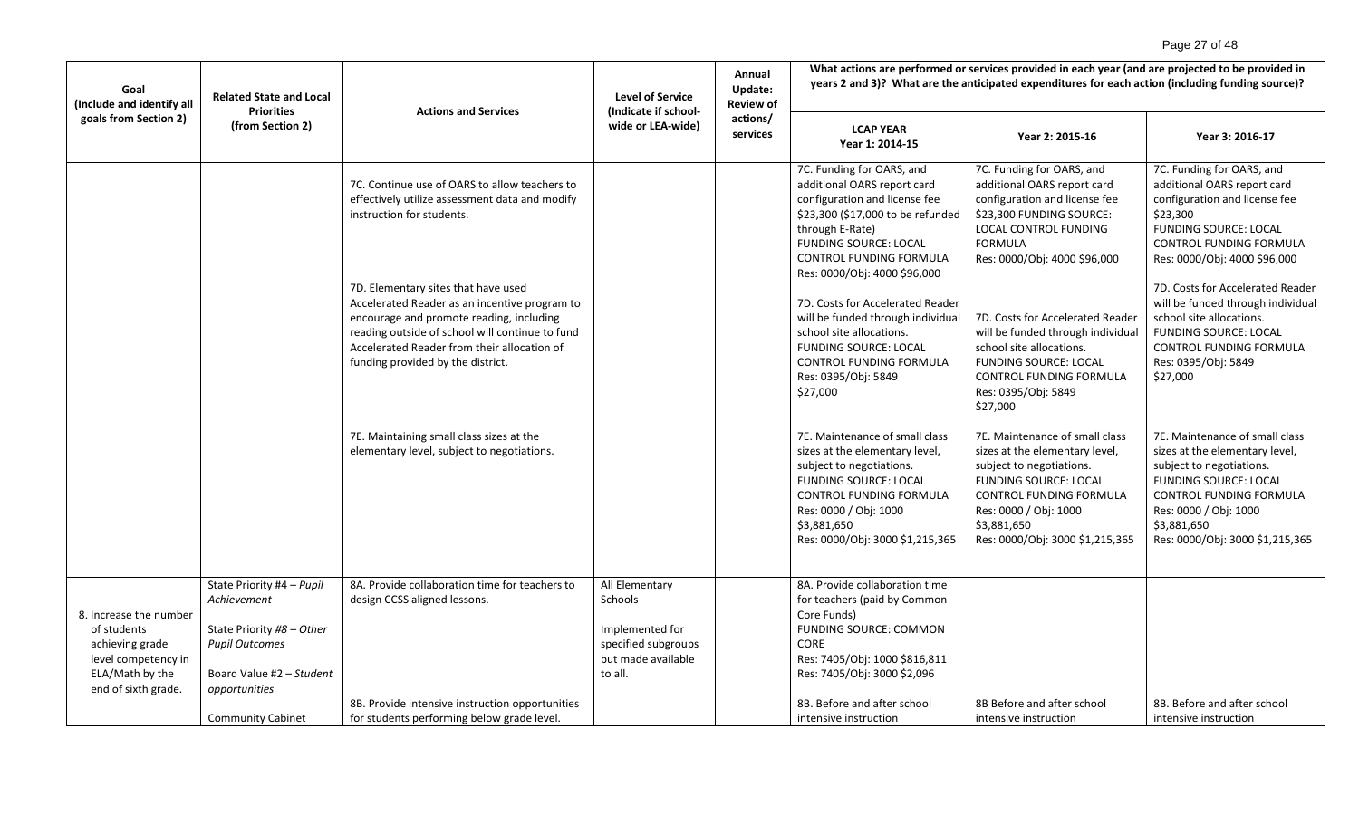| Goal (Include and identify all goals from Section 2) | Related State and Local Priorities (from Section 2) | Actions and Services | Level of Service (Indicate if school-wide or LEA-wide) | Annual Update: Review of actions/ services | What actions are performed or services provided in each year (and are projected to be provided in years 2 and 3)? What are the anticipated expenditures for each action (including funding source)? | | |
|---|---|---|---|---|---|---|---|
| | | | | | LCAP YEAR Year 1: 2014-15 | Year 2: 2015-16 | Year 3: 2016-17 |
| | | 7C. Continue use of OARS to allow teachers to effectively utilize assessment data and modify instruction for students. | | | 7C. Funding for OARS, and additional OARS report card configuration and license fee $23,300 ($17,000 to be refunded through E-Rate) FUNDING SOURCE: LOCAL CONTROL FUNDING FORMULA Res: 0000/Obj: 4000 $96,000 | 7C. Funding for OARS, and additional OARS report card configuration and license fee $23,300 FUNDING SOURCE: LOCAL CONTROL FUNDING FORMULA Res: 0000/Obj: 4000 $96,000 | 7C. Funding for OARS, and additional OARS report card configuration and license fee $23,300 FUNDING SOURCE: LOCAL CONTROL FUNDING FORMULA Res: 0000/Obj: 4000 $96,000 |
| | | 7D. Elementary sites that have used Accelerated Reader as an incentive program to encourage and promote reading, including reading outside of school will continue to fund Accelerated Reader from their allocation of funding provided by the district. | | | 7D. Costs for Accelerated Reader will be funded through individual school site allocations. FUNDING SOURCE: LOCAL CONTROL FUNDING FORMULA Res: 0395/Obj: 5849 $27,000 | 7D. Costs for Accelerated Reader will be funded through individual school site allocations. FUNDING SOURCE: LOCAL CONTROL FUNDING FORMULA Res: 0395/Obj: 5849 $27,000 | 7D. Costs for Accelerated Reader will be funded through individual school site allocations. FUNDING SOURCE: LOCAL CONTROL FUNDING FORMULA Res: 0395/Obj: 5849 $27,000 |
| | | 7E. Maintaining small class sizes at the elementary level, subject to negotiations. | | | 7E. Maintenance of small class sizes at the elementary level, subject to negotiations. FUNDING SOURCE: LOCAL CONTROL FUNDING FORMULA Res: 0000 / Obj: 1000 $3,881,650 Res: 0000/Obj: 3000 $1,215,365 | 7E. Maintenance of small class sizes at the elementary level, subject to negotiations. FUNDING SOURCE: LOCAL CONTROL FUNDING FORMULA Res: 0000 / Obj: 1000 $3,881,650 Res: 0000/Obj: 3000 $1,215,365 | 7E. Maintenance of small class sizes at the elementary level, subject to negotiations. FUNDING SOURCE: LOCAL CONTROL FUNDING FORMULA Res: 0000 / Obj: 1000 $3,881,650 Res: 0000/Obj: 3000 $1,215,365 |
| 8. Increase the number of students achieving grade level competency in ELA/Math by the end of sixth grade. | State Priority #4 – *Pupil Achievement* State Priority #8 – *Other Pupil Outcomes* Board Value #2 – *Student opportunities* Community Cabinet | 8A. Provide collaboration time for teachers to design CCSS aligned lessons. | All Elementary Schools Implemented for specified subgroups but made available to all. | | 8A. Provide collaboration time for teachers (paid by Common Core Funds) FUNDING SOURCE: COMMON CORE Res: 7405/Obj: 1000 $816,811 Res: 7405/Obj: 3000 $2,096 | | |
| | | 8B. Provide intensive instruction opportunities for students performing below grade level. | | | 8B. Before and after school intensive instruction | 8B Before and after school intensive instruction | 8B. Before and after school intensive instruction |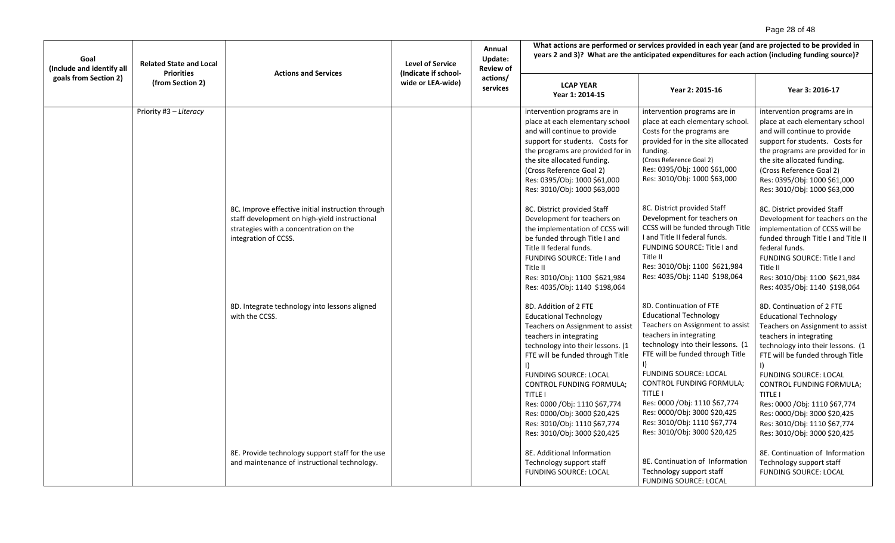| Goal (Include and identify all goals from Section 2) | Related State and Local Priorities (from Section 2) | Actions and Services | Level of Service (Indicate if school-wide or LEA-wide) | Annual Update: Review of actions/ services | What actions are performed or services provided in each year (and are projected to be provided in years 2 and 3)? What are the anticipated expenditures for each action (including funding source)? | | |
|---|---|---|---|---|---|---|---|
| | | | | | LCAP YEAR Year 1: 2014-15 | Year 2: 2015-16 | Year 3: 2016-17 |
| | Priority #3 – *Literacy* | | | | intervention programs are in place at each elementary school and will continue to provide support for students. Costs for the programs are provided for in the site allocated funding. (Cross Reference Goal 2) Res: 0395/Obj: 1000 $61,000 Res: 3010/Obj: 1000 $63,000 | intervention programs are in place at each elementary school. Costs for the programs are provided for in the site allocated funding. (Cross Reference Goal 2) Res: 0395/Obj: 1000 $61,000 Res: 3010/Obj: 1000 $63,000 | intervention programs are in place at each elementary school and will continue to provide support for students. Costs for the programs are provided for in the site allocated funding. (Cross Reference Goal 2) Res: 0395/Obj: 1000 $61,000 Res: 3010/Obj: 1000 $63,000 |
| | | 8C. Improve effective initial instruction through staff development on high-yield instructional strategies with a concentration on the integration of CCSS. | | | 8C. District provided Staff Development for teachers on the implementation of CCSS will be funded through Title I and Title II federal funds. FUNDING SOURCE: Title I and Title II Res: 3010/Obj: 1100 $621,984 Res: 4035/Obj: 1140 $198,064 | 8C. District provided Staff Development for teachers on CCSS will be funded through Title I and Title II federal funds. FUNDING SOURCE: Title I and Title II Res: 3010/Obj: 1100 $621,984 Res: 4035/Obj: 1140 $198,064 | 8C. District provided Staff Development for teachers on the implementation of CCSS will be funded through Title I and Title II federal funds. FUNDING SOURCE: Title I and Title II Res: 3010/Obj: 1100 $621,984 Res: 4035/Obj: 1140 $198,064 |
| | | 8D. Integrate technology into lessons aligned with the CCSS. | | | 8D. Addition of 2 FTE Educational Technology Teachers on Assignment to assist teachers in integrating technology into their lessons. (1 FTE will be funded through Title I) FUNDING SOURCE: LOCAL CONTROL FUNDING FORMULA; TITLE I Res: 0000 /Obj: 1110 $67,774 Res: 0000/Obj: 3000 $20,425 Res: 3010/Obj: 1110 $67,774 Res: 3010/Obj: 3000 $20,425 | 8D. Continuation of FTE Educational Technology Teachers on Assignment to assist teachers in integrating technology into their lessons. (1 FTE will be funded through Title I) FUNDING SOURCE: LOCAL CONTROL FUNDING FORMULA; TITLE I Res: 0000 /Obj: 1110 $67,774 Res: 0000/Obj: 3000 $20,425 Res: 3010/Obj: 1110 $67,774 Res: 3010/Obj: 3000 $20,425 | 8D. Continuation of 2 FTE Educational Technology Teachers on Assignment to assist teachers in integrating technology into their lessons. (1 FTE will be funded through Title I) FUNDING SOURCE: LOCAL CONTROL FUNDING FORMULA; TITLE I Res: 0000 /Obj: 1110 $67,774 Res: 0000/Obj: 3000 $20,425 Res: 3010/Obj: 1110 $67,774 Res: 3010/Obj: 3000 $20,425 |
| | | 8E. Provide technology support staff for the use and maintenance of instructional technology. | | | 8E. Additional Information Technology support staff FUNDING SOURCE: LOCAL | 8E. Continuation of Information Technology support staff FUNDING SOURCE: LOCAL | 8E. Continuation of Information Technology support staff FUNDING SOURCE: LOCAL |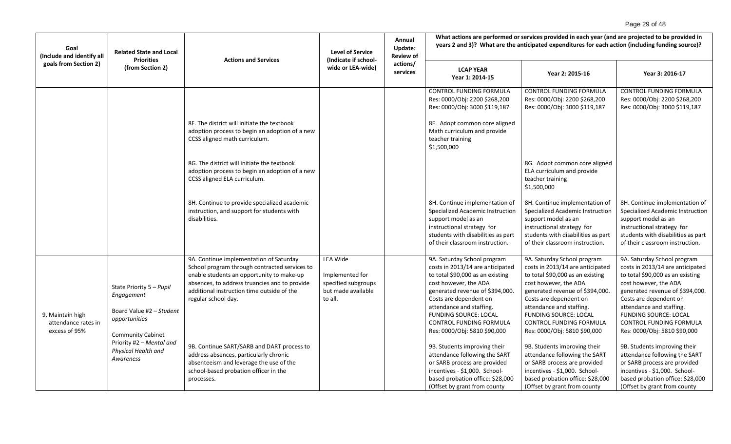| Goal (Include and identify all goals from Section 2) | Related State and Local Priorities (from Section 2) | Actions and Services | Level of Service (Indicate if school-wide or LEA-wide) | Annual Update: Review of actions/ services | What actions are performed or services provided in each year (and are projected to be provided in years 2 and 3)? What are the anticipated expenditures for each action (including funding source)? | | |
|---|---|---|---|---|---|---|---|
| | | | | | LCAP YEAR Year 1: 2014-15 | Year 2: 2015-16 | Year 3: 2016-17 |
| | | | | | CONTROL FUNDING FORMULA Res: 0000/Obj: 2200 $268,200 Res: 0000/Obj: 3000 $119,187 | CONTROL FUNDING FORMULA Res: 0000/Obj: 2200 $268,200 Res: 0000/Obj: 3000 $119,187 | CONTROL FUNDING FORMULA Res: 0000/Obj: 2200 $268,200 Res: 0000/Obj: 3000 $119,187 |
| | | 8F. The district will initiate the textbook adoption process to begin an adoption of a new CCSS aligned math curriculum. | | | 8F. Adopt common core aligned Math curriculum and provide teacher training $1,500,000 | | |
| | | 8G. The district will initiate the textbook adoption process to begin an adoption of a new CCSS aligned ELA curriculum. | | | | 8G. Adopt common core aligned ELA curriculum and provide teacher training $1,500,000 | |
| | | 8H. Continue to provide specialized academic instruction, and support for students with disabilities. | | | 8H. Continue implementation of Specialized Academic Instruction support model as an instructional strategy for students with disabilities as part of their classroom instruction. | 8H. Continue implementation of Specialized Academic Instruction support model as an instructional strategy for students with disabilities as part of their classroom instruction. | 8H. Continue implementation of Specialized Academic Instruction support model as an instructional strategy for students with disabilities as part of their classroom instruction. |
| 9. Maintain high attendance rates in excess of 95% | State Priority 5 – *Pupil Engagement*<br><br>Board Value #2 – *Student opportunities*<br><br>Community Cabinet Priority #2 – *Mental and Physical Health and Awareness* | 9A. Continue implementation of Saturday School program through contracted services to enable students an opportunity to make-up absences, to address truancies and to provide additional instruction time outside of the regular school day.<br><br>9B. Continue SART/SARB and DART process to address absences, particularly chronic absenteeism and leverage the use of the school-based probation officer in the processes. | LEA Wide<br><br>Implemented for specified subgroups but made available to all. | | 9A. Saturday School program costs in 2013/14 are anticipated to total $90,000 as an existing cost however, the ADA generated revenue of $394,000. Costs are dependent on attendance and staffing. FUNDING SOURCE: LOCAL CONTROL FUNDING FORMULA Res: 0000/Obj: 5810 $90,000<br><br>9B. Students improving their attendance following the SART or SARB process are provided incentives - $1,000. School-based probation office: $28,000 (Offset by grant from county | 9A. Saturday School program costs in 2013/14 are anticipated to total $90,000 as an existing cost however, the ADA generated revenue of $394,000. Costs are dependent on attendance and staffing. FUNDING SOURCE: LOCAL CONTROL FUNDING FORMULA Res: 0000/Obj: 5810 $90,000<br><br>9B. Students improving their attendance following the SART or SARB process are provided incentives - $1,000. School-based probation office: $28,000 (Offset by grant from county | 9A. Saturday School program costs in 2013/14 are anticipated to total $90,000 as an existing cost however, the ADA generated revenue of $394,000. Costs are dependent on attendance and staffing. FUNDING SOURCE: LOCAL CONTROL FUNDING FORMULA Res: 0000/Obj: 5810 $90,000<br><br>9B. Students improving their attendance following the SART or SARB process are provided incentives - $1,000. School-based probation office: $28,000 (Offset by grant from county |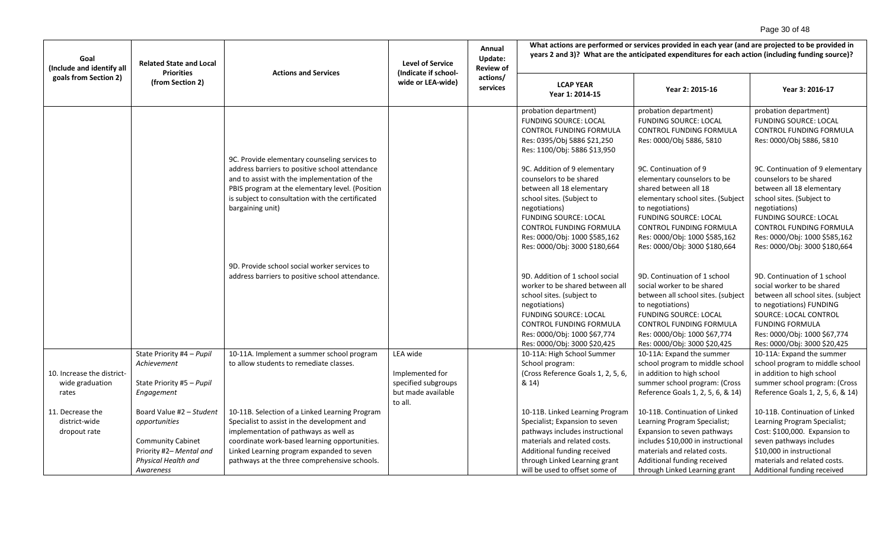| Goal (Include and identify all goals from Section 2) | Related State and Local Priorities (from Section 2) | Actions and Services | Level of Service (Indicate if school-wide or LEA-wide) | Annual Update: Review of actions/ services | What actions are performed or services provided in each year (and are projected to be provided in years 2 and 3)? What are the anticipated expenditures for each action (including funding source)? | | |
|---|---|---|---|---|---|---|---|
| | | | | | **LCAP YEAR Year 1: 2014-15** | **Year 2: 2015-16** | **Year 3: 2016-17** |
| | | | | | probation department) FUNDING SOURCE: LOCAL CONTROL FUNDING FORMULA Res: 0395/Obj 5886 $21,250 Res: 1100/Obj: 5886 $13,950 | probation department) FUNDING SOURCE: LOCAL CONTROL FUNDING FORMULA Res: 0000/Obj 5886, 5810 | probation department) FUNDING SOURCE: LOCAL CONTROL FUNDING FORMULA Res: 0000/Obj 5886, 5810 |
| | | 9C. Provide elementary counseling services to address barriers to positive school attendance and to assist with the implementation of the PBIS program at the elementary level. (Position is subject to consultation with the certificated bargaining unit) | | | 9C. Addition of 9 elementary counselors to be shared between all 18 elementary school sites. (Subject to negotiations) FUNDING SOURCE: LOCAL CONTROL FUNDING FORMULA Res: 0000/Obj: 1000 $585,162 Res: 0000/Obj: 3000 $180,664 | 9C. Continuation of 9 elementary counselors to be shared between all 18 elementary school sites. (Subject to negotiations) FUNDING SOURCE: LOCAL CONTROL FUNDING FORMULA Res: 0000/Obj: 1000 $585,162 Res: 0000/Obj: 3000 $180,664 | 9C. Continuation of 9 elementary counselors to be shared between all 18 elementary school sites. (Subject to negotiations) FUNDING SOURCE: LOCAL CONTROL FUNDING FORMULA Res: 0000/Obj: 1000 $585,162 Res: 0000/Obj: 3000 $180,664 |
| | | 9D. Provide school social worker services to address barriers to positive school attendance. | | | 9D. Addition of 1 school social worker to be shared between all school sites. (subject to negotiations) FUNDING SOURCE: LOCAL CONTROL FUNDING FORMULA Res: 0000/Obj: 1000 $67,774 Res: 0000/Obj: 3000 $20,425 | 9D. Continuation of 1 school social worker to be shared between all school sites. (subject to negotiations) FUNDING SOURCE: LOCAL CONTROL FUNDING FORMULA Res: 0000/Obj: 1000 $67,774 Res: 0000/Obj: 3000 $20,425 | 9D. Continuation of 1 school social worker to be shared between all school sites. (subject to negotiations) FUNDING SOURCE: LOCAL CONTROL FUNDING FORMULA Res: 0000/Obj: 1000 $67,774 Res: 0000/Obj: 3000 $20,425 |
| 10. Increase the district-wide graduation rates<br><br>11. Decrease the district-wide dropout rate | State Priority #4 – *Pupil Achievement*<br><br>State Priority #5 – *Pupil Engagement*<br><br>Board Value #2 – *Student opportunities*<br><br>Community Cabinet Priority #2– *Mental and Physical Health and Awareness* | 10-11A. Implement a summer school program to allow students to remediate classes.<br><br>10-11B. Selection of a Linked Learning Program Specialist to assist in the development and implementation of pathways as well as coordinate work-based learning opportunities. Linked Learning program expanded to seven pathways at the three comprehensive schools. | LEA wide<br><br>Implemented for specified subgroups but made available to all. | | 10-11A: High School Summer School program: (Cross Reference Goals 1, 2, 5, 6, & 14)<br><br>10-11B. Linked Learning Program Specialist; Expansion to seven pathways includes instructional materials and related costs. Additional funding received through Linked Learning grant will be used to offset some of | 10-11A: Expand the summer school program to middle school in addition to high school summer school program: (Cross Reference Goals 1, 2, 5, 6, & 14)<br><br>10-11B. Continuation of Linked Learning Program Specialist; Expansion to seven pathways includes $10,000 in instructional materials and related costs. Additional funding received through Linked Learning grant | 10-11A: Expand the summer school program to middle school in addition to high school summer school program: (Cross Reference Goals 1, 2, 5, 6, & 14)<br><br>10-11B. Continuation of Linked Learning Program Specialist; Cost: $100,000. Expansion to seven pathways includes $10,000 in instructional materials and related costs. Additional funding received |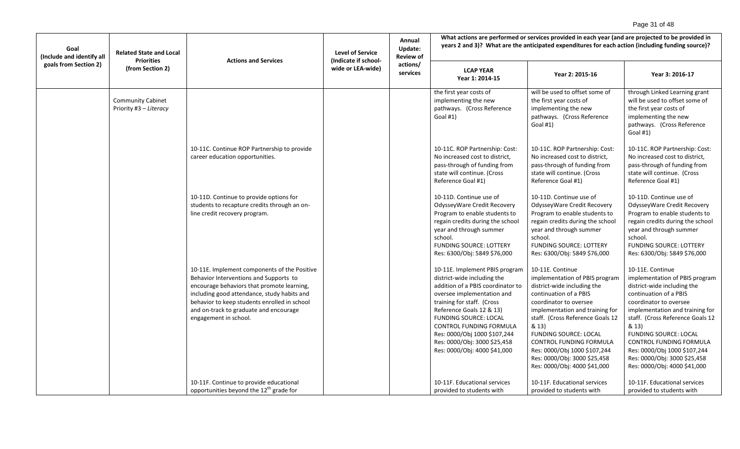| Goal (Include and identify all goals from Section 2) | Related State and Local Priorities (from Section 2) | Actions and Services | Level of Service (Indicate if school-wide or LEA-wide) | Annual Update: Review of actions/ services | What actions are performed or services provided in each year (and are projected to be provided in years 2 and 3)? What are the anticipated expenditures for each action (including funding source)? | | |
|---|---|---|---|---|---|---|---|
| | | | | | LCAP YEAR Year 1: 2014-15 | Year 2: 2015-16 | Year 3: 2016-17 |
| | Community Cabinet Priority #3 – *Literacy* | | | | the first year costs of implementing the new pathways. (Cross Reference Goal #1) | will be used to offset some of the first year costs of implementing the new pathways. (Cross Reference Goal #1) | through Linked Learning grant will be used to offset some of the first year costs of implementing the new pathways. (Cross Reference Goal #1) |
| | | 10-11C. Continue ROP Partnership to provide career education opportunities. | | | 10-11C. ROP Partnership: Cost: No increased cost to district, pass-through of funding from state will continue. (Cross Reference Goal #1) | 10-11C. ROP Partnership: Cost: No increased cost to district, pass-through of funding from state will continue. (Cross Reference Goal #1) | 10-11C. ROP Partnership: Cost: No increased cost to district, pass-through of funding from state will continue. (Cross Reference Goal #1) |
| | | 10-11D. Continue to provide options for students to recapture credits through an on-line credit recovery program. | | | 10-11D. Continue use of OdysseyWare Credit Recovery Program to enable students to regain credits during the school year and through summer school. FUNDING SOURCE: LOTTERY Res: 6300/Obj: 5849 $76,000 | 10-11D. Continue use of OdysseyWare Credit Recovery Program to enable students to regain credits during the school year and through summer school. FUNDING SOURCE: LOTTERY Res: 6300/Obj: 5849 $76,000 | 10-11D. Continue use of OdysseyWare Credit Recovery Program to enable students to regain credits during the school year and through summer school. FUNDING SOURCE: LOTTERY Res: 6300/Obj: 5849 $76,000 |
| | | 10-11E. Implement components of the Positive Behavior Interventions and Supports to encourage behaviors that promote learning, including good attendance, study habits and behavior to keep students enrolled in school and on-track to graduate and encourage engagement in school. | | | 10-11E. Implement PBIS program district-wide including the addition of a PBIS coordinator to oversee implementation and training for staff. (Cross Reference Goals 12 & 13) FUNDING SOURCE: LOCAL CONTROL FUNDING FORMULA Res: 0000/Obj 1000 $107,244 Res: 0000/Obj: 3000 $25,458 Res: 0000/Obj: 4000 $41,000 | 10-11E. Continue implementation of PBIS program district-wide including the continuation of a PBIS coordinator to oversee implementation and training for staff. (Cross Reference Goals 12 & 13) FUNDING SOURCE: LOCAL CONTROL FUNDING FORMULA Res: 0000/Obj 1000 $107,244 Res: 0000/Obj: 3000 $25,458 Res: 0000/Obj: 4000 $41,000 | 10-11E. Continue implementation of PBIS program district-wide including the continuation of a PBIS coordinator to oversee implementation and training for staff. (Cross Reference Goals 12 & 13) FUNDING SOURCE: LOCAL CONTROL FUNDING FORMULA Res: 0000/Obj 1000 $107,244 Res: 0000/Obj: 3000 $25,458 Res: 0000/Obj: 4000 $41,000 |
| | | 10-11F. Continue to provide educational opportunities beyond the 12th grade for | | | 10-11F. Educational services provided to students with | 10-11F. Educational services provided to students with | 10-11F. Educational services provided to students with |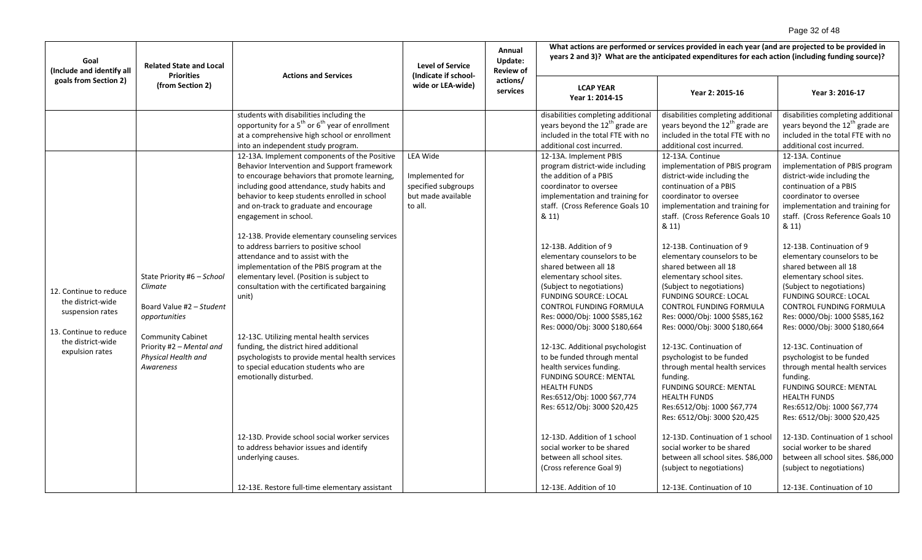| Goal (Include and identify all goals from Section 2) | Related State and Local Priorities (from Section 2) | Actions and Services | Level of Service (Indicate if school-wide or LEA-wide) | Annual Update: Review of actions/ services | What actions are performed or services provided in each year (and are projected to be provided in years 2 and 3)? What are the anticipated expenditures for each action (including funding source)? | | |
|---|---|---|---|---|---|---|---|
| | | | | | LCAP YEAR Year 1: 2014-15 | Year 2: 2015-16 | Year 3: 2016-17 |
| | | students with disabilities including the opportunity for a $5^{th}$ or $6^{th}$ year of enrollment at a comprehensive high school or enrollment into an independent study program. | | | disabilities completing additional years beyond the $12^{th}$ grade are included in the total FTE with no additional cost incurred. | disabilities completing additional years beyond the $12^{th}$ grade are included in the total FTE with no additional cost incurred. | disabilities completing additional years beyond the $12^{th}$ grade are included in the total FTE with no additional cost incurred. |
| 12. Continue to reduce the district-wide suspension rates<br><br>13. Continue to reduce the district-wide expulsion rates | State Priority #6 – *School Climate*<br><br>Board Value #2 – *Student opportunities*<br><br>Community Cabinet Priority #2 – *Mental and Physical Health and Awareness* | 12-13A. Implement components of the Positive Behavior Intervention and Support framework to encourage behaviors that promote learning, including good attendance, study habits and behavior to keep students enrolled in school and on-track to graduate and encourage engagement in school.<br><br>12-13B. Provide elementary counseling services to address barriers to positive school attendance and to assist with the implementation of the PBIS program at the elementary level. (Position is subject to consultation with the certificated bargaining unit)<br><br>12-13C. Utilizing mental health services funding, the district hired additional psychologists to provide mental health services to special education students who are emotionally disturbed.<br><br>12-13D. Provide school social worker services to address behavior issues and identify underlying causes.<br><br>12-13E. Restore full-time elementary assistant | LEA Wide<br><br>Implemented for specified subgroups but made available to all. | | 12-13A. Implement PBIS program district-wide including the addition of a PBIS coordinator to oversee implementation and training for staff. (Cross Reference Goals 10 & 11)<br><br>12-13B. Addition of 9 elementary counselors to be shared between all 18 elementary school sites. (Subject to negotiations)<br>FUNDING SOURCE: LOCAL CONTROL FUNDING FORMULA<br>Res: 0000/Obj: 1000 $585,162<br>Res: 0000/Obj: 3000 $180,664<br><br>12-13C. Additional psychologist to be funded through mental health services funding.<br>FUNDING SOURCE: MENTAL HEALTH FUNDS<br>Res:6512/Obj: 1000 $67,774<br>Res: 6512/Obj: 3000 $20,425<br><br>12-13D. Addition of 1 school social worker to be shared between all school sites. (Cross reference Goal 9)<br><br>12-13E. Addition of 10 | 12-13A. Continue implementation of PBIS program district-wide including the continuation of a PBIS coordinator to oversee implementation and training for staff. (Cross Reference Goals 10 & 11)<br><br>12-13B. Continuation of 9 elementary counselors to be shared between all 18 elementary school sites. (Subject to negotiations)<br>FUNDING SOURCE: LOCAL CONTROL FUNDING FORMULA<br>Res: 0000/Obj: 1000 $585,162<br>Res: 0000/Obj: 3000 $180,664<br><br>12-13C. Continuation of psychologist to be funded through mental health services funding.<br>FUNDING SOURCE: MENTAL HEALTH FUNDS<br>Res:6512/Obj: 1000 $67,774<br>Res: 6512/Obj: 3000 $20,425<br><br>12-13D. Continuation of 1 school social worker to be shared between all school sites. $86,000 (subject to negotiations)<br><br>12-13E. Continuation of 10 | 12-13A. Continue implementation of PBIS program district-wide including the continuation of a PBIS coordinator to oversee implementation and training for staff. (Cross Reference Goals 10 & 11)<br><br>12-13B. Continuation of 9 elementary counselors to be shared between all 18 elementary school sites. (Subject to negotiations)<br>FUNDING SOURCE: LOCAL CONTROL FUNDING FORMULA<br>Res: 0000/Obj: 1000 $585,162<br>Res: 0000/Obj: 3000 $180,664<br><br>12-13C. Continuation of psychologist to be funded through mental health services funding.<br>FUNDING SOURCE: MENTAL HEALTH FUNDS<br>Res:6512/Obj: 1000 $67,774<br>Res: 6512/Obj: 3000 $20,425<br><br>12-13D. Continuation of 1 school social worker to be shared between all school sites. $86,000 (subject to negotiations)<br><br>12-13E. Continuation of 10 |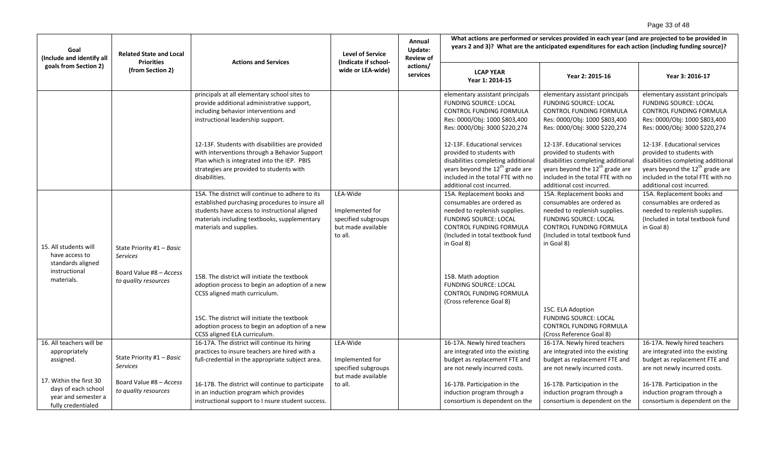| Goal (Include and identify all goals from Section 2) | Related State and Local Priorities (from Section 2) | Actions and Services | Level of Service (Indicate if school-wide or LEA-wide) | Annual Update: Review of actions/ services | What actions are performed or services provided in each year (and are projected to be provided in years 2 and 3)? What are the anticipated expenditures for each action (including funding source)? | | |
|---|---|---|---|---|---|---|---|
| | | | | | LCAP YEAR Year 1: 2014-15 | Year 2: 2015-16 | Year 3: 2016-17 |
| | | principals at all elementary school sites to provide additional administrative support, including behavior interventions and instructional leadership support.<br><br>12-13F. Students with disabilities are provided with interventions through a Behavior Support Plan which is integrated into the IEP. PBIS strategies are provided to students with disabilities. | | | elementary assistant principals FUNDING SOURCE: LOCAL CONTROL FUNDING FORMULA Res: 0000/Obj: 1000 $803,400 Res: 0000/Obj: 3000 $220,274<br><br>12-13F. Educational services provided to students with disabilities completing additional years beyond the 12[th] grade are included in the total FTE with no additional cost incurred. | elementary assistant principals FUNDING SOURCE: LOCAL CONTROL FUNDING FORMULA Res: 0000/Obj: 1000 $803,400 Res: 0000/Obj: 3000 $220,274<br><br>12-13F. Educational services provided to students with disabilities completing additional years beyond the 12[th] grade are included in the total FTE with no additional cost incurred. | elementary assistant principals FUNDING SOURCE: LOCAL CONTROL FUNDING FORMULA Res: 0000/Obj: 1000 $803,400 Res: 0000/Obj: 3000 $220,274<br><br>12-13F. Educational services provided to students with disabilities completing additional years beyond the 12[th] grade are included in the total FTE with no additional cost incurred. |
| 15. All students will have access to standards aligned instructional materials. | State Priority #1 – *Basic Services*<br><br>Board Value #8 – *Access to quality resources* | 15A. The district will continue to adhere to its established purchasing procedures to insure all students have access to instructional aligned materials including textbooks, supplementary materials and supplies.<br><br>15B. The district will initiate the textbook adoption process to begin an adoption of a new CCSS aligned math curriculum.<br><br>15C. The district will initiate the textbook adoption process to begin an adoption of a new CCSS aligned ELA curriculum. | LEA-Wide<br><br>Implemented for specified subgroups but made available to all. | | 15A. Replacement books and consumables are ordered as needed to replenish supplies. FUNDING SOURCE: LOCAL CONTROL FUNDING FORMULA (Included in total textbook fund in Goal 8)<br><br>15B. Math adoption FUNDING SOURCE: LOCAL CONTROL FUNDING FORMULA (Cross reference Goal 8) | 15A. Replacement books and consumables are ordered as needed to replenish supplies. FUNDING SOURCE: LOCAL CONTROL FUNDING FORMULA (Included in total textbook fund in Goal 8)<br><br>15C. ELA Adoption FUNDING SOURCE: LOCAL CONTROL FUNDING FORMULA (Cross Reference Goal 8) | 15A. Replacement books and consumables are ordered as needed to replenish supplies. (Included in total textbook fund in Goal 8) |
| 16. All teachers will be appropriately assigned.<br><br>17. Within the first 30 days of each school year and semester a fully credentialed | State Priority #1 – *Basic Services*<br><br>Board Value #8 – *Access to quality resources* | 16-17A. The district will continue its hiring practices to insure teachers are hired with a full-credential in the appropriate subject area.<br><br>16-17B. The district will continue to participate in an induction program which provides instructional support to I nsure student success. | LEA-Wide<br><br>Implemented for specified subgroups but made available to all. | | 16-17A. Newly hired teachers are integrated into the existing budget as replacement FTE and are not newly incurred costs.<br><br>16-17B. Participation in the induction program through a consortium is dependent on the | 16-17A. Newly hired teachers are integrated into the existing budget as replacement FTE and are not newly incurred costs.<br><br>16-17B. Participation in the induction program through a consortium is dependent on the | 16-17A. Newly hired teachers are integrated into the existing budget as replacement FTE and are not newly incurred costs.<br><br>16-17B. Participation in the induction program through a consortium is dependent on the |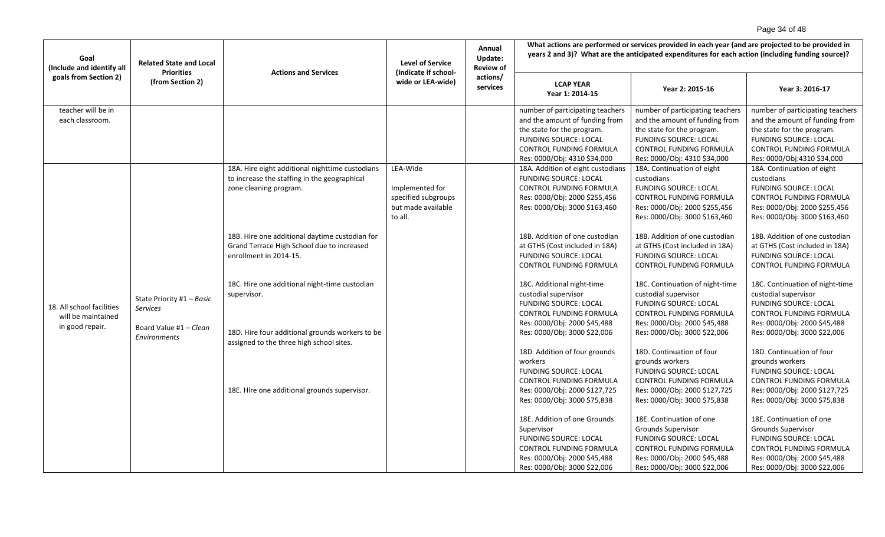| Goal (Include and identify all goals from Section 2) | Related State and Local Priorities (from Section 2) | Actions and Services | Level of Service (Indicate if school-wide or LEA-wide) | Annual Update: Review of actions/ services | What actions are performed or services provided in each year (and are projected to be provided in years 2 and 3)? What are the anticipated expenditures for each action (including funding source)? | | |
|---|---|---|---|---|---|---|---|
| | | | | | **LCAP YEAR Year 1: 2014-15** | **Year 2: 2015-16** | **Year 3: 2016-17** |
| teacher will be in each classroom. | | | | | number of participating teachers and the amount of funding from the state for the program.<br>FUNDING SOURCE: LOCAL CONTROL FUNDING FORMULA<br>Res: 0000/Obj: 4310 $34,000 | number of participating teachers and the amount of funding from the state for the program.<br>FUNDING SOURCE: LOCAL CONTROL FUNDING FORMULA<br>Res: 0000/Obj: 4310 $34,000 | number of participating teachers and the amount of funding from the state for the program.<br>FUNDING SOURCE: LOCAL CONTROL FUNDING FORMULA<br>Res: 0000/Obj:4310 $34,000 |
| 18. All school facilities will be maintained in good repair. | State Priority #1 – *Basic Services*<br><br>Board Value #1 – *Clean Environments* | 18A. Hire eight additional nighttime custodians to increase the staffing in the geographical zone cleaning program.<br><br>18B. Hire one additional daytime custodian for Grand Terrace High School due to increased enrollment in 2014-15.<br><br>18C. Hire one additional night-time custodian supervisor.<br><br>18D. Hire four additional grounds workers to be assigned to the three high school sites.<br><br>18E. Hire one additional grounds supervisor. | LEA-Wide<br><br>Implemented for specified subgroups but made available to all. | | 18A. Addition of eight custodians<br>FUNDING SOURCE: LOCAL CONTROL FUNDING FORMULA<br>Res: 0000/Obj: 2000 $255,456<br>Res: 0000/Obj: 3000 $163,460<br><br>18B. Addition of one custodian at GTHS (Cost included in 18A)<br>FUNDING SOURCE: LOCAL CONTROL FUNDING FORMULA<br><br>18C. Additional night-time custodial supervisor<br>FUNDING SOURCE: LOCAL CONTROL FUNDING FORMULA<br>Res: 0000/Obj: 2000 $45,488<br>Res: 0000/Obj: 3000 $22,006<br><br>18D. Addition of four grounds workers<br>FUNDING SOURCE: LOCAL CONTROL FUNDING FORMULA<br>Res: 0000/Obj: 2000 $127,725<br>Res: 0000/Obj: 3000 $75,838<br><br>18E. Addition of one Grounds Supervisor<br>FUNDING SOURCE: LOCAL CONTROL FUNDING FORMULA<br>Res: 0000/Obj: 2000 $45,488<br>Res: 0000/Obj: 3000 $22,006 | 18A. Continuation of eight custodians<br>FUNDING SOURCE: LOCAL CONTROL FUNDING FORMULA<br>Res: 0000/Obj: 2000 $255,456<br>Res: 0000/Obj: 3000 $163,460<br><br>18B. Addition of one custodian at GTHS (Cost included in 18A)<br>FUNDING SOURCE: LOCAL CONTROL FUNDING FORMULA<br><br>18C. Continuation of night-time custodial supervisor<br>FUNDING SOURCE: LOCAL CONTROL FUNDING FORMULA<br>Res: 0000/Obj: 2000 $45,488<br>Res: 0000/Obj: 3000 $22,006<br><br>18D. Continuation of four grounds workers<br>FUNDING SOURCE: LOCAL CONTROL FUNDING FORMULA<br>Res: 0000/Obj: 2000 $127,725<br>Res: 0000/Obj: 3000 $75,838<br><br>18E. Continuation of one Grounds Supervisor<br>FUNDING SOURCE: LOCAL CONTROL FUNDING FORMULA<br>Res: 0000/Obj: 2000 $45,488<br>Res: 0000/Obj: 3000 $22,006 | 18A. Continuation of eight custodians<br>FUNDING SOURCE: LOCAL CONTROL FUNDING FORMULA<br>Res: 0000/Obj: 2000 $255,456<br>Res: 0000/Obj: 3000 $163,460<br><br>18B. Addition of one custodian at GTHS (Cost included in 18A)<br>FUNDING SOURCE: LOCAL CONTROL FUNDING FORMULA<br><br>18C. Continuation of night-time custodial supervisor<br>FUNDING SOURCE: LOCAL CONTROL FUNDING FORMULA<br>Res: 0000/Obj: 2000 $45,488<br>Res: 0000/Obj: 3000 $22,006<br><br>18D. Continuation of four grounds workers<br>FUNDING SOURCE: LOCAL CONTROL FUNDING FORMULA<br>Res: 0000/Obj: 2000 $127,725<br>Res: 0000/Obj: 3000 $75,838<br><br>18E. Continuation of one Grounds Supervisor<br>FUNDING SOURCE: LOCAL CONTROL FUNDING FORMULA<br>Res: 0000/Obj: 2000 $45,488<br>Res: 0000/Obj: 3000 $22,006 |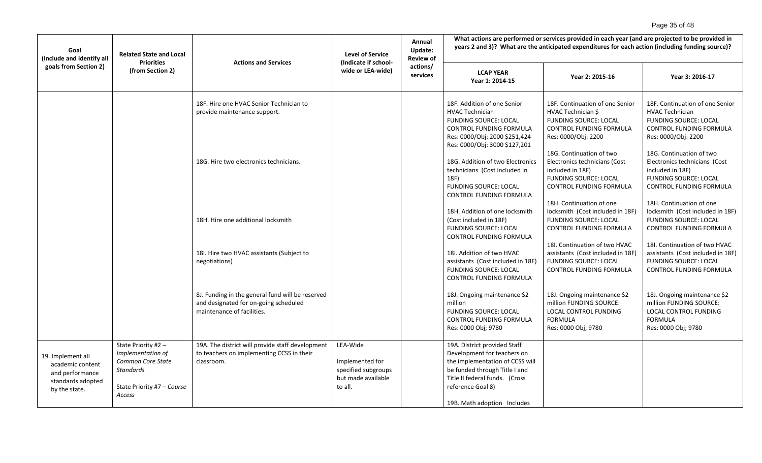| Goal (Include and identify all goals from Section 2) | Related State and Local Priorities (from Section 2) | Actions and Services | Level of Service (Indicate if school-wide or LEA-wide) | Annual Update: Review of actions/ services | What actions are performed or services provided in each year (and are projected to be provided in years 2 and 3)? What are the anticipated expenditures for each action (including funding source)? | | |
|---|---|---|---|---|---|---|---|
| | | | | | LCAP YEAR Year 1: 2014-15 | Year 2: 2015-16 | Year 3: 2016-17 |
| | | 18F. Hire one HVAC Senior Technician to provide maintenance support. | | | 18F. Addition of one Senior HVAC Technician FUNDING SOURCE: LOCAL CONTROL FUNDING FORMULA Res: 0000/Obj: 2000 $251,424 Res: 0000/Obj: 3000 $127,201 | 18F. Continuation of one Senior HVAC Technician $ FUNDING SOURCE: LOCAL CONTROL FUNDING FORMULA Res: 0000/Obj: 2200 | 18F. Continuation of one Senior HVAC Technician FUNDING SOURCE: LOCAL CONTROL FUNDING FORMULA Res: 0000/Obj: 2200 |
| | | 18G. Hire two electronics technicians. | | | 18G. Addition of two Electronics technicians (Cost included in 18F) FUNDING SOURCE: LOCAL CONTROL FUNDING FORMULA | 18G. Continuation of two Electronics technicians (Cost included in 18F) FUNDING SOURCE: LOCAL CONTROL FUNDING FORMULA | 18G. Continuation of two Electronics technicians (Cost included in 18F) FUNDING SOURCE: LOCAL CONTROL FUNDING FORMULA |
| | | 18H. Hire one additional locksmith | | | 18H. Addition of one locksmith (Cost included in 18F) FUNDING SOURCE: LOCAL CONTROL FUNDING FORMULA | 18H. Continuation of one locksmith (Cost included in 18F) FUNDING SOURCE: LOCAL CONTROL FUNDING FORMULA | 18H. Continuation of one locksmith (Cost included in 18F) FUNDING SOURCE: LOCAL CONTROL FUNDING FORMULA |
| | | 18I. Hire two HVAC assistants (Subject to negotiations) | | | 18I. Addition of two HVAC assistants (Cost included in 18F) FUNDING SOURCE: LOCAL CONTROL FUNDING FORMULA | 18I. Continuation of two HVAC assistants (Cost included in 18F) FUNDING SOURCE: LOCAL CONTROL FUNDING FORMULA | 18I. Continuation of two HVAC assistants (Cost included in 18F) FUNDING SOURCE: LOCAL CONTROL FUNDING FORMULA |
| | | 8J. Funding in the general fund will be reserved and designated for on-going scheduled maintenance of facilities. | | | 18J. Ongoing maintenance $2 million FUNDING SOURCE: LOCAL CONTROL FUNDING FORMULA Res: 0000 Obj; 9780 | 18J. Ongoing maintenance $2 million FUNDING SOURCE: LOCAL CONTROL FUNDING FORMULA Res: 0000 Obj; 9780 | 18J. Ongoing maintenance $2 million FUNDING SOURCE: LOCAL CONTROL FUNDING FORMULA Res: 0000 Obj; 9780 |
| 19. Implement all academic content and performance standards adopted by the state. | State Priority #2 – *Implementation of Common Core State Standards* State Priority #7 – *Course Access* | 19A. The district will provide staff development to teachers on implementing CCSS in their classroom. | LEA-Wide Implemented for specified subgroups but made available to all. | | 19A. District provided Staff Development for teachers on the implementation of CCSS will be funded through Title I and Title II federal funds. (Cross reference Goal 8) 19B. Math adoption Includes | | |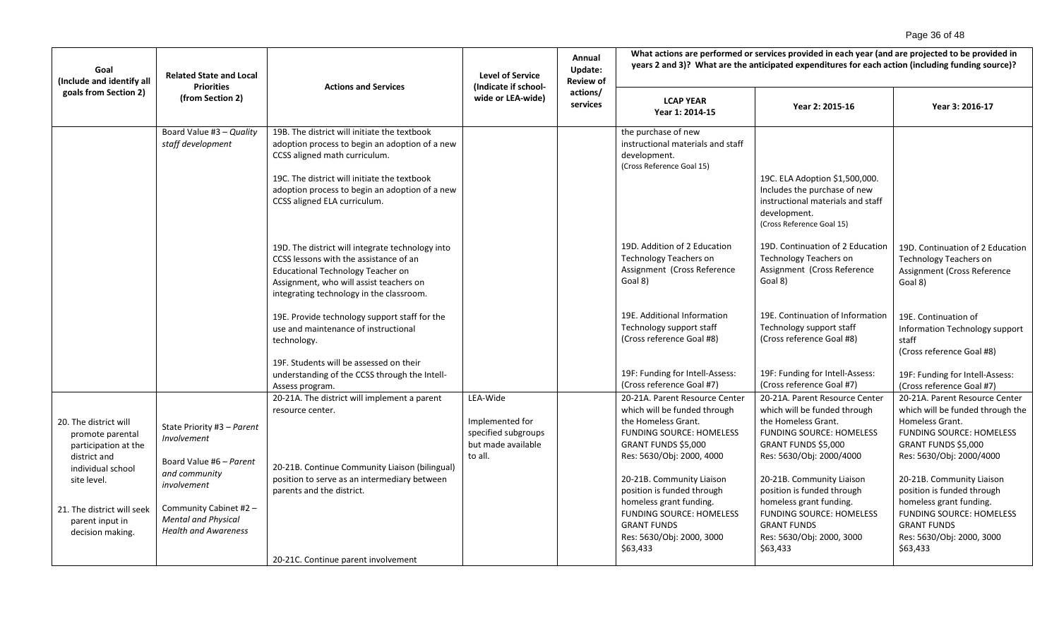| Goal (Include and identify all goals from Section 2) | Related State and Local Priorities (from Section 2) | Actions and Services | Level of Service (Indicate if school-wide or LEA-wide) | Annual Update: Review of actions/ services | What actions are performed or services provided in each year (and are projected to be provided in years 2 and 3)? What are the anticipated expenditures for each action (including funding source)? | | |
|---|---|---|---|---|---|---|---|
| | | | | | LCAP YEAR Year 1: 2014-15 | Year 2: 2015-16 | Year 3: 2016-17 |
| | Board Value #3 – *Quality staff development* | 19B. The district will initiate the textbook adoption process to begin an adoption of a new CCSS aligned math curriculum.<br><br>19C. The district will initiate the textbook adoption process to begin an adoption of a new CCSS aligned ELA curriculum.<br><br>19D. The district will integrate technology into CCSS lessons with the assistance of an Educational Technology Teacher on Assignment, who will assist teachers on integrating technology in the classroom.<br><br>19E. Provide technology support staff for the use and maintenance of instructional technology.<br><br>19F. Students will be assessed on their understanding of the CCSS through the Intell-Assess program. | | | the purchase of new instructional materials and staff development. (Cross Reference Goal 15)<br><br>19D. Addition of 2 Education Technology Teachers on Assignment (Cross Reference Goal 8)<br><br>19E. Additional Information Technology support staff (Cross reference Goal #8)<br><br>19F: Funding for Intell-Assess: (Cross reference Goal #7) | 19C. ELA Adoption $1,500,000. Includes the purchase of new instructional materials and staff development. (Cross Reference Goal 15)<br><br>19D. Continuation of 2 Education Technology Teachers on Assignment (Cross Reference Goal 8)<br><br>19E. Continuation of Information Technology support staff (Cross reference Goal #8)<br><br>19F: Funding for Intell-Assess: (Cross reference Goal #7) | 19D. Continuation of 2 Education Technology Teachers on Assignment (Cross Reference Goal 8)<br><br>19E. Continuation of Information Technology support staff (Cross reference Goal #8)<br><br>19F: Funding for Intell-Assess: (Cross reference Goal #7) |
| 20. The district will promote parental participation at the district and individual school site level.<br><br>21. The district will seek parent input in decision making. | State Priority #3 – *Parent Involvement*<br><br>Board Value #6 – *Parent and community involvement*<br><br>Community Cabinet #2 – *Mental and Physical Health and Awareness* | 20-21A. The district will implement a parent resource center.<br><br>20-21B. Continue Community Liaison (bilingual) position to serve as an intermediary between parents and the district.<br><br>20-21C. Continue parent involvement | LEA-Wide<br><br>Implemented for specified subgroups but made available to all. | | 20-21A. Parent Resource Center which will be funded through the Homeless Grant. FUNDING SOURCE: HOMELESS GRANT FUNDS $5,000 Res: 5630/Obj: 2000, 4000<br><br>20-21B. Community Liaison position is funded through homeless grant funding. FUNDING SOURCE: HOMELESS GRANT FUNDS Res: 5630/Obj: 2000, 3000 $63,433 | 20-21A. Parent Resource Center which will be funded through the Homeless Grant. FUNDING SOURCE: HOMELESS GRANT FUNDS $5,000 Res: 5630/Obj: 2000/4000<br><br>20-21B. Community Liaison position is funded through homeless grant funding. FUNDING SOURCE: HOMELESS GRANT FUNDS Res: 5630/Obj: 2000, 3000 $63,433 | 20-21A. Parent Resource Center which will be funded through the Homeless Grant. FUNDING SOURCE: HOMELESS GRANT FUNDS $5,000 Res: 5630/Obj: 2000/4000<br><br>20-21B. Community Liaison position is funded through homeless grant funding. FUNDING SOURCE: HOMELESS GRANT FUNDS Res: 5630/Obj: 2000, 3000 $63,433 |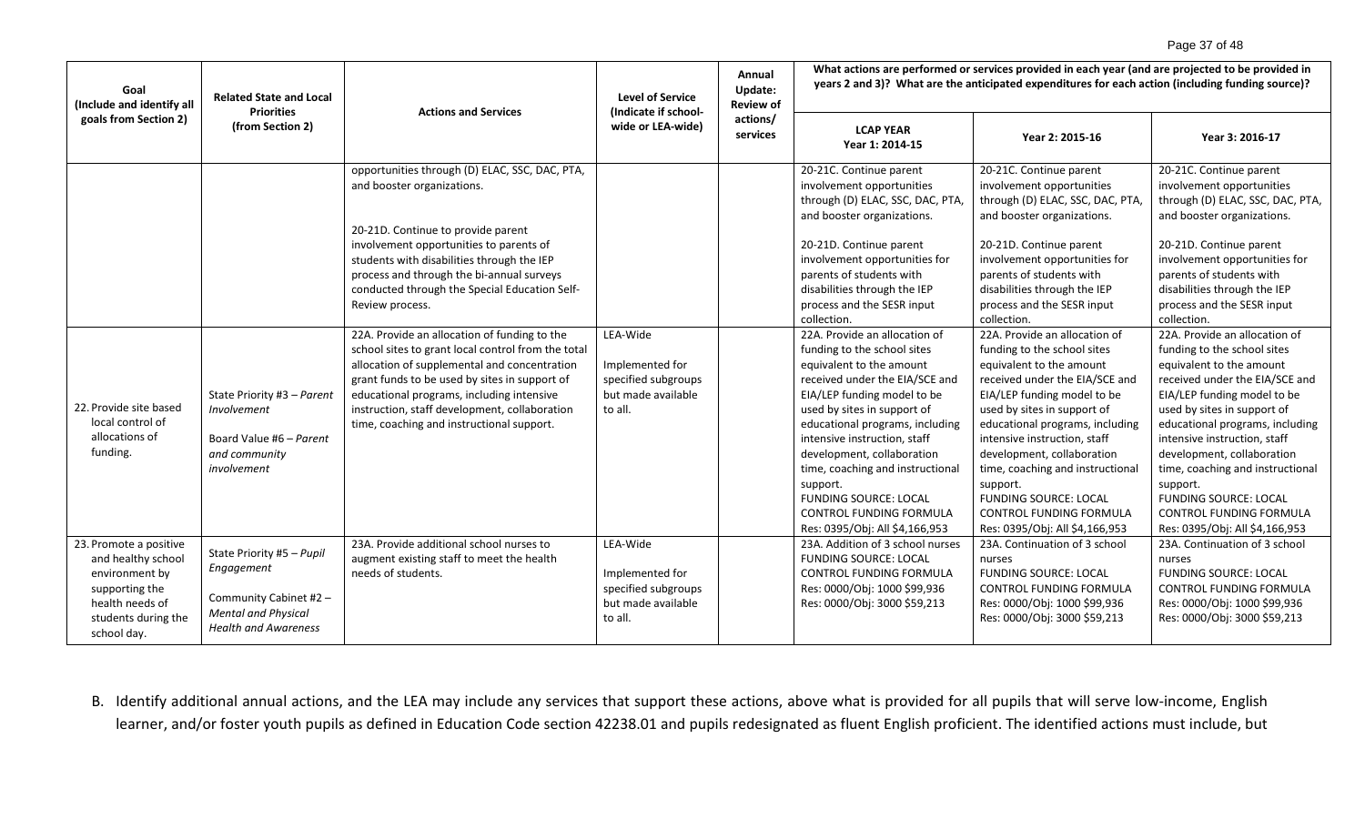| Goal (Include and identify all goals from Section 2) | Related State and Local Priorities (from Section 2) | Actions and Services | Level of Service (Indicate if school-wide or LEA-wide) | Annual Update: Review of actions/ services | What actions are performed or services provided in each year (and are projected to be provided in years 2 and 3)? What are the anticipated expenditures for each action (including funding source)? | | |
|---|---|---|---|---|---|---|---|
| | | | | | LCAP YEAR Year 1: 2014-15 | Year 2: 2015-16 | Year 3: 2016-17 |
| | | opportunities through (D) ELAC, SSC, DAC, PTA, and booster organizations.<br><br>20-21D. Continue to provide parent involvement opportunities to parents of students with disabilities through the IEP process and through the bi-annual surveys conducted through the Special Education Self-Review process. | | | 20-21C. Continue parent involvement opportunities through (D) ELAC, SSC, DAC, PTA, and booster organizations.<br><br>20-21D. Continue parent involvement opportunities for parents of students with disabilities through the IEP process and the SESR input collection. | 20-21C. Continue parent involvement opportunities through (D) ELAC, SSC, DAC, PTA, and booster organizations.<br><br>20-21D. Continue parent involvement opportunities for parents of students with disabilities through the IEP process and the SESR input collection. | 20-21C. Continue parent involvement opportunities through (D) ELAC, SSC, DAC, PTA, and booster organizations.<br><br>20-21D. Continue parent involvement opportunities for parents of students with disabilities through the IEP process and the SESR input collection. |
| 22. Provide site based local control of allocations of funding. | State Priority #3 – *Parent Involvement*<br><br>Board Value #6 – *Parent and community involvement* | 22A. Provide an allocation of funding to the school sites to grant local control from the total allocation of supplemental and concentration grant funds to be used by sites in support of educational programs, including intensive instruction, staff development, collaboration time, coaching and instructional support. | LEA-Wide<br><br>Implemented for specified subgroups but made available to all. | | 22A. Provide an allocation of funding to the school sites equivalent to the amount received under the EIA/SCE and EIA/LEP funding model to be used by sites in support of educational programs, including intensive instruction, staff development, collaboration time, coaching and instructional support.<br>FUNDING SOURCE: LOCAL CONTROL FUNDING FORMULA<br>Res: 0395/Obj: All $4,166,953 | 22A. Provide an allocation of funding to the school sites equivalent to the amount received under the EIA/SCE and EIA/LEP funding model to be used by sites in support of educational programs, including intensive instruction, staff development, collaboration time, coaching and instructional support.<br>FUNDING SOURCE: LOCAL CONTROL FUNDING FORMULA<br>Res: 0395/Obj: All $4,166,953 | 22A. Provide an allocation of funding to the school sites equivalent to the amount received under the EIA/SCE and EIA/LEP funding model to be used by sites in support of educational programs, including intensive instruction, staff development, collaboration time, coaching and instructional support.<br>FUNDING SOURCE: LOCAL CONTROL FUNDING FORMULA<br>Res: 0395/Obj: All $4,166,953 |
| 23. Promote a positive and healthy school environment by supporting the health needs of students during the school day. | State Priority #5 – *Pupil Engagement*<br><br>Community Cabinet #2 – *Mental and Physical Health and Awareness* | 23A. Provide additional school nurses to augment existing staff to meet the health needs of students. | LEA-Wide<br><br>Implemented for specified subgroups but made available to all. | | 23A. Addition of 3 school nurses<br>FUNDING SOURCE: LOCAL CONTROL FUNDING FORMULA<br>Res: 0000/Obj: 1000 $99,936<br>Res: 0000/Obj: 3000 $59,213 | 23A. Continuation of 3 school nurses<br>FUNDING SOURCE: LOCAL CONTROL FUNDING FORMULA<br>Res: 0000/Obj: 1000 $99,936<br>Res: 0000/Obj: 3000 $59,213 | 23A. Continuation of 3 school nurses<br>FUNDING SOURCE: LOCAL CONTROL FUNDING FORMULA<br>Res: 0000/Obj: 1000 $99,936<br>Res: 0000/Obj: 3000 $59,213 |

B. Identify additional annual actions, and the LEA may include any services that support these actions, above what is provided for all pupils that will serve low-income, English learner, and/or foster youth pupils as defined in Education Code section 42238.01 and pupils redesignated as fluent English proficient. The identified actions must include, but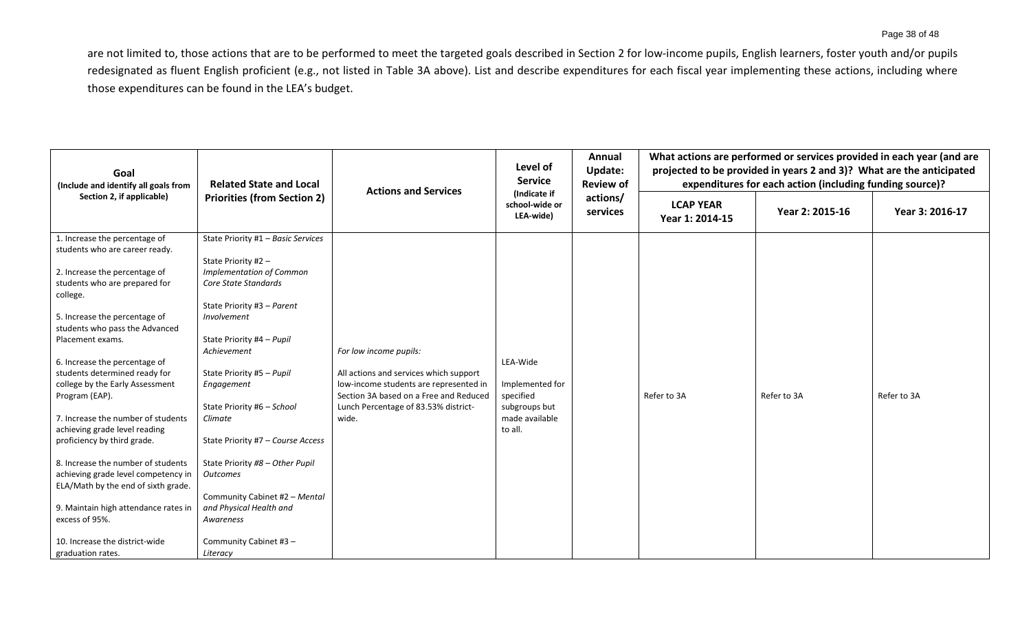are not limited to, those actions that are to be performed to meet the targeted goals described in Section 2 for low-income pupils, English learners, foster youth and/or pupils redesignated as fluent English proficient (e.g., not listed in Table 3A above). List and describe expenditures for each fiscal year implementing these actions, including where those expenditures can be found in the LEA's budget.

| Goal (Include and identify all goals from Section 2, if applicable) | Related State and Local Priorities (from Section 2) | Actions and Services | Level of Service (Indicate if school-wide or LEA-wide) | Annual Update: Review of actions/ services | What actions are performed or services provided in each year (and are projected to be provided in years 2 and 3)? What are the anticipated expenditures for each action (including funding source)? | | |
|---|---|---|---|---|---|---|---|
| | | | | | LCAP YEAR Year 1: 2014-15 | Year 2: 2015-16 | Year 3: 2016-17 |
| 1. Increase the percentage of students who are career ready.<br><br>2. Increase the percentage of students who are prepared for college.<br><br>5. Increase the percentage of students who pass the Advanced Placement exams.<br><br>6. Increase the percentage of students determined ready for college by the Early Assessment Program (EAP).<br><br>7. Increase the number of students achieving grade level reading proficiency by third grade.<br><br>8. Increase the number of students achieving grade level competency in ELA/Math by the end of sixth grade.<br><br>9. Maintain high attendance rates in excess of 95%.<br><br>10. Increase the district-wide graduation rates. | State Priority #1 – *Basic Services*<br><br>State Priority #2 – *Implementation of Common Core State Standards*<br><br>State Priority #3 – *Parent Involvement*<br><br>State Priority #4 – *Pupil Achievement*<br><br>State Priority #5 – *Pupil Engagement*<br><br>State Priority #6 – *School Climate*<br><br>State Priority #7 – *Course Access*<br><br>State Priority *#8 – Other Pupil Outcomes*<br><br>Community Cabinet #2 – *Mental and Physical Health and Awareness*<br><br>Community Cabinet #3 – *Literacy* | *For low income pupils:*<br><br>All actions and services which support low-income students are represented in Section 3A based on a Free and Reduced Lunch Percentage of 83.53% district-wide. | LEA-Wide<br><br>Implemented for specified subgroups but made available to all. | | Refer to 3A | Refer to 3A | Refer to 3A |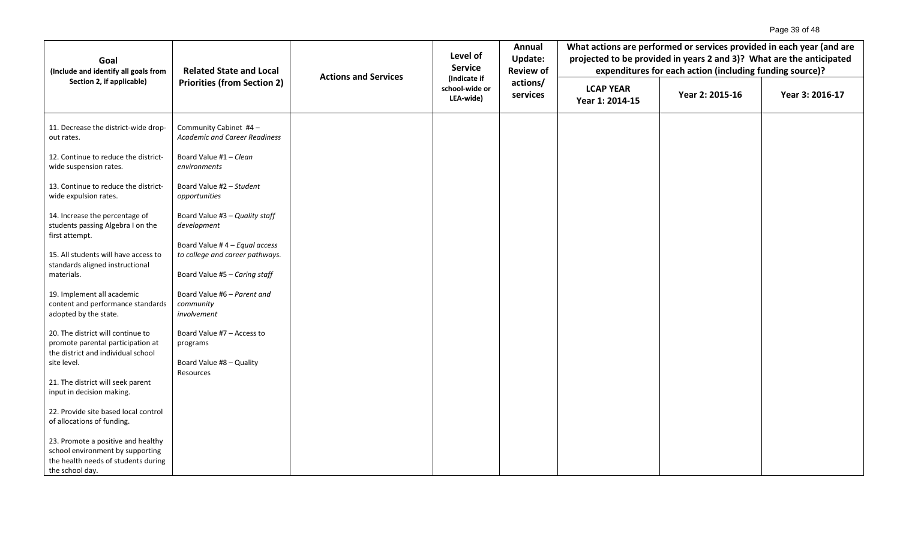| Goal (Include and identify all goals from Section 2, if applicable) | Related State and Local Priorities (from Section 2) | Actions and Services | Level of Service (Indicate if school-wide or LEA-wide) | Annual Update: Review of actions/ services | What actions are performed or services provided in each year (and are projected to be provided in years 2 and 3)? What are the anticipated expenditures for each action (including funding source)? | | |
|---|---|---|---|---|---|---|---|
| | | | | | LCAP YEAR Year 1: 2014-15 | Year 2: 2015-16 | Year 3: 2016-17 |
| 11. Decrease the district-wide drop-out rates.<br><br>12. Continue to reduce the district-wide suspension rates.<br><br>13. Continue to reduce the district-wide expulsion rates.<br><br>14. Increase the percentage of students passing Algebra I on the first attempt.<br><br>15. All students will have access to standards aligned instructional materials.<br><br>19. Implement all academic content and performance standards adopted by the state.<br><br>20. The district will continue to promote parental participation at the district and individual school site level.<br><br>21. The district will seek parent input in decision making.<br><br>22. Provide site based local control of allocations of funding.<br><br>23. Promote a positive and healthy school environment by supporting the health needs of students during the school day. | Community Cabinet #4 – *Academic and Career Readiness*<br><br>Board Value #1 – *Clean environments*<br><br>Board Value #2 – *Student opportunities*<br><br>Board Value #3 – *Quality staff development*<br><br>Board Value # 4 – *Equal access to college and career pathways.*<br><br>Board Value #5 – *Caring staff*<br><br>Board Value #6 – *Parent and community involvement*<br><br>Board Value #7 – Access to programs<br><br>Board Value #8 – Quality Resources | | | | | | |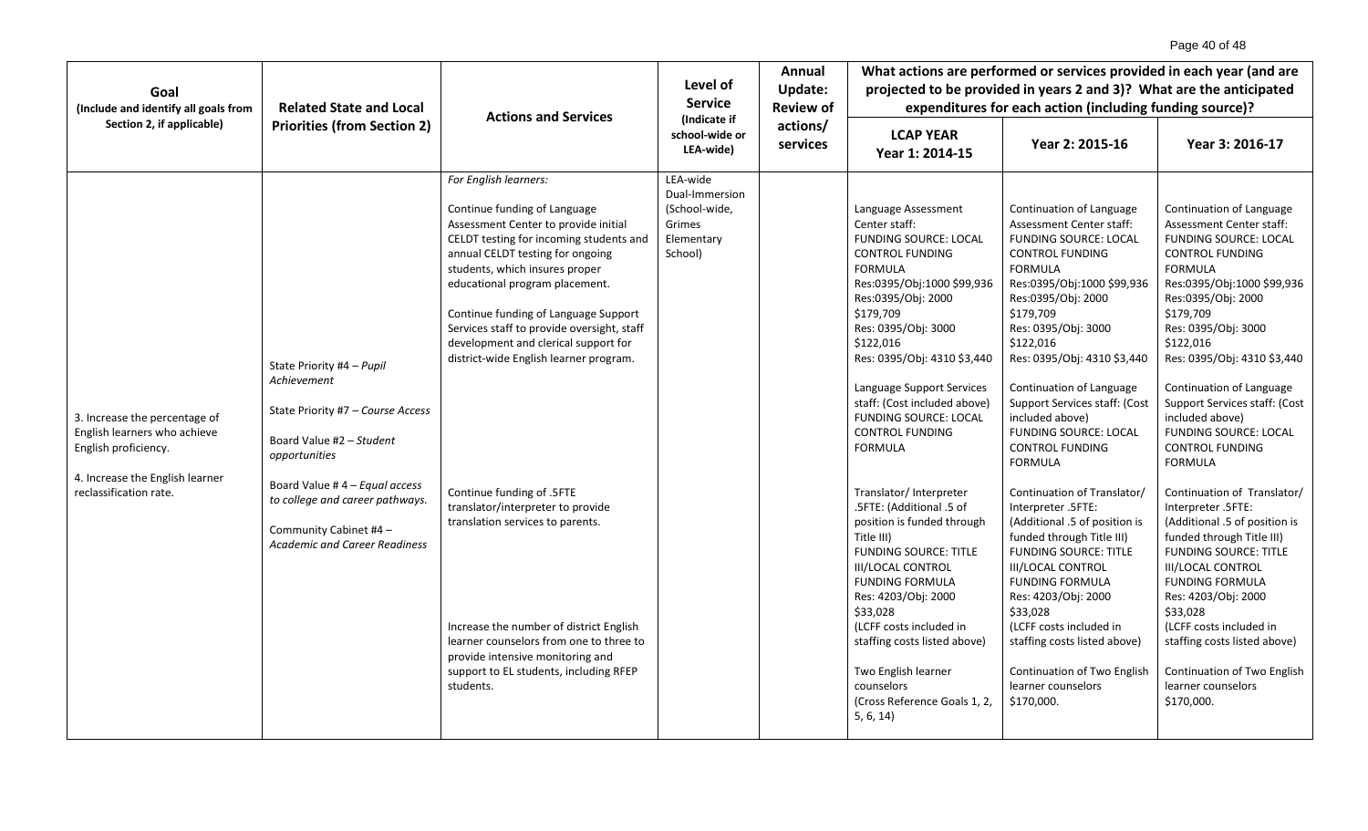| Goal (Include and identify all goals from Section 2, if applicable) | Related State and Local Priorities (from Section 2) | Actions and Services | Level of Service (Indicate if school-wide or LEA-wide) | Annual Update: Review of actions/ services | What actions are performed or services provided in each year (and are projected to be provided in years 2 and 3)? What are the anticipated expenditures for each action (including funding source)? | | |
|---|---|---|---|---|---|---|---|
| | | | | | **LCAP YEAR Year 1: 2014-15** | **Year 2: 2015-16** | **Year 3: 2016-17** |
| 3. Increase the percentage of English learners who achieve English proficiency.<br><br>4. Increase the English learner reclassification rate. | State Priority #4 – *Pupil Achievement*<br><br>State Priority #7 – *Course Access*<br><br>Board Value #2 – *Student opportunities*<br><br>Board Value # 4 – *Equal access to college and career pathways.*<br><br>Community Cabinet #4 – *Academic and Career Readiness* | *For English learners:*<br><br>Continue funding of Language Assessment Center to provide initial CELDT testing for incoming students and annual CELDT testing for ongoing students, which insures proper educational program placement.<br><br>Continue funding of Language Support Services staff to provide oversight, staff development and clerical support for district-wide English learner program.<br><br>Continue funding of .5FTE translator/interpreter to provide translation services to parents.<br><br>Increase the number of district English learner counselors from one to three to provide intensive monitoring and support to EL students, including RFEP students. | LEA-wide<br>Dual-Immersion (School-wide, Grimes Elementary School) | | Language Assessment Center staff:<br>FUNDING SOURCE: LOCAL CONTROL FUNDING FORMULA<br>Res:0395/Obj:1000 $99,936<br>Res:0395/Obj: 2000 $179,709<br>Res: 0395/Obj: 3000 $122,016<br>Res: 0395/Obj: 4310 $3,440<br><br>Language Support Services staff: (Cost included above)<br>FUNDING SOURCE: LOCAL CONTROL FUNDING FORMULA<br><br>Translator/ Interpreter .5FTE: (Additional .5 of position is funded through Title III)<br>FUNDING SOURCE: TITLE III/LOCAL CONTROL FUNDING FORMULA<br>Res: 4203/Obj: 2000 $33,028<br>(LCFF costs included in staffing costs listed above)<br><br>Two English learner counselors<br>(Cross Reference Goals 1, 2, 5, 6, 14) | Continuation of Language Assessment Center staff:<br>FUNDING SOURCE: LOCAL CONTROL FUNDING FORMULA<br>Res:0395/Obj:1000 $99,936<br>Res:0395/Obj: 2000 $179,709<br>Res: 0395/Obj: 3000 $122,016<br>Res: 0395/Obj: 4310 $3,440<br><br>Continuation of Language Support Services staff: (Cost included above)<br>FUNDING SOURCE: LOCAL CONTROL FUNDING FORMULA<br><br>Continuation of Translator/ Interpreter .5FTE: (Additional .5 of position is funded through Title III)<br>FUNDING SOURCE: TITLE III/LOCAL CONTROL FUNDING FORMULA<br>Res: 4203/Obj: 2000 $33,028<br>(LCFF costs included in staffing costs listed above)<br><br>Continuation of Two English learner counselors $170,000. | Continuation of Language Assessment Center staff:<br>FUNDING SOURCE: LOCAL CONTROL FUNDING FORMULA<br>Res:0395/Obj:1000 $99,936<br>Res:0395/Obj: 2000 $179,709<br>Res: 0395/Obj: 3000 $122,016<br>Res: 0395/Obj: 4310 $3,440<br><br>Continuation of Language Support Services staff: (Cost included above)<br>FUNDING SOURCE: LOCAL CONTROL FUNDING FORMULA<br><br>Continuation of Translator/ Interpreter .5FTE: (Additional .5 of position is funded through Title III)<br>FUNDING SOURCE: TITLE III/LOCAL CONTROL FUNDING FORMULA<br>Res: 4203/Obj: 2000 $33,028<br>(LCFF costs included in staffing costs listed above)<br><br>Continuation of Two English learner counselors $170,000. |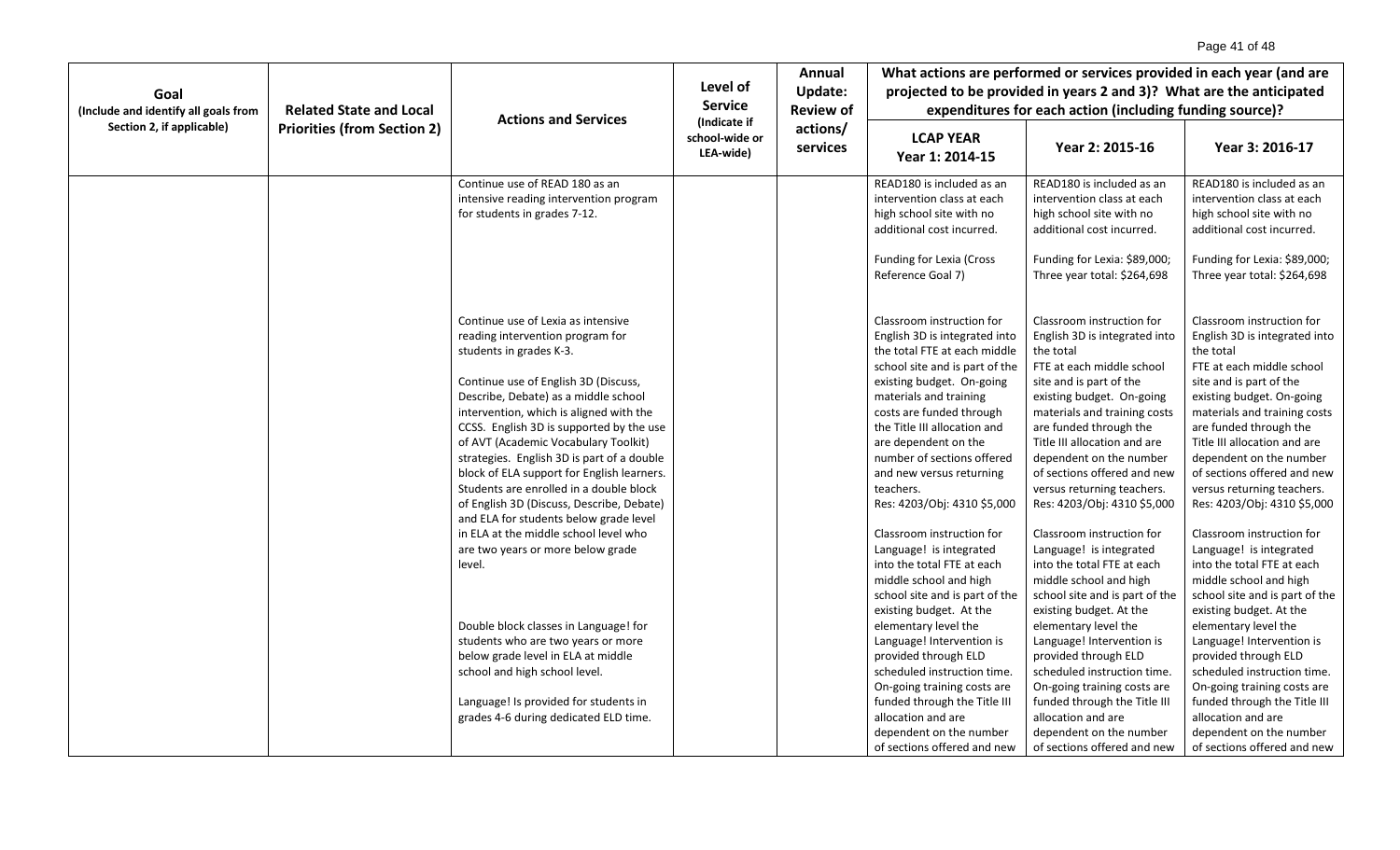| Goal (Include and identify all goals from Section 2, if applicable) | Related State and Local Priorities (from Section 2) | Actions and Services | Level of Service (Indicate if school-wide or LEA-wide) | Annual Update: Review of actions/ services | What actions are performed or services provided in each year (and are projected to be provided in years 2 and 3)? What are the anticipated expenditures for each action (including funding source)? | | |
|---|---|---|---|---|---|---|---|
| | | | | | LCAP YEAR Year 1: 2014-15 | Year 2: 2015-16 | Year 3: 2016-17 |
| | | Continue use of READ 180 as an intensive reading intervention program for students in grades 7-12. | | | READ180 is included as an intervention class at each high school site with no additional cost incurred.<br><br>Funding for Lexia (Cross Reference Goal 7) | READ180 is included as an intervention class at each high school site with no additional cost incurred.<br><br>Funding for Lexia: $89,000; Three year total: $264,698 | READ180 is included as an intervention class at each high school site with no additional cost incurred.<br><br>Funding for Lexia: $89,000; Three year total: $264,698 |
| | | Continue use of Lexia as intensive reading intervention program for students in grades K-3.<br><br>Continue use of English 3D (Discuss, Describe, Debate) as a middle school intervention, which is aligned with the CCSS. English 3D is supported by the use of AVT (Academic Vocabulary Toolkit) strategies. English 3D is part of a double block of ELA support for English learners. Students are enrolled in a double block of English 3D (Discuss, Describe, Debate) and ELA for students below grade level in ELA at the middle school level who are two years or more below grade level.<br><br>Double block classes in Language! for students who are two years or more below grade level in ELA at middle school and high school level.<br><br>Language! Is provided for students in grades 4-6 during dedicated ELD time. | | | Classroom instruction for English 3D is integrated into the total FTE at each middle school site and is part of the existing budget. On-going materials and training costs are funded through the Title III allocation and are dependent on the number of sections offered and new versus returning teachers.<br>Res: 4203/Obj: 4310 $5,000<br><br>Classroom instruction for Language! is integrated into the total FTE at each middle school and high school site and is part of the existing budget. At the elementary level the Language! Intervention is provided through ELD scheduled instruction time. On-going training costs are funded through the Title III allocation and are dependent on the number of sections offered and new | Classroom instruction for English 3D is integrated into the total<br>FTE at each middle school site and is part of the existing budget. On-going materials and training costs are funded through the Title III allocation and are dependent on the number of sections offered and new versus returning teachers.<br>Res: 4203/Obj: 4310 $5,000<br><br>Classroom instruction for Language! is integrated into the total FTE at each middle school and high school site and is part of the existing budget. At the elementary level the Language! Intervention is provided through ELD scheduled instruction time. On-going training costs are funded through the Title III allocation and are dependent on the number of sections offered and new | Classroom instruction for English 3D is integrated into the total<br>FTE at each middle school site and is part of the existing budget. On-going materials and training costs are funded through the Title III allocation and are dependent on the number of sections offered and new versus returning teachers.<br>Res: 4203/Obj: 4310 $5,000<br><br>Classroom instruction for Language! is integrated into the total FTE at each middle school and high school site and is part of the existing budget. At the elementary level the Language! Intervention is provided through ELD scheduled instruction time. On-going training costs are funded through the Title III allocation and are dependent on the number of sections offered and new |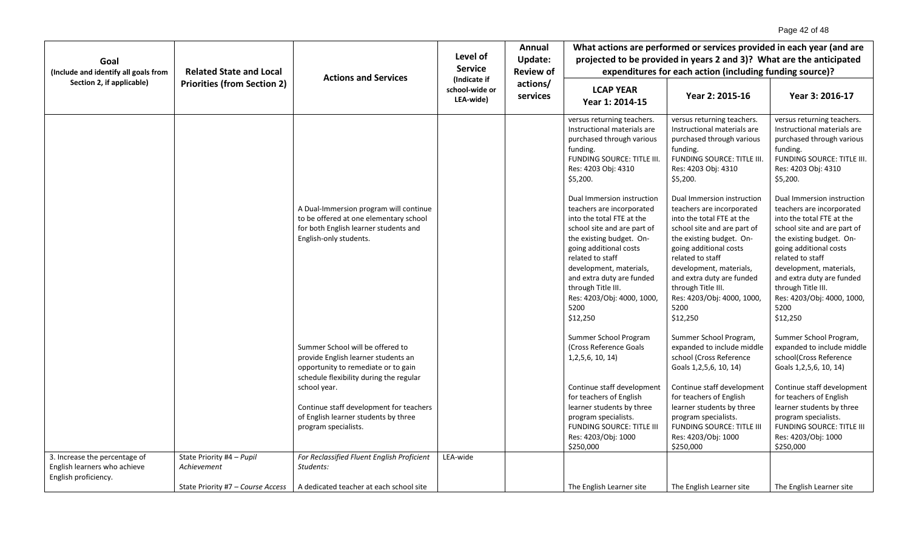| Goal (Include and identify all goals from Section 2, if applicable) | Related State and Local Priorities (from Section 2) | Actions and Services | Level of Service (Indicate if school-wide or LEA-wide) | Annual Update: Review of actions/services | What actions are performed or services provided in each year (and are projected to be provided in years 2 and 3)? What are the anticipated expenditures for each action (including funding source)? | | |
|---|---|---|---|---|---|---|---|
| | | | | | LCAP YEAR Year 1: 2014-15 | Year 2: 2015-16 | Year 3: 2016-17 |
| | | | | | versus returning teachers. Instructional materials are purchased through various funding. FUNDING SOURCE: TITLE III. Res: 4203 Obj: 4310 $5,200. | versus returning teachers. Instructional materials are purchased through various funding. FUNDING SOURCE: TITLE III. Res: 4203 Obj: 4310 $5,200. | versus returning teachers. Instructional materials are purchased through various funding. FUNDING SOURCE: TITLE III. Res: 4203 Obj: 4310 $5,200. |
| | | A Dual-Immersion program will continue to be offered at one elementary school for both English learner students and English-only students. | | | Dual Immersion instruction teachers are incorporated into the total FTE at the school site and are part of the existing budget. On-going additional costs related to staff development, materials, and extra duty are funded through Title III. Res: 4203/Obj: 4000, 1000, 5200 $12,250 | Dual Immersion instruction teachers are incorporated into the total FTE at the school site and are part of the existing budget. On-going additional costs related to staff development, materials, and extra duty are funded through Title III. Res: 4203/Obj: 4000, 1000, 5200 $12,250 | Dual Immersion instruction teachers are incorporated into the total FTE at the school site and are part of the existing budget. On-going additional costs related to staff development, materials, and extra duty are funded through Title III. Res: 4203/Obj: 4000, 1000, 5200 $12,250 |
| | | Summer School will be offered to provide English learner students an opportunity to remediate or to gain schedule flexibility during the regular school year. | | | Summer School Program (Cross Reference Goals 1,2,5,6, 10, 14) | Summer School Program, expanded to include middle school (Cross Reference Goals 1,2,5,6, 10, 14) | Summer School Program, expanded to include middle school(Cross Reference Goals 1,2,5,6, 10, 14) |
| | | Continue staff development for teachers of English learner students by three program specialists. | | | Continue staff development for teachers of English learner students by three program specialists. FUNDING SOURCE: TITLE III Res: 4203/Obj: 1000 $250,000 | Continue staff development for teachers of English learner students by three program specialists. FUNDING SOURCE: TITLE III Res: 4203/Obj: 1000 $250,000 | Continue staff development for teachers of English learner students by three program specialists. FUNDING SOURCE: TITLE III Res: 4203/Obj: 1000 $250,000 |
| 3. Increase the percentage of English learners who achieve English proficiency. | State Priority #4 – *Pupil Achievement* | *For Reclassified Fluent English Proficient Students:* | LEA-wide | | | | |
| | State Priority #7 – *Course Access* | A dedicated teacher at each school site | | | The English Learner site | The English Learner site | The English Learner site |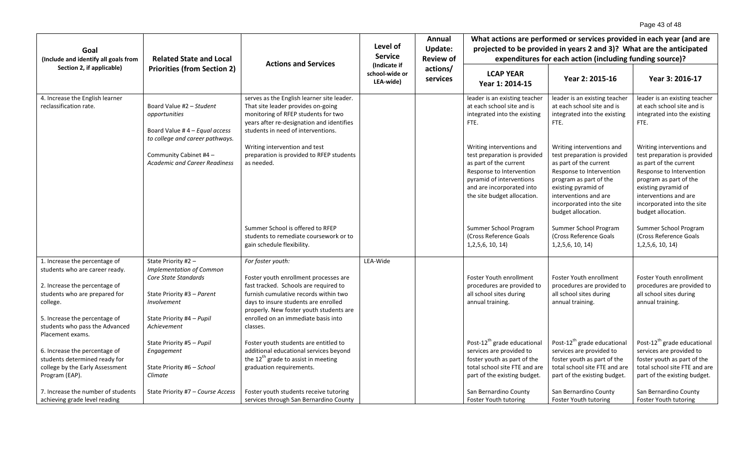| Goal (Include and identify all goals from Section 2, if applicable) | Related State and Local Priorities (from Section 2) | Actions and Services | Level of Service (Indicate if school-wide or LEA-wide) | Annual Update: Review of actions/ services | What actions are performed or services provided in each year (and are projected to be provided in years 2 and 3)? What are the anticipated expenditures for each action (including funding source)? | | |
|---|---|---|---|---|---|---|---|
| | | | | | LCAP YEAR Year 1: 2014-15 | Year 2: 2015-16 | Year 3: 2016-17 |
| 4. Increase the English learner reclassification rate. | Board Value #2 – *Student opportunities*<br><br>Board Value # 4 – *Equal access to college and career pathways.*<br><br>Community Cabinet #4 – *Academic and Career Readiness* | serves as the English learner site leader. That site leader provides on-going monitoring of RFEP students for two years after re-designation and identifies students in need of interventions.<br><br>Writing intervention and test preparation is provided to RFEP students as needed.<br><br>Summer School is offered to RFEP students to remediate coursework or to gain schedule flexibility. | | | leader is an existing teacher at each school site and is integrated into the existing FTE.<br><br>Writing interventions and test preparation is provided as part of the current Response to Intervention pyramid of interventions and are incorporated into the site budget allocation.<br><br>Summer School Program (Cross Reference Goals 1,2,5,6, 10, 14) | leader is an existing teacher at each school site and is integrated into the existing FTE.<br><br>Writing interventions and test preparation is provided as part of the current Response to Intervention program as part of the existing pyramid of interventions and are incorporated into the site budget allocation.<br><br>Summer School Program (Cross Reference Goals 1,2,5,6, 10, 14) | leader is an existing teacher at each school site and is integrated into the existing FTE.<br><br>Writing interventions and test preparation is provided as part of the current Response to Intervention program as part of the existing pyramid of interventions and are incorporated into the site budget allocation.<br><br>Summer School Program (Cross Reference Goals 1,2,5,6, 10, 14) |
| 1. Increase the percentage of students who are career ready.<br><br>2. Increase the percentage of students who are prepared for college.<br><br>5. Increase the percentage of students who pass the Advanced Placement exams.<br><br>6. Increase the percentage of students determined ready for college by the Early Assessment Program (EAP).<br><br>7. Increase the number of students achieving grade level reading | State Priority #2 – *Implementation of Common Core State Standards*<br><br>State Priority #3 – *Parent Involvement*<br><br>State Priority #4 – *Pupil Achievement*<br><br>State Priority #5 – *Pupil Engagement*<br><br>State Priority #6 – *School Climate*<br><br>State Priority #7 – *Course Access* | *For foster youth:*<br><br>Foster youth enrollment processes are fast tracked. Schools are required to furnish cumulative records within two days to insure students are enrolled properly. New foster youth students are enrolled on an immediate basis into classes.<br><br>Foster youth students are entitled to additional educational services beyond the 12th grade to assist in meeting graduation requirements.<br><br>Foster youth students receive tutoring services through San Bernardino County | LEA-Wide | | Foster Youth enrollment procedures are provided to all school sites during annual training.<br><br>Post-12th grade educational services are provided to foster youth as part of the total school site FTE and are part of the existing budget.<br><br>San Bernardino County Foster Youth tutoring | Foster Youth enrollment procedures are provided to all school sites during annual training.<br><br>Post-12th grade educational services are provided to foster youth as part of the total school site FTE and are part of the existing budget.<br><br>San Bernardino County Foster Youth tutoring | Foster Youth enrollment procedures are provided to all school sites during annual training.<br><br>Post-12th grade educational services are provided to foster youth as part of the total school site FTE and are part of the existing budget.<br><br>San Bernardino County Foster Youth tutoring |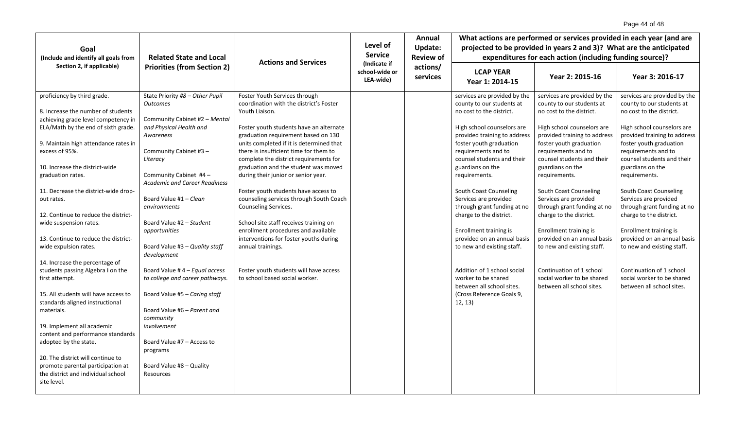| Goal (Include and identify all goals from Section 2, if applicable) | Related State and Local Priorities (from Section 2) | Actions and Services | Level of Service (Indicate if school-wide or LEA-wide) | Annual Update: Review of actions/ services | What actions are performed or services provided in each year (and are projected to be provided in years 2 and 3)? What are the anticipated expenditures for each action (including funding source)? | | |
|---|---|---|---|---|---|---|---|
| | | | | | LCAP YEAR Year 1: 2014-15 | Year 2: 2015-16 | Year 3: 2016-17 |
| proficiency by third grade.<br><br>8. Increase the number of students achieving grade level competency in ELA/Math by the end of sixth grade.<br><br>9. Maintain high attendance rates in excess of 95%.<br><br>10. Increase the district-wide graduation rates.<br><br>11. Decrease the district-wide drop-out rates.<br><br>12. Continue to reduce the district-wide suspension rates.<br><br>13. Continue to reduce the district-wide expulsion rates.<br><br>14. Increase the percentage of students passing Algebra I on the first attempt.<br><br>15. All students will have access to standards aligned instructional materials.<br><br>19. Implement all academic content and performance standards adopted by the state.<br><br>20. The district will continue to promote parental participation at the district and individual school site level. | State Priority #8 – *Other Pupil Outcomes*<br><br>Community Cabinet #2 – *Mental and Physical Health and Awareness*<br><br>Community Cabinet #3 – *Literacy*<br><br>Community Cabinet #4 – *Academic and Career Readiness*<br><br>Board Value #1 – *Clean environments*<br><br>Board Value #2 – *Student opportunities*<br><br>Board Value #3 – *Quality staff development*<br><br>Board Value # 4 – *Equal access to college and career pathways.*<br><br>Board Value #5 – *Caring staff*<br><br>Board Value #6 – *Parent and community involvement*<br><br>Board Value #7 – Access to programs<br><br>Board Value #8 – Quality Resources | Foster Youth Services through coordination with the district's Foster Youth Liaison.<br><br>Foster youth students have an alternate graduation requirement based on 130 units completed if it is determined that there is insufficient time for them to complete the district requirements for graduation and the student was moved during their junior or senior year.<br><br>Foster youth students have access to counseling services through South Coach Counseling Services.<br><br>School site staff receives training on enrollment procedures and available interventions for foster youths during annual trainings.<br><br>Foster youth students will have access to school based social worker. | | | services are provided by the county to our students at no cost to the district.<br><br>High school counselors are provided training to address foster youth graduation requirements and to counsel students and their guardians on the requirements.<br><br>South Coast Counseling Services are provided through grant funding at no charge to the district.<br><br>Enrollment training is provided on an annual basis to new and existing staff.<br><br>Addition of 1 school social worker to be shared between all school sites. (Cross Reference Goals 9, 12, 13) | services are provided by the county to our students at no cost to the district.<br><br>High school counselors are provided training to address foster youth graduation requirements and to counsel students and their guardians on the requirements.<br><br>South Coast Counseling Services are provided through grant funding at no charge to the district.<br><br>Enrollment training is provided on an annual basis to new and existing staff.<br><br>Continuation of 1 school social worker to be shared between all school sites. | services are provided by the county to our students at no cost to the district.<br><br>High school counselors are provided training to address foster youth graduation requirements and to counsel students and their guardians on the requirements.<br><br>South Coast Counseling Services are provided through grant funding at no charge to the district.<br><br>Enrollment training is provided on an annual basis to new and existing staff.<br><br>Continuation of 1 school social worker to be shared between all school sites. |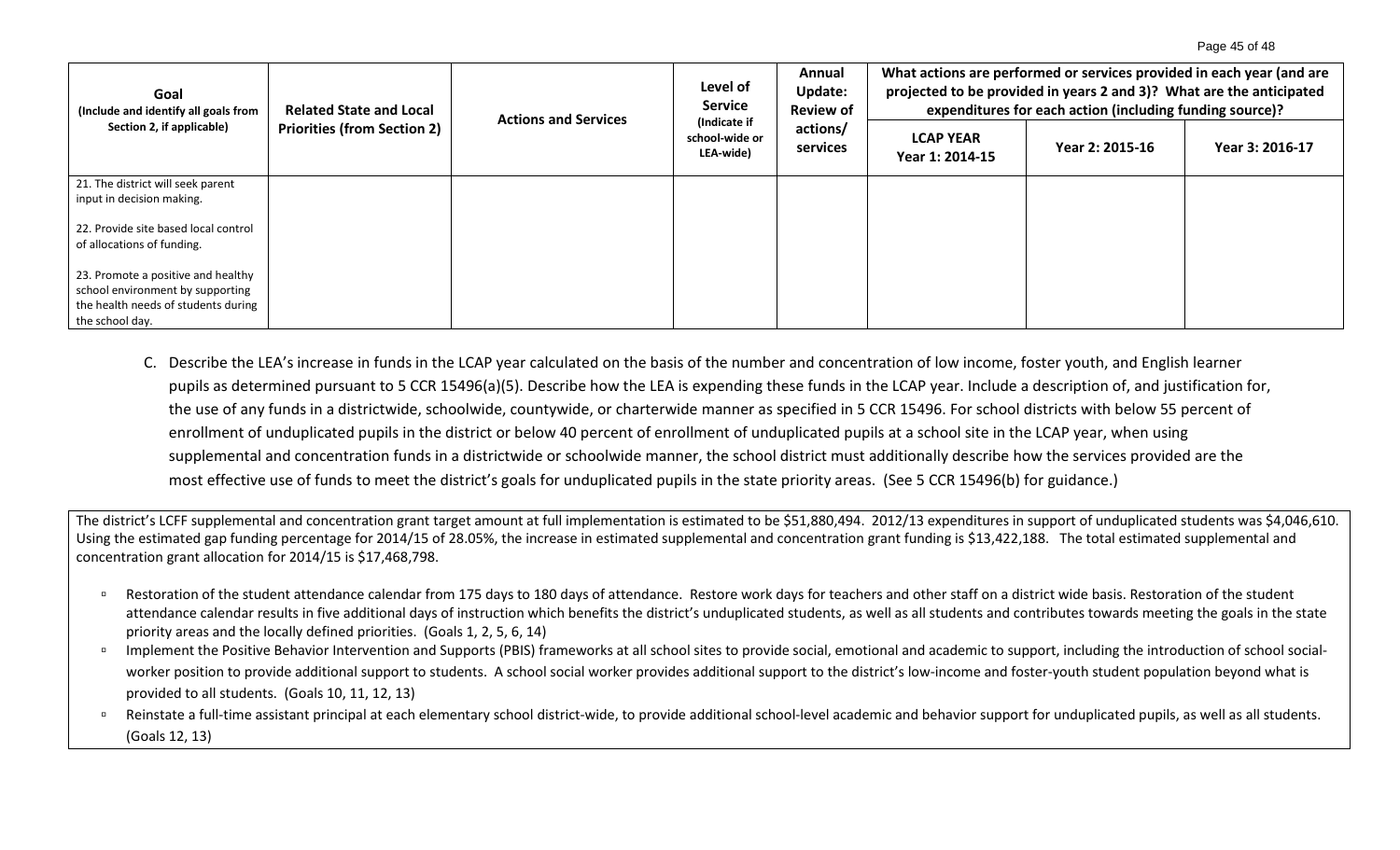| Goal (Include and identify all goals from Section 2, if applicable) | Related State and Local Priorities (from Section 2) | Actions and Services | Level of Service (Indicate if school-wide or LEA-wide) | Annual Update: Review of actions/ services | What actions are performed or services provided in each year (and are projected to be provided in years 2 and 3)? What are the anticipated expenditures for each action (including funding source)? | | |
|---|---|---|---|---|---|---|---|
| | | | | | LCAP YEAR Year 1: 2014-15 | Year 2: 2015-16 | Year 3: 2016-17 |
| 21. The district will seek parent input in decision making.<br><br>22. Provide site based local control of allocations of funding.<br><br>23. Promote a positive and healthy school environment by supporting the health needs of students during the school day. | | | | | | | |

C. Describe the LEA's increase in funds in the LCAP year calculated on the basis of the number and concentration of low income, foster youth, and English learner pupils as determined pursuant to 5 CCR 15496(a)(5). Describe how the LEA is expending these funds in the LCAP year. Include a description of, and justification for, the use of any funds in a districtwide, schoolwide, countywide, or charterwide manner as specified in 5 CCR 15496. For school districts with below 55 percent of enrollment of unduplicated pupils in the district or below 40 percent of enrollment of unduplicated pupils at a school site in the LCAP year, when using supplemental and concentration funds in a districtwide or schoolwide manner, the school district must additionally describe how the services provided are the most effective use of funds to meet the district's goals for unduplicated pupils in the state priority areas. (See 5 CCR 15496(b) for guidance.)

The district's LCFF supplemental and concentration grant target amount at full implementation is estimated to be $51,880,494. 2012/13 expenditures in support of unduplicated students was $4,046,610. Using the estimated gap funding percentage for 2014/15 of 28.05%, the increase in estimated supplemental and concentration grant funding is $13,422,188. The total estimated supplemental and concentration grant allocation for 2014/15 is $17,468,798.

- Restoration of the student attendance calendar from 175 days to 180 days of attendance. Restore work days for teachers and other staff on a district wide basis. Restoration of the student attendance calendar results in five additional days of instruction which benefits the district's unduplicated students, as well as all students and contributes towards meeting the goals in the state priority areas and the locally defined priorities. (Goals 1, 2, 5, 6, 14)
- Implement the Positive Behavior Intervention and Supports (PBIS) frameworks at all school sites to provide social, emotional and academic to support, including the introduction of school social-worker position to provide additional support to students. A school social worker provides additional support to the district's low-income and foster-youth student population beyond what is provided to all students. (Goals 10, 11, 12, 13)
- Reinstate a full-time assistant principal at each elementary school district-wide, to provide additional school-level academic and behavior support for unduplicated pupils, as well as all students. (Goals 12, 13)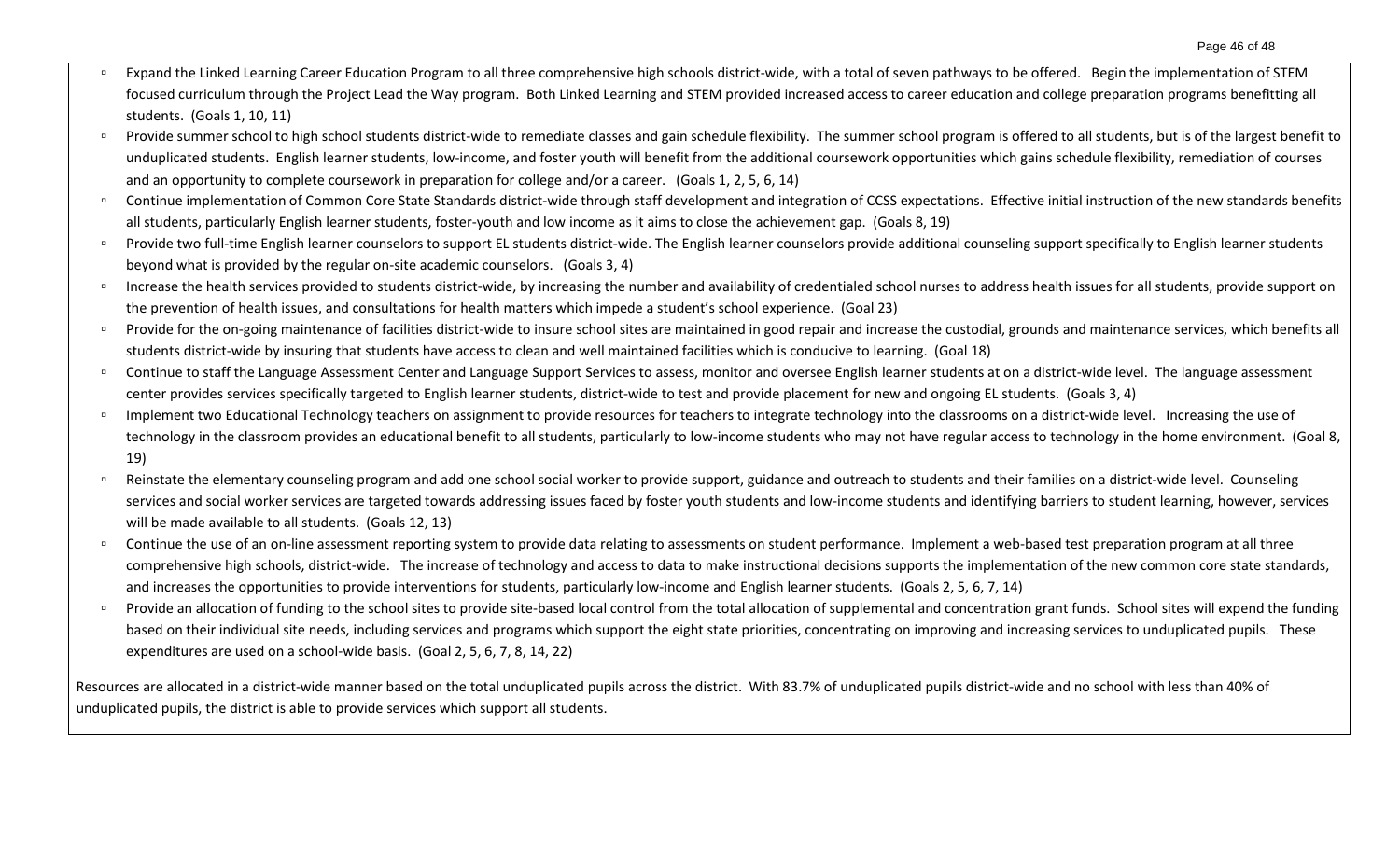- Expand the Linked Learning Career Education Program to all three comprehensive high schools district-wide, with a total of seven pathways to be offered. Begin the implementation of STEM focused curriculum through the Project Lead the Way program. Both Linked Learning and STEM provided increased access to career education and college preparation programs benefitting all students. (Goals 1, 10, 11)
- Provide summer school to high school students district-wide to remediate classes and gain schedule flexibility. The summer school program is offered to all students, but is of the largest benefit to unduplicated students. English learner students, low-income, and foster youth will benefit from the additional coursework opportunities which gains schedule flexibility, remediation of courses and an opportunity to complete coursework in preparation for college and/or a career. (Goals 1, 2, 5, 6, 14)
- Continue implementation of Common Core State Standards district-wide through staff development and integration of CCSS expectations. Effective initial instruction of the new standards benefits all students, particularly English learner students, foster-youth and low income as it aims to close the achievement gap. (Goals 8, 19)
- Provide two full-time English learner counselors to support EL students district-wide. The English learner counselors provide additional counseling support specifically to English learner students beyond what is provided by the regular on-site academic counselors. (Goals 3, 4)
- Increase the health services provided to students district-wide, by increasing the number and availability of credentialed school nurses to address health issues for all students, provide support on the prevention of health issues, and consultations for health matters which impede a student's school experience. (Goal 23)
- Provide for the on-going maintenance of facilities district-wide to insure school sites are maintained in good repair and increase the custodial, grounds and maintenance services, which benefits all students district-wide by insuring that students have access to clean and well maintained facilities which is conducive to learning. (Goal 18)
- Continue to staff the Language Assessment Center and Language Support Services to assess, monitor and oversee English learner students at on a district-wide level. The language assessment center provides services specifically targeted to English learner students, district-wide to test and provide placement for new and ongoing EL students. (Goals 3, 4)
- Implement two Educational Technology teachers on assignment to provide resources for teachers to integrate technology into the classrooms on a district-wide level. Increasing the use of technology in the classroom provides an educational benefit to all students, particularly to low-income students who may not have regular access to technology in the home environment. (Goal 8, 19)
- Reinstate the elementary counseling program and add one school social worker to provide support, guidance and outreach to students and their families on a district-wide level. Counseling services and social worker services are targeted towards addressing issues faced by foster youth students and low-income students and identifying barriers to student learning, however, services will be made available to all students. (Goals 12, 13)
- Continue the use of an on-line assessment reporting system to provide data relating to assessments on student performance. Implement a web-based test preparation program at all three comprehensive high schools, district-wide. The increase of technology and access to data to make instructional decisions supports the implementation of the new common core state standards, and increases the opportunities to provide interventions for students, particularly low-income and English learner students. (Goals 2, 5, 6, 7, 14)
- Provide an allocation of funding to the school sites to provide site-based local control from the total allocation of supplemental and concentration grant funds. School sites will expend the funding based on their individual site needs, including services and programs which support the eight state priorities, concentrating on improving and increasing services to unduplicated pupils. These expenditures are used on a school-wide basis. (Goal 2, 5, 6, 7, 8, 14, 22)

Resources are allocated in a district-wide manner based on the total unduplicated pupils across the district. With 83.7% of unduplicated pupils district-wide and no school with less than 40% of unduplicated pupils, the district is able to provide services which support all students.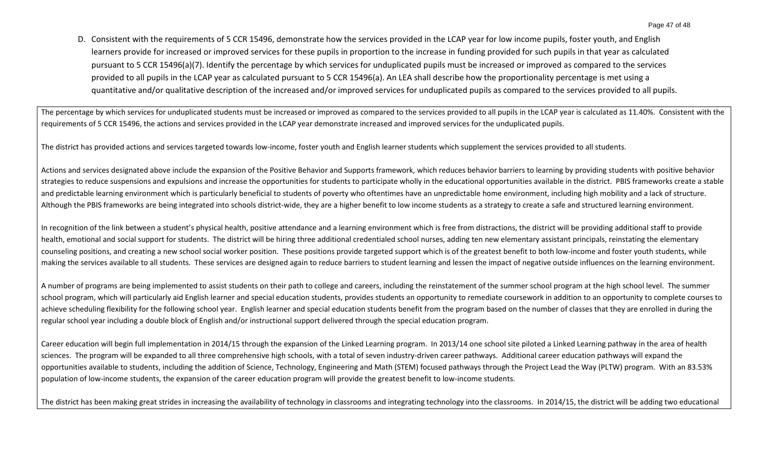D. Consistent with the requirements of 5 CCR 15496, demonstrate how the services provided in the LCAP year for low income pupils, foster youth, and English learners provide for increased or improved services for these pupils in proportion to the increase in funding provided for such pupils in that year as calculated pursuant to 5 CCR 15496(a)(7). Identify the percentage by which services for unduplicated pupils must be increased or improved as compared to the services provided to all pupils in the LCAP year as calculated pursuant to 5 CCR 15496(a). An LEA shall describe how the proportionality percentage is met using a quantitative and/or qualitative description of the increased and/or improved services for unduplicated pupils as compared to the services provided to all pupils.

The percentage by which services for unduplicated students must be increased or improved as compared to the services provided to all pupils in the LCAP year is calculated as 11.40%. Consistent with the requirements of 5 CCR 15496, the actions and services provided in the LCAP year demonstrate increased and improved services for the unduplicated pupils.

The district has provided actions and services targeted towards low-income, foster youth and English learner students which supplement the services provided to all students.

Actions and services designated above include the expansion of the Positive Behavior and Supports framework, which reduces behavior barriers to learning by providing students with positive behavior strategies to reduce suspensions and expulsions and increase the opportunities for students to participate wholly in the educational opportunities available in the district. PBIS frameworks create a stable and predictable learning environment which is particularly beneficial to students of poverty who oftentimes have an unpredictable home environment, including high mobility and a lack of structure. Although the PBIS frameworks are being integrated into schools district-wide, they are a higher benefit to low income students as a strategy to create a safe and structured learning environment.

In recognition of the link between a student's physical health, positive attendance and a learning environment which is free from distractions, the district will be providing additional staff to provide health, emotional and social support for students. The district will be hiring three additional credentialed school nurses, adding ten new elementary assistant principals, reinstating the elementary counseling positions, and creating a new school social worker position. These positions provide targeted support which is of the greatest benefit to both low-income and foster youth students, while making the services available to all students. These services are designed again to reduce barriers to student learning and lessen the impact of negative outside influences on the learning environment.

A number of programs are being implemented to assist students on their path to college and careers, including the reinstatement of the summer school program at the high school level. The summer school program, which will particularly aid English learner and special education students, provides students an opportunity to remediate coursework in addition to an opportunity to complete courses to achieve scheduling flexibility for the following school year. English learner and special education students benefit from the program based on the number of classes that they are enrolled in during the regular school year including a double block of English and/or instructional support delivered through the special education program.

Career education will begin full implementation in 2014/15 through the expansion of the Linked Learning program. In 2013/14 one school site piloted a Linked Learning pathway in the area of health sciences. The program will be expanded to all three comprehensive high schools, with a total of seven industry-driven career pathways. Additional career education pathways will expand the opportunities available to students, including the addition of Science, Technology, Engineering and Math (STEM) focused pathways through the Project Lead the Way (PLTW) program. With an 83.53% population of low-income students, the expansion of the career education program will provide the greatest benefit to low-income students.

The district has been making great strides in increasing the availability of technology in classrooms and integrating technology into the classrooms. In 2014/15, the district will be adding two educational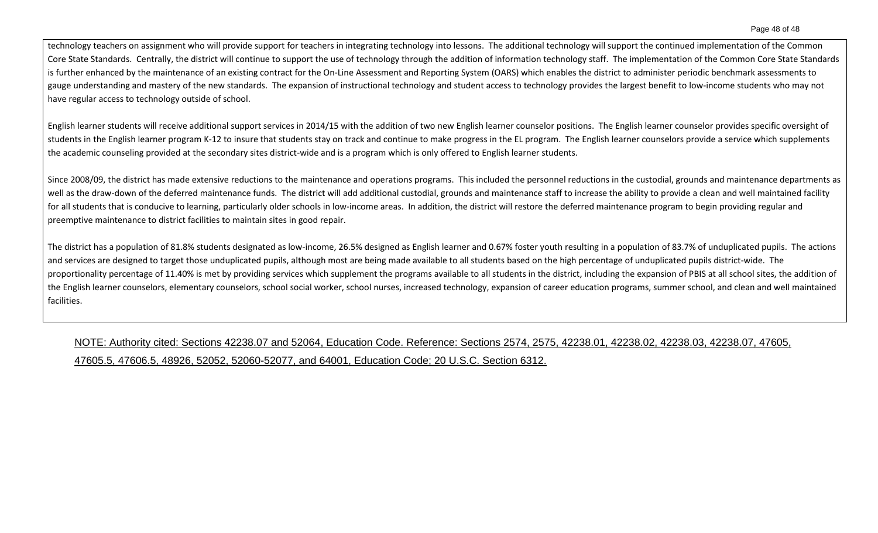technology teachers on assignment who will provide support for teachers in integrating technology into lessons. The additional technology will support the continued implementation of the Common Core State Standards. Centrally, the district will continue to support the use of technology through the addition of information technology staff. The implementation of the Common Core State Standards is further enhanced by the maintenance of an existing contract for the On-Line Assessment and Reporting System (OARS) which enables the district to administer periodic benchmark assessments to gauge understanding and mastery of the new standards. The expansion of instructional technology and student access to technology provides the largest benefit to low-income students who may not have regular access to technology outside of school.

English learner students will receive additional support services in 2014/15 with the addition of two new English learner counselor positions. The English learner counselor provides specific oversight of students in the English learner program K-12 to insure that students stay on track and continue to make progress in the EL program. The English learner counselors provide a service which supplements the academic counseling provided at the secondary sites district-wide and is a program which is only offered to English learner students.

Since 2008/09, the district has made extensive reductions to the maintenance and operations programs. This included the personnel reductions in the custodial, grounds and maintenance departments as well as the draw-down of the deferred maintenance funds. The district will add additional custodial, grounds and maintenance staff to increase the ability to provide a clean and well maintained facility for all students that is conducive to learning, particularly older schools in low-income areas. In addition, the district will restore the deferred maintenance program to begin providing regular and preemptive maintenance to district facilities to maintain sites in good repair.

The district has a population of 81.8% students designated as low-income, 26.5% designed as English learner and 0.67% foster youth resulting in a population of 83.7% of unduplicated pupils. The actions and services are designed to target those unduplicated pupils, although most are being made available to all students based on the high percentage of unduplicated pupils district-wide. The proportionality percentage of 11.40% is met by providing services which supplement the programs available to all students in the district, including the expansion of PBIS at all school sites, the addition of the English learner counselors, elementary counselors, school social worker, school nurses, increased technology, expansion of career education programs, summer school, and clean and well maintained facilities.

NOTE: Authority cited: Sections 42238.07 and 52064, Education Code. Reference: Sections 2574, 2575, 42238.01, 42238.02, 42238.03, 42238.07, 47605, 47605.5, 47606.5, 48926, 52052, 52060-52077, and 64001, Education Code; 20 U.S.C. Section 6312.